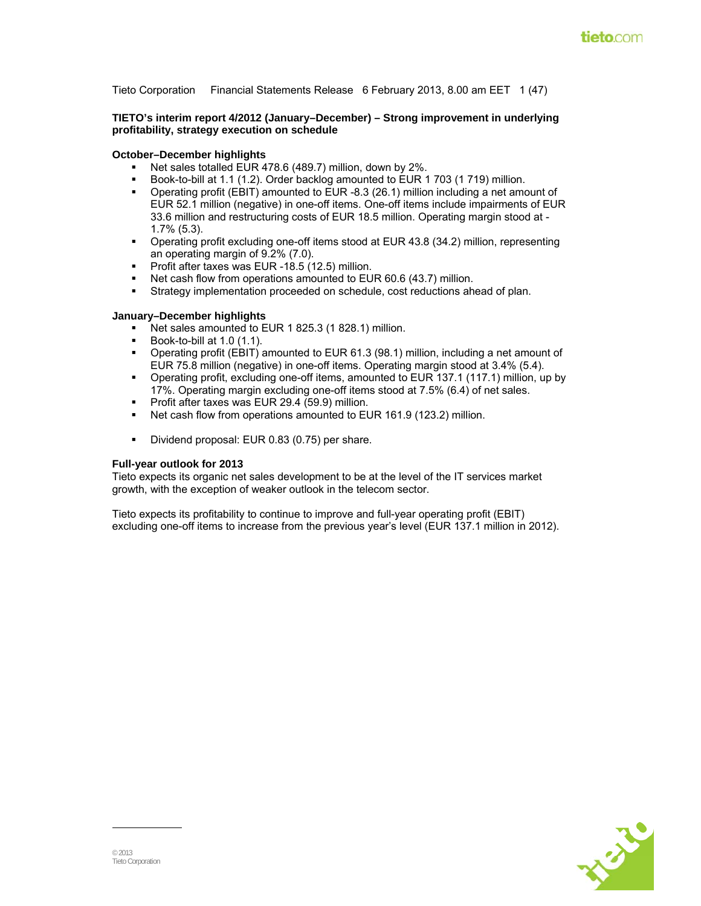Tieto Corporation Financial Statements Release 6 February 2013, 8.00 am EET

**TIETO's interim report 4/2012 (January–December) – Strong improvement in underlying profitability, strategy execution on schedule**

**October–December highlights**

- Net sales totalled EUR 478.6 (489.7) million, down by 2%.
- Book-to-bill at 1.1 (1.2). Order backlog amounted to EUR 1 703 (1 719) million.
- Operating profit (EBIT) amounted to EUR -8.3 (26.1) million including a net amount of EUR 52.1 million (negative) in one-off items. One-off items include impairments of EUR 33.6 million and restructuring costs of EUR 18.5 million. Operating margin stood at -1.7% (5.3).
- Operating profit excluding one-off items stood at EUR 43.8 (34.2) million, representing an operating margin of 9.2% (7.0).
- Profit after taxes was EUR -18.5 (12.5) million.
- Net cash flow from operations amounted to EUR 60.6 (43.7) million.
- Strategy implementation proceeded on schedule, cost reductions ahead of plan.

**January–December highlights**

- Net sales amounted to EUR 1 825.3 (1 828.1) million.
- Book-to-bill at 1.0 (1.1).
- Operating profit (EBIT) amounted to EUR 61.3 (98.1) million, including a net amount of EUR 75.8 million (negative) in one-off items. Operating margin stood at 3.4% (5.4).
- Operating profit, excluding one-off items, amounted to EUR 137.1 (117.1) million, up by 17%. Operating margin excluding one-off items stood at 7.5% (6.4) of net sales.
- Profit after taxes was EUR 29.4 (59.9) million.
- Net cash flow from operations amounted to EUR 161.9 (123.2) million.

- Dividend proposal: EUR 0.83 (0.75) per share.

**Full-year outlook for 2013**

Tieto expects its organic net sales development to be at the level of the IT services market growth, with the exception of weaker outlook in the telecom sector.

Tieto expects its profitability to continue to improve and full-year operating profit (EBIT) excluding one-off items to increase from the previous year's level (EUR 137.1 million in 2012).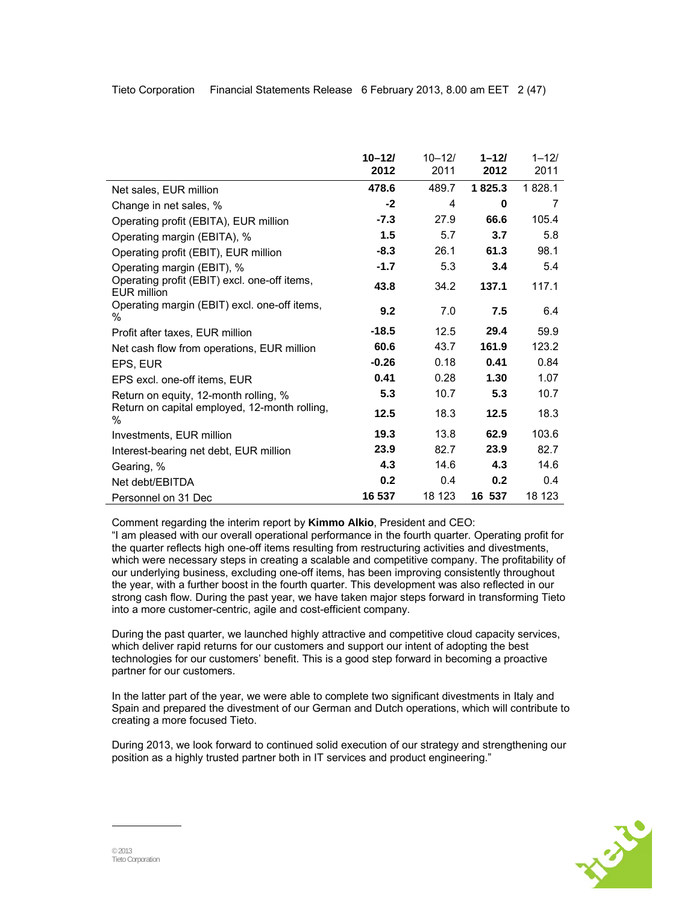| | **10–12/ 2012** | 10–12/ 2011 | **1–12/ 2012** | 1–12/ 2011 |
|---|---|---|---|---|
| Net sales, EUR million | **478.6** | 489.7 | **1 825.3** | 1 828.1 |
| Change in net sales, % | **-2** | 4 | **0** | 7 |
| Operating profit (EBITA), EUR million | **-7.3** | 27.9 | **66.6** | 105.4 |
| Operating margin (EBITA), % | **1.5** | 5.7 | **3.7** | 5.8 |
| Operating profit (EBIT), EUR million | **-8.3** | 26.1 | **61.3** | 98.1 |
| Operating margin (EBIT), % | **-1.7** | 5.3 | **3.4** | 5.4 |
| Operating profit (EBIT) excl. one-off items, EUR million | **43.8** | 34.2 | **137.1** | 117.1 |
| Operating margin (EBIT) excl. one-off items, % | **9.2** | 7.0 | **7.5** | 6.4 |
| Profit after taxes, EUR million | **-18.5** | 12.5 | **29.4** | 59.9 |
| Net cash flow from operations, EUR million | **60.6** | 43.7 | **161.9** | 123.2 |
| EPS, EUR | **-0.26** | 0.18 | **0.41** | 0.84 |
| EPS excl. one-off items, EUR | **0.41** | 0.28 | **1.30** | 1.07 |
| Return on equity, 12-month rolling, % | **5.3** | 10.7 | **5.3** | 10.7 |
| Return on capital employed, 12-month rolling, % | **12.5** | 18.3 | **12.5** | 18.3 |
| Investments, EUR million | **19.3** | 13.8 | **62.9** | 103.6 |
| Interest-bearing net debt, EUR million | **23.9** | 82.7 | **23.9** | 82.7 |
| Gearing, % | **4.3** | 14.6 | **4.3** | 14.6 |
| Net debt/EBITDA | **0.2** | 0.4 | **0.2** | 0.4 |
| Personnel on 31 Dec | **16 537** | 18 123 | **16 537** | 18 123 |

Comment regarding the interim report by **Kimmo Alkio**, President and CEO:
"I am pleased with our overall operational performance in the fourth quarter. Operating profit for the quarter reflects high one-off items resulting from restructuring activities and divestments, which were necessary steps in creating a scalable and competitive company. The profitability of our underlying business, excluding one-off items, has been improving consistently throughout the year, with a further boost in the fourth quarter. This development was also reflected in our strong cash flow. During the past year, we have taken major steps forward in transforming Tieto into a more customer-centric, agile and cost-efficient company.

During the past quarter, we launched highly attractive and competitive cloud capacity services, which deliver rapid returns for our customers and support our intent of adopting the best technologies for our customers' benefit. This is a good step forward in becoming a proactive partner for our customers.

In the latter part of the year, we were able to complete two significant divestments in Italy and Spain and prepared the divestment of our German and Dutch operations, which will contribute to creating a more focused Tieto.

During 2013, we look forward to continued solid execution of our strategy and strengthening our position as a highly trusted partner both in IT services and product engineering."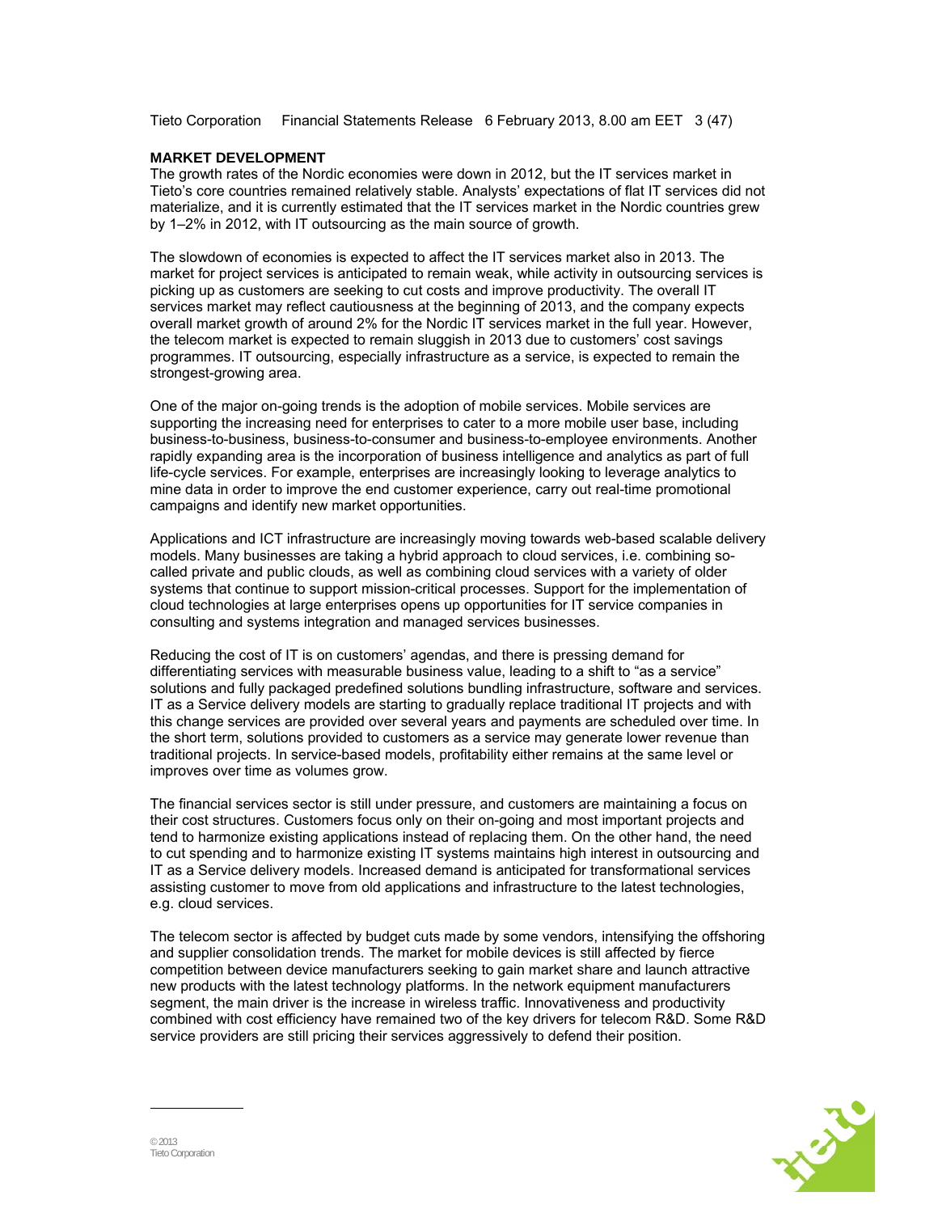## MARKET DEVELOPMENT

The growth rates of the Nordic economies were down in 2012, but the IT services market in Tieto's core countries remained relatively stable. Analysts' expectations of flat IT services did not materialize, and it is currently estimated that the IT services market in the Nordic countries grew by 1–2% in 2012, with IT outsourcing as the main source of growth.

The slowdown of economies is expected to affect the IT services market also in 2013. The market for project services is anticipated to remain weak, while activity in outsourcing services is picking up as customers are seeking to cut costs and improve productivity. The overall IT services market may reflect cautiousness at the beginning of 2013, and the company expects overall market growth of around 2% for the Nordic IT services market in the full year. However, the telecom market is expected to remain sluggish in 2013 due to customers' cost savings programmes. IT outsourcing, especially infrastructure as a service, is expected to remain the strongest-growing area.

One of the major on-going trends is the adoption of mobile services. Mobile services are supporting the increasing need for enterprises to cater to a more mobile user base, including business-to-business, business-to-consumer and business-to-employee environments. Another rapidly expanding area is the incorporation of business intelligence and analytics as part of full life-cycle services. For example, enterprises are increasingly looking to leverage analytics to mine data in order to improve the end customer experience, carry out real-time promotional campaigns and identify new market opportunities.

Applications and ICT infrastructure are increasingly moving towards web-based scalable delivery models. Many businesses are taking a hybrid approach to cloud services, i.e. combining so-called private and public clouds, as well as combining cloud services with a variety of older systems that continue to support mission-critical processes. Support for the implementation of cloud technologies at large enterprises opens up opportunities for IT service companies in consulting and systems integration and managed services businesses.

Reducing the cost of IT is on customers' agendas, and there is pressing demand for differentiating services with measurable business value, leading to a shift to "as a service" solutions and fully packaged predefined solutions bundling infrastructure, software and services. IT as a Service delivery models are starting to gradually replace traditional IT projects and with this change services are provided over several years and payments are scheduled over time. In the short term, solutions provided to customers as a service may generate lower revenue than traditional projects. In service-based models, profitability either remains at the same level or improves over time as volumes grow.

The financial services sector is still under pressure, and customers are maintaining a focus on their cost structures. Customers focus only on their on-going and most important projects and tend to harmonize existing applications instead of replacing them. On the other hand, the need to cut spending and to harmonize existing IT systems maintains high interest in outsourcing and IT as a Service delivery models. Increased demand is anticipated for transformational services assisting customer to move from old applications and infrastructure to the latest technologies, e.g. cloud services.

The telecom sector is affected by budget cuts made by some vendors, intensifying the offshoring and supplier consolidation trends. The market for mobile devices is still affected by fierce competition between device manufacturers seeking to gain market share and launch attractive new products with the latest technology platforms. In the network equipment manufacturers segment, the main driver is the increase in wireless traffic. Innovativeness and productivity combined with cost efficiency have remained two of the key drivers for telecom R&D. Some R&D service providers are still pricing their services aggressively to defend their position.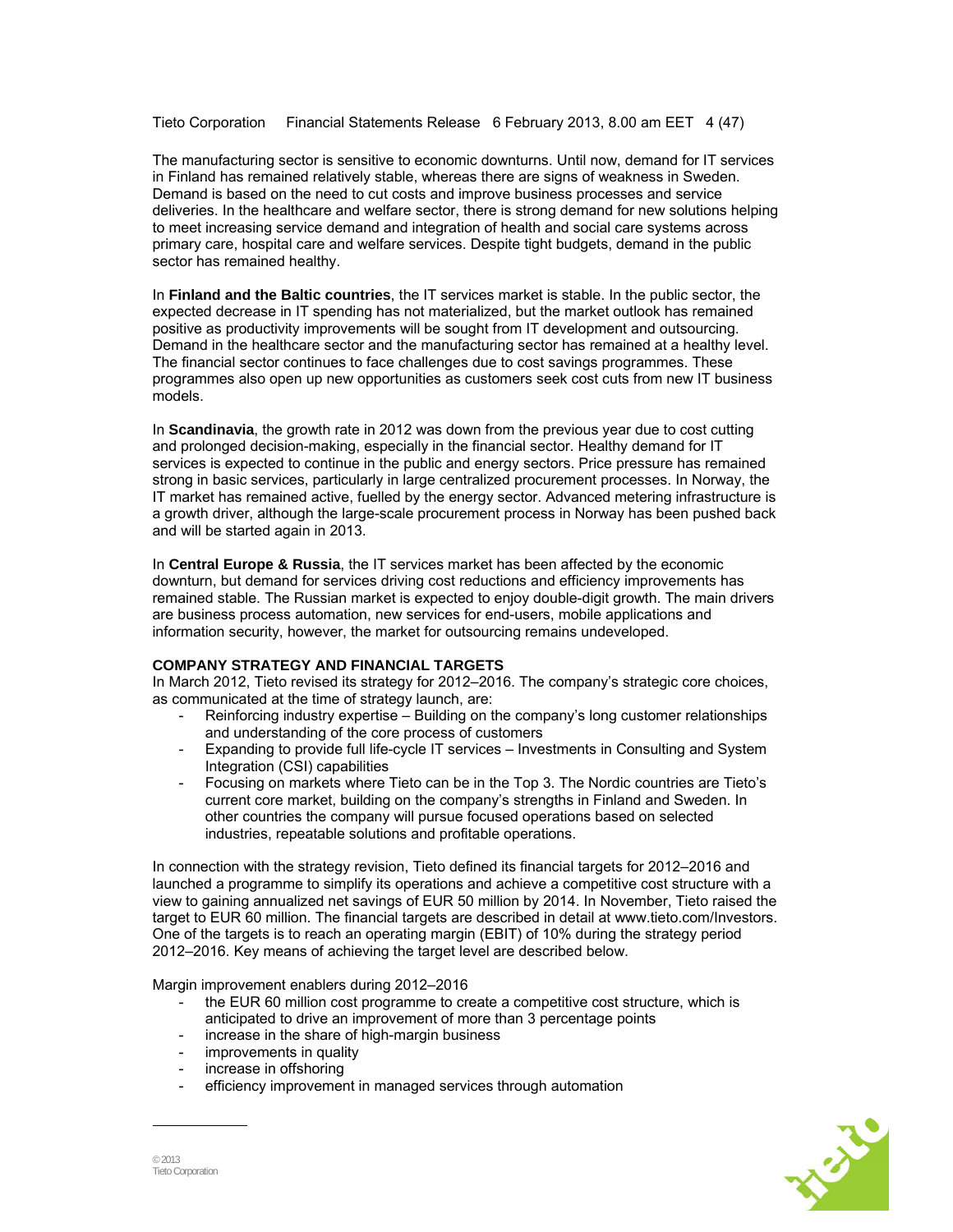The manufacturing sector is sensitive to economic downturns. Until now, demand for IT services in Finland has remained relatively stable, whereas there are signs of weakness in Sweden. Demand is based on the need to cut costs and improve business processes and service deliveries. In the healthcare and welfare sector, there is strong demand for new solutions helping to meet increasing service demand and integration of health and social care systems across primary care, hospital care and welfare services. Despite tight budgets, demand in the public sector has remained healthy.

In **Finland and the Baltic countries**, the IT services market is stable. In the public sector, the expected decrease in IT spending has not materialized, but the market outlook has remained positive as productivity improvements will be sought from IT development and outsourcing. Demand in the healthcare sector and the manufacturing sector has remained at a healthy level. The financial sector continues to face challenges due to cost savings programmes. These programmes also open up new opportunities as customers seek cost cuts from new IT business models.

In **Scandinavia**, the growth rate in 2012 was down from the previous year due to cost cutting and prolonged decision-making, especially in the financial sector. Healthy demand for IT services is expected to continue in the public and energy sectors. Price pressure has remained strong in basic services, particularly in large centralized procurement processes. In Norway, the IT market has remained active, fuelled by the energy sector. Advanced metering infrastructure is a growth driver, although the large-scale procurement process in Norway has been pushed back and will be started again in 2013.

In **Central Europe & Russia**, the IT services market has been affected by the economic downturn, but demand for services driving cost reductions and efficiency improvements has remained stable. The Russian market is expected to enjoy double-digit growth. The main drivers are business process automation, new services for end-users, mobile applications and information security, however, the market for outsourcing remains undeveloped.

**COMPANY STRATEGY AND FINANCIAL TARGETS**

In March 2012, Tieto revised its strategy for 2012–2016. The company's strategic core choices, as communicated at the time of strategy launch, are:

- Reinforcing industry expertise – Building on the company's long customer relationships and understanding of the core process of customers
- Expanding to provide full life-cycle IT services – Investments in Consulting and System Integration (CSI) capabilities
- Focusing on markets where Tieto can be in the Top 3. The Nordic countries are Tieto's current core market, building on the company's strengths in Finland and Sweden. In other countries the company will pursue focused operations based on selected industries, repeatable solutions and profitable operations.

In connection with the strategy revision, Tieto defined its financial targets for 2012–2016 and launched a programme to simplify its operations and achieve a competitive cost structure with a view to gaining annualized net savings of EUR 50 million by 2014. In November, Tieto raised the target to EUR 60 million. The financial targets are described in detail at www.tieto.com/Investors. One of the targets is to reach an operating margin (EBIT) of 10% during the strategy period 2012–2016. Key means of achieving the target level are described below.

Margin improvement enablers during 2012–2016

- the EUR 60 million cost programme to create a competitive cost structure, which is anticipated to drive an improvement of more than 3 percentage points
- increase in the share of high-margin business
- improvements in quality
- increase in offshoring
- efficiency improvement in managed services through automation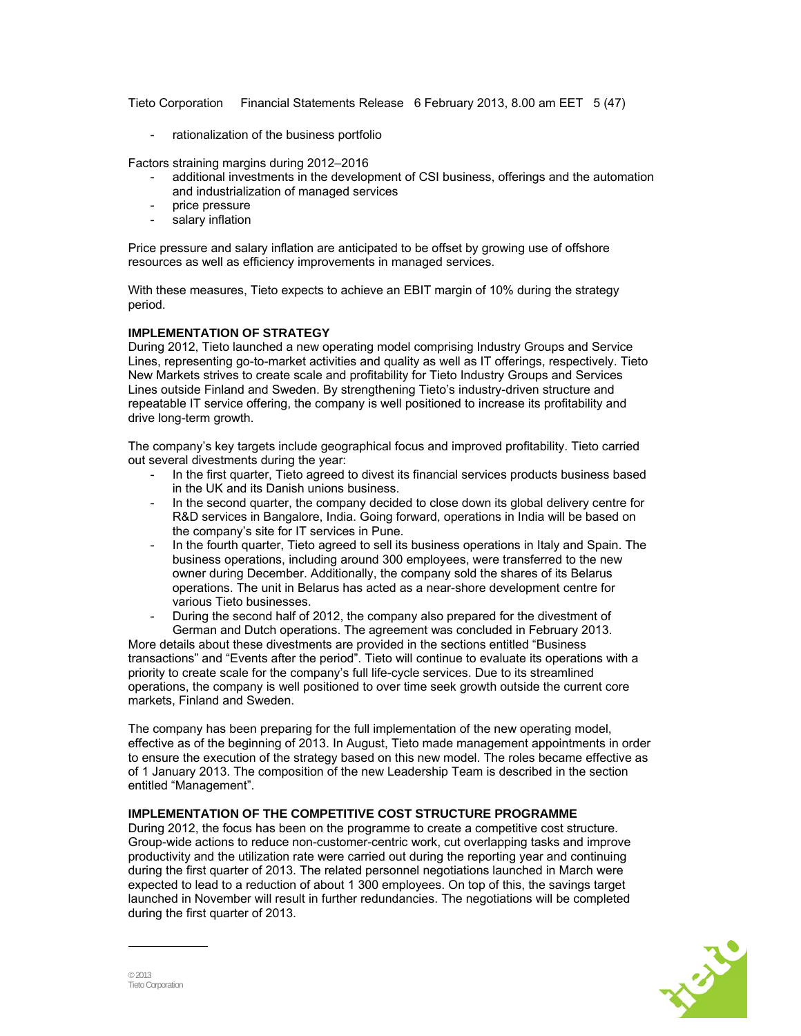- rationalization of the business portfolio

Factors straining margins during 2012–2016

- additional investments in the development of CSI business, offerings and the automation and industrialization of managed services
- price pressure
- salary inflation

Price pressure and salary inflation are anticipated to be offset by growing use of offshore resources as well as efficiency improvements in managed services.

With these measures, Tieto expects to achieve an EBIT margin of 10% during the strategy period.

**IMPLEMENTATION OF STRATEGY**

During 2012, Tieto launched a new operating model comprising Industry Groups and Service Lines, representing go-to-market activities and quality as well as IT offerings, respectively. Tieto New Markets strives to create scale and profitability for Tieto Industry Groups and Services Lines outside Finland and Sweden. By strengthening Tieto's industry-driven structure and repeatable IT service offering, the company is well positioned to increase its profitability and drive long-term growth.

The company's key targets include geographical focus and improved profitability. Tieto carried out several divestments during the year:

- In the first quarter, Tieto agreed to divest its financial services products business based in the UK and its Danish unions business.
- In the second quarter, the company decided to close down its global delivery centre for R&D services in Bangalore, India. Going forward, operations in India will be based on the company's site for IT services in Pune.
- In the fourth quarter, Tieto agreed to sell its business operations in Italy and Spain. The business operations, including around 300 employees, were transferred to the new owner during December. Additionally, the company sold the shares of its Belarus operations. The unit in Belarus has acted as a near-shore development centre for various Tieto businesses.
- During the second half of 2012, the company also prepared for the divestment of German and Dutch operations. The agreement was concluded in February 2013.

More details about these divestments are provided in the sections entitled "Business transactions" and "Events after the period". Tieto will continue to evaluate its operations with a priority to create scale for the company's full life-cycle services. Due to its streamlined operations, the company is well positioned to over time seek growth outside the current core markets, Finland and Sweden.

The company has been preparing for the full implementation of the new operating model, effective as of the beginning of 2013. In August, Tieto made management appointments in order to ensure the execution of the strategy based on this new model. The roles became effective as of 1 January 2013. The composition of the new Leadership Team is described in the section entitled "Management".

**IMPLEMENTATION OF THE COMPETITIVE COST STRUCTURE PROGRAMME**

During 2012, the focus has been on the programme to create a competitive cost structure. Group-wide actions to reduce non-customer-centric work, cut overlapping tasks and improve productivity and the utilization rate were carried out during the reporting year and continuing during the first quarter of 2013. The related personnel negotiations launched in March were expected to lead to a reduction of about 1 300 employees. On top of this, the savings target launched in November will result in further redundancies. The negotiations will be completed during the first quarter of 2013.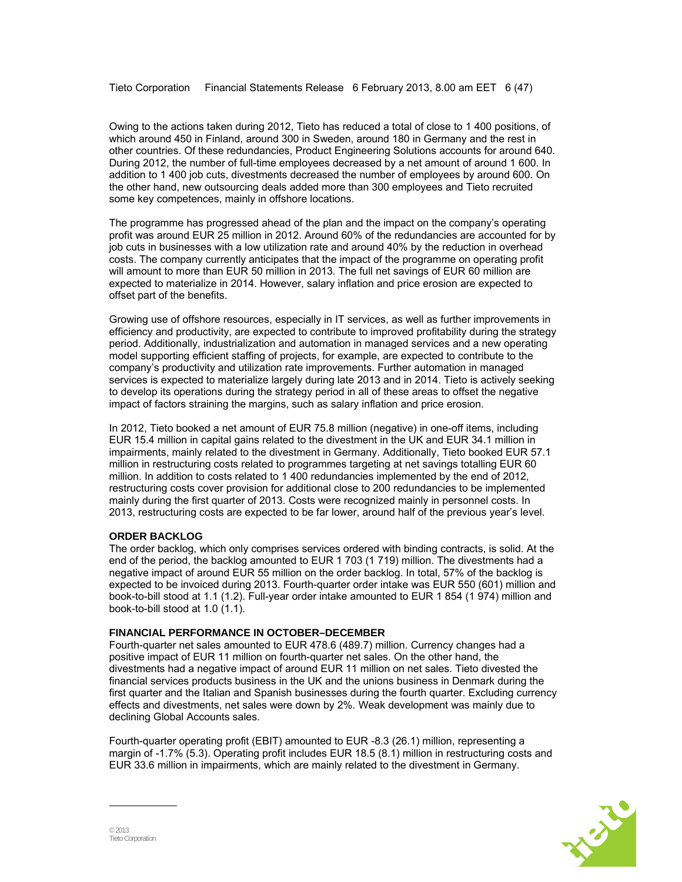Owing to the actions taken during 2012, Tieto has reduced a total of close to 1 400 positions, of which around 450 in Finland, around 300 in Sweden, around 180 in Germany and the rest in other countries. Of these redundancies, Product Engineering Solutions accounts for around 640. During 2012, the number of full-time employees decreased by a net amount of around 1 600. In addition to 1 400 job cuts, divestments decreased the number of employees by around 600. On the other hand, new outsourcing deals added more than 300 employees and Tieto recruited some key competences, mainly in offshore locations.

The programme has progressed ahead of the plan and the impact on the company's operating profit was around EUR 25 million in 2012. Around 60% of the redundancies are accounted for by job cuts in businesses with a low utilization rate and around 40% by the reduction in overhead costs. The company currently anticipates that the impact of the programme on operating profit will amount to more than EUR 50 million in 2013. The full net savings of EUR 60 million are expected to materialize in 2014. However, salary inflation and price erosion are expected to offset part of the benefits.

Growing use of offshore resources, especially in IT services, as well as further improvements in efficiency and productivity, are expected to contribute to improved profitability during the strategy period. Additionally, industrialization and automation in managed services and a new operating model supporting efficient staffing of projects, for example, are expected to contribute to the company's productivity and utilization rate improvements. Further automation in managed services is expected to materialize largely during late 2013 and in 2014. Tieto is actively seeking to develop its operations during the strategy period in all of these areas to offset the negative impact of factors straining the margins, such as salary inflation and price erosion.

In 2012, Tieto booked a net amount of EUR 75.8 million (negative) in one-off items, including EUR 15.4 million in capital gains related to the divestment in the UK and EUR 34.1 million in impairments, mainly related to the divestment in Germany. Additionally, Tieto booked EUR 57.1 million in restructuring costs related to programmes targeting at net savings totalling EUR 60 million. In addition to costs related to 1 400 redundancies implemented by the end of 2012, restructuring costs cover provision for additional close to 200 redundancies to be implemented mainly during the first quarter of 2013. Costs were recognized mainly in personnel costs. In 2013, restructuring costs are expected to be far lower, around half of the previous year's level.

## ORDER BACKLOG

The order backlog, which only comprises services ordered with binding contracts, is solid. At the end of the period, the backlog amounted to EUR 1 703 (1 719) million. The divestments had a negative impact of around EUR 55 million on the order backlog. In total, 57% of the backlog is expected to be invoiced during 2013. Fourth-quarter order intake was EUR 550 (601) million and book-to-bill stood at 1.1 (1.2). Full-year order intake amounted to EUR 1 854 (1 974) million and book-to-bill stood at 1.0 (1.1).

## FINANCIAL PERFORMANCE IN OCTOBER–DECEMBER

Fourth-quarter net sales amounted to EUR 478.6 (489.7) million. Currency changes had a positive impact of EUR 11 million on fourth-quarter net sales. On the other hand, the divestments had a negative impact of around EUR 11 million on net sales. Tieto divested the financial services products business in the UK and the unions business in Denmark during the first quarter and the Italian and Spanish businesses during the fourth quarter. Excluding currency effects and divestments, net sales were down by 2%. Weak development was mainly due to declining Global Accounts sales.

Fourth-quarter operating profit (EBIT) amounted to EUR -8.3 (26.1) million, representing a margin of -1.7% (5.3). Operating profit includes EUR 18.5 (8.1) million in restructuring costs and EUR 33.6 million in impairments, which are mainly related to the divestment in Germany.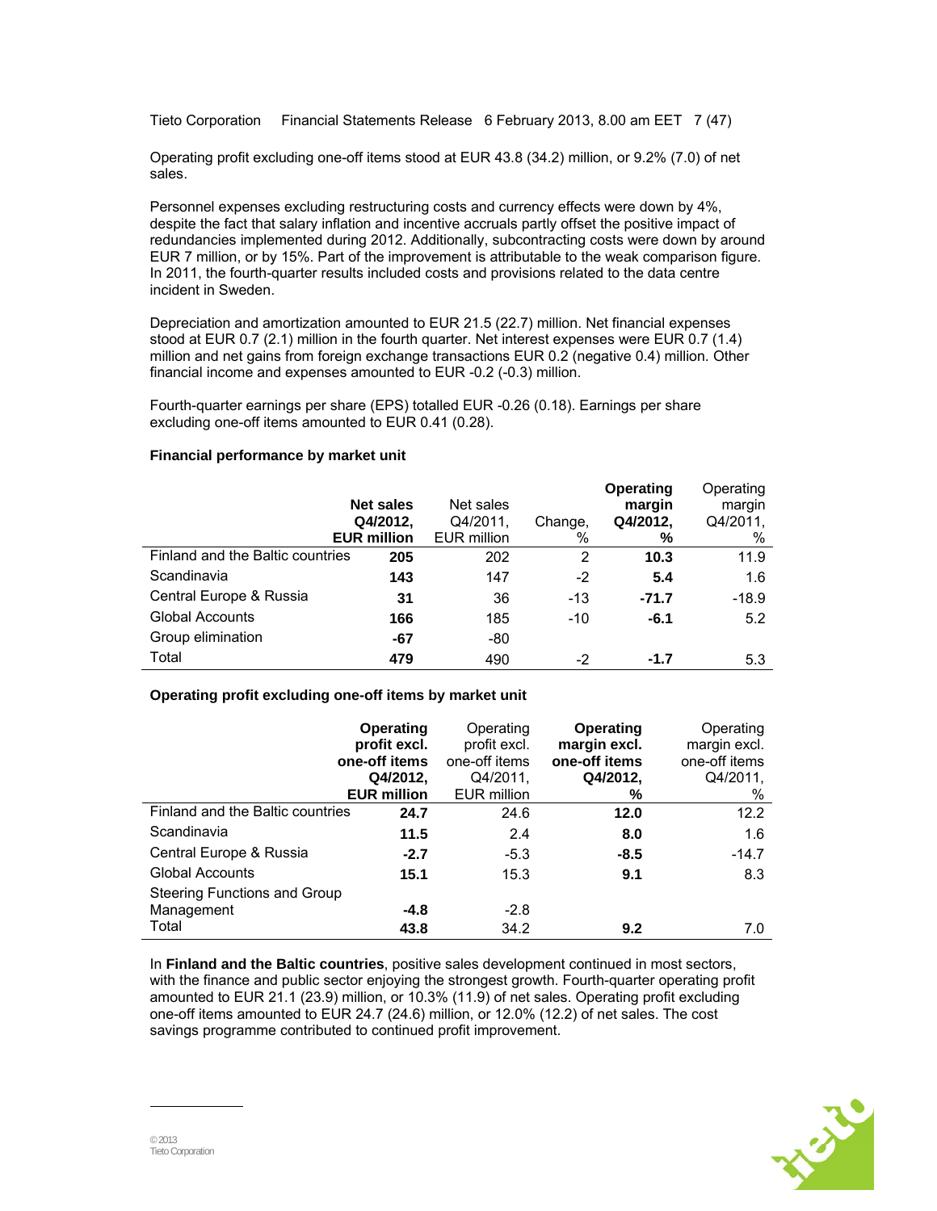Operating profit excluding one-off items stood at EUR 43.8 (34.2) million, or 9.2% (7.0) of net sales.

Personnel expenses excluding restructuring costs and currency effects were down by 4%, despite the fact that salary inflation and incentive accruals partly offset the positive impact of redundancies implemented during 2012. Additionally, subcontracting costs were down by around EUR 7 million, or by 15%. Part of the improvement is attributable to the weak comparison figure. In 2011, the fourth-quarter results included costs and provisions related to the data centre incident in Sweden.

Depreciation and amortization amounted to EUR 21.5 (22.7) million. Net financial expenses stood at EUR 0.7 (2.1) million in the fourth quarter. Net interest expenses were EUR 0.7 (1.4) million and net gains from foreign exchange transactions EUR 0.2 (negative 0.4) million. Other financial income and expenses amounted to EUR -0.2 (-0.3) million.

Fourth-quarter earnings per share (EPS) totalled EUR -0.26 (0.18). Earnings per share excluding one-off items amounted to EUR 0.41 (0.28).

**Financial performance by market unit**

| | **Net sales Q4/2012, EUR million** | Net sales Q4/2011, EUR million | Change, % | **Operating margin Q4/2012, %** | Operating margin Q4/2011, % |
|---|---|---|---|---|---|
| Finland and the Baltic countries | **205** | 202 | 2 | **10.3** | 11.9 |
| Scandinavia | **143** | 147 | -2 | **5.4** | 1.6 |
| Central Europe & Russia | **31** | 36 | -13 | **-71.7** | -18.9 |
| Global Accounts | **166** | 185 | -10 | **-6.1** | 5.2 |
| Group elimination | **-67** | -80 | | | |
| Total | **479** | 490 | -2 | **-1.7** | 5.3 |

**Operating profit excluding one-off items by market unit**

| | **Operating profit excl. one-off items Q4/2012, EUR million** | Operating profit excl. one-off items Q4/2011, EUR million | **Operating margin excl. one-off items Q4/2012, %** | Operating margin excl. one-off items Q4/2011, % |
|---|---|---|---|---|
| Finland and the Baltic countries | **24.7** | 24.6 | **12.0** | 12.2 |
| Scandinavia | **11.5** | 2.4 | **8.0** | 1.6 |
| Central Europe & Russia | **-2.7** | -5.3 | **-8.5** | -14.7 |
| Global Accounts | **15.1** | 15.3 | **9.1** | 8.3 |
| Steering Functions and Group Management | **-4.8** | -2.8 | | |
| Total | **43.8** | 34.2 | **9.2** | 7.0 |

In **Finland and the Baltic countries**, positive sales development continued in most sectors, with the finance and public sector enjoying the strongest growth. Fourth-quarter operating profit amounted to EUR 21.1 (23.9) million, or 10.3% (11.9) of net sales. Operating profit excluding one-off items amounted to EUR 24.7 (24.6) million, or 12.0% (12.2) of net sales. The cost savings programme contributed to continued profit improvement.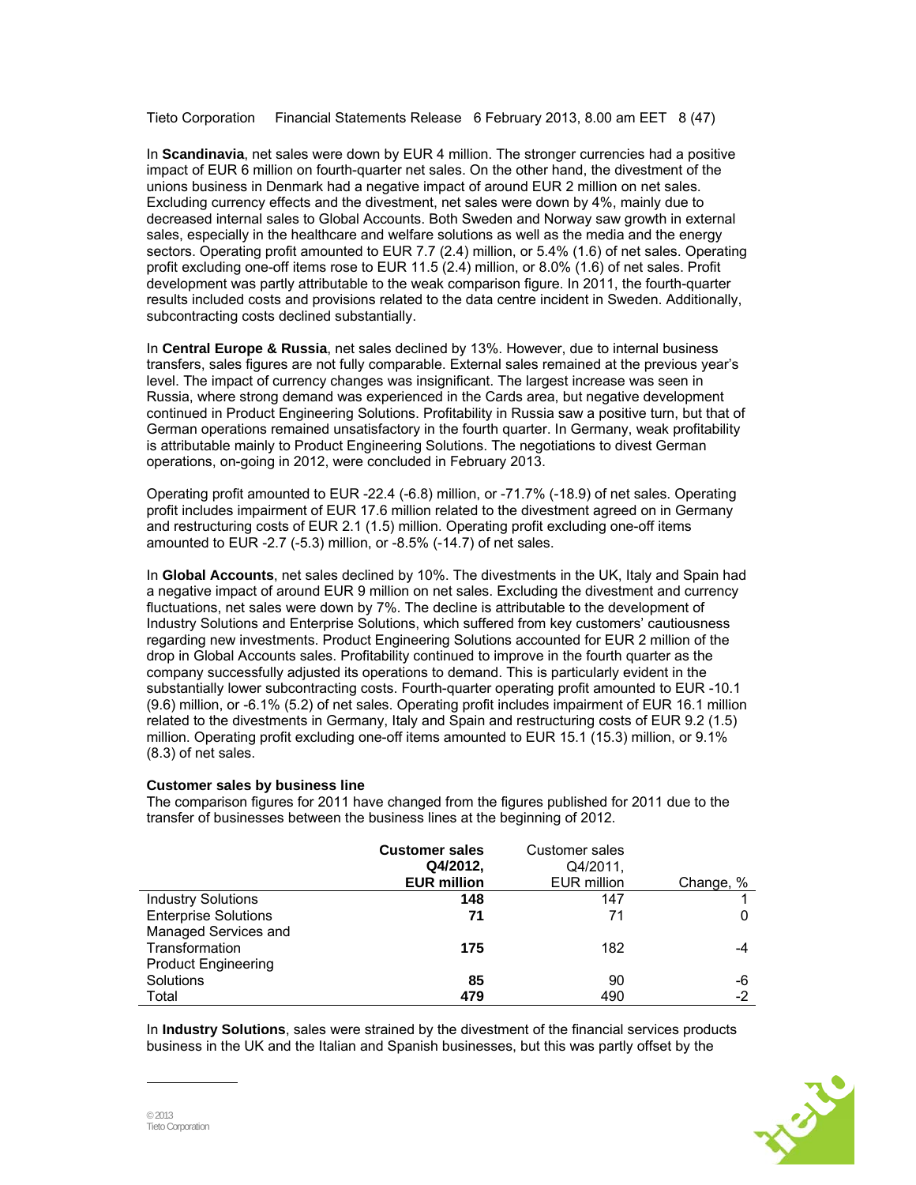In **Scandinavia**, net sales were down by EUR 4 million. The stronger currencies had a positive impact of EUR 6 million on fourth-quarter net sales. On the other hand, the divestment of the unions business in Denmark had a negative impact of around EUR 2 million on net sales. Excluding currency effects and the divestment, net sales were down by 4%, mainly due to decreased internal sales to Global Accounts. Both Sweden and Norway saw growth in external sales, especially in the healthcare and welfare solutions as well as the media and the energy sectors. Operating profit amounted to EUR 7.7 (2.4) million, or 5.4% (1.6) of net sales. Operating profit excluding one-off items rose to EUR 11.5 (2.4) million, or 8.0% (1.6) of net sales. Profit development was partly attributable to the weak comparison figure. In 2011, the fourth-quarter results included costs and provisions related to the data centre incident in Sweden. Additionally, subcontracting costs declined substantially.

In **Central Europe & Russia**, net sales declined by 13%. However, due to internal business transfers, sales figures are not fully comparable. External sales remained at the previous year's level. The impact of currency changes was insignificant. The largest increase was seen in Russia, where strong demand was experienced in the Cards area, but negative development continued in Product Engineering Solutions. Profitability in Russia saw a positive turn, but that of German operations remained unsatisfactory in the fourth quarter. In Germany, weak profitability is attributable mainly to Product Engineering Solutions. The negotiations to divest German operations, on-going in 2012, were concluded in February 2013.

Operating profit amounted to EUR -22.4 (-6.8) million, or -71.7% (-18.9) of net sales. Operating profit includes impairment of EUR 17.6 million related to the divestment agreed on in Germany and restructuring costs of EUR 2.1 (1.5) million. Operating profit excluding one-off items amounted to EUR -2.7 (-5.3) million, or -8.5% (-14.7) of net sales.

In **Global Accounts**, net sales declined by 10%. The divestments in the UK, Italy and Spain had a negative impact of around EUR 9 million on net sales. Excluding the divestment and currency fluctuations, net sales were down by 7%. The decline is attributable to the development of Industry Solutions and Enterprise Solutions, which suffered from key customers' cautiousness regarding new investments. Product Engineering Solutions accounted for EUR 2 million of the drop in Global Accounts sales. Profitability continued to improve in the fourth quarter as the company successfully adjusted its operations to demand. This is particularly evident in the substantially lower subcontracting costs. Fourth-quarter operating profit amounted to EUR -10.1 (9.6) million, or -6.1% (5.2) of net sales. Operating profit includes impairment of EUR 16.1 million related to the divestments in Germany, Italy and Spain and restructuring costs of EUR 9.2 (1.5) million. Operating profit excluding one-off items amounted to EUR 15.1 (15.3) million, or 9.1% (8.3) of net sales.

**Customer sales by business line**

The comparison figures for 2011 have changed from the figures published for 2011 due to the transfer of businesses between the business lines at the beginning of 2012.

| | **Customer sales Q4/2012, EUR million** | Customer sales Q4/2011, EUR million | Change, % |
|---|---|---|---|
| Industry Solutions | **148** | 147 | 1 |
| Enterprise Solutions | **71** | 71 | 0 |
| Managed Services and Transformation | **175** | 182 | -4 |
| Product Engineering Solutions | **85** | 90 | -6 |
| Total | **479** | 490 | -2 |

In **Industry Solutions**, sales were strained by the divestment of the financial services products business in the UK and the Italian and Spanish businesses, but this was partly offset by the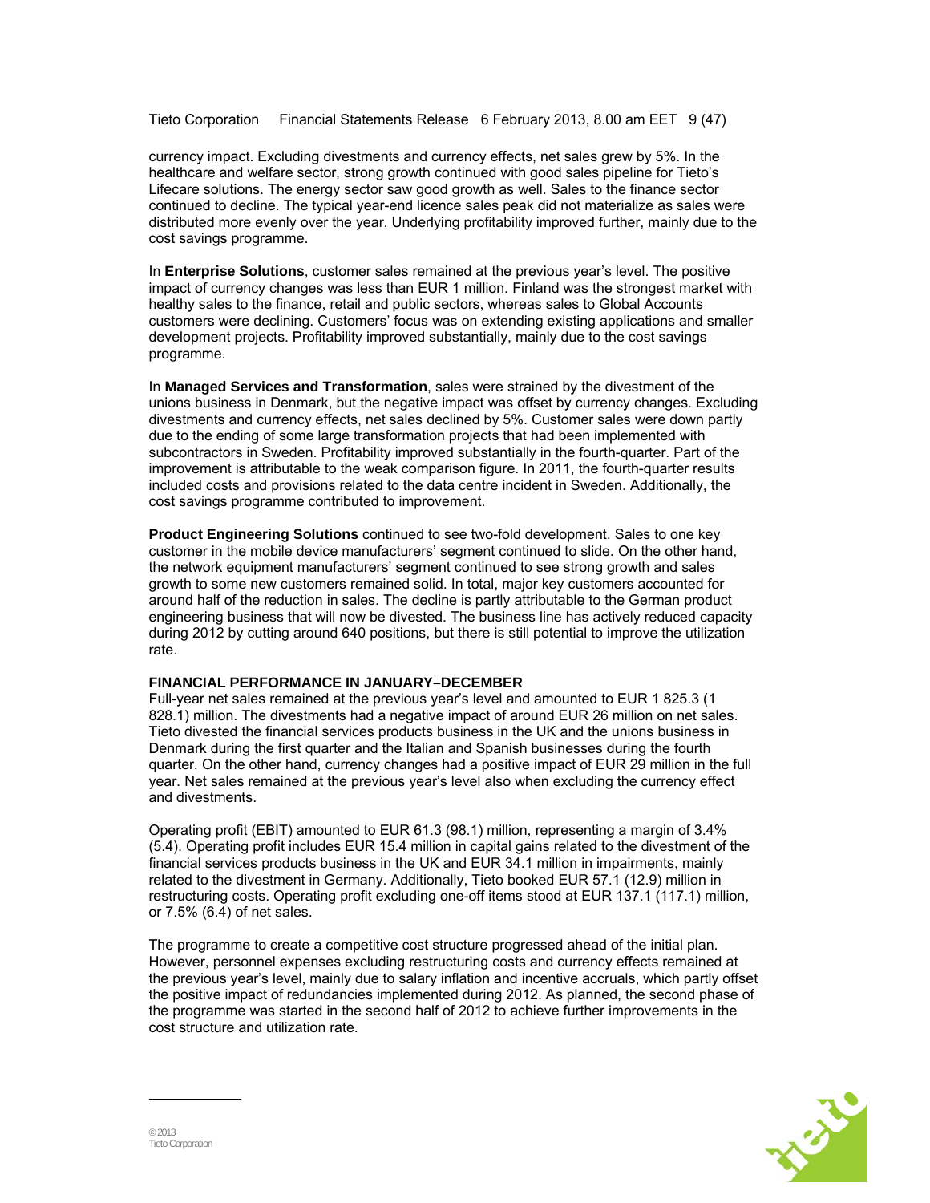currency impact. Excluding divestments and currency effects, net sales grew by 5%. In the healthcare and welfare sector, strong growth continued with good sales pipeline for Tieto's Lifecare solutions. The energy sector saw good growth as well. Sales to the finance sector continued to decline. The typical year-end licence sales peak did not materialize as sales were distributed more evenly over the year. Underlying profitability improved further, mainly due to the cost savings programme.

In **Enterprise Solutions**, customer sales remained at the previous year's level. The positive impact of currency changes was less than EUR 1 million. Finland was the strongest market with healthy sales to the finance, retail and public sectors, whereas sales to Global Accounts customers were declining. Customers' focus was on extending existing applications and smaller development projects. Profitability improved substantially, mainly due to the cost savings programme.

In **Managed Services and Transformation**, sales were strained by the divestment of the unions business in Denmark, but the negative impact was offset by currency changes. Excluding divestments and currency effects, net sales declined by 5%. Customer sales were down partly due to the ending of some large transformation projects that had been implemented with subcontractors in Sweden. Profitability improved substantially in the fourth-quarter. Part of the improvement is attributable to the weak comparison figure. In 2011, the fourth-quarter results included costs and provisions related to the data centre incident in Sweden. Additionally, the cost savings programme contributed to improvement.

**Product Engineering Solutions** continued to see two-fold development. Sales to one key customer in the mobile device manufacturers' segment continued to slide. On the other hand, the network equipment manufacturers' segment continued to see strong growth and sales growth to some new customers remained solid. In total, major key customers accounted for around half of the reduction in sales. The decline is partly attributable to the German product engineering business that will now be divested. The business line has actively reduced capacity during 2012 by cutting around 640 positions, but there is still potential to improve the utilization rate.

## FINANCIAL PERFORMANCE IN JANUARY–DECEMBER

Full-year net sales remained at the previous year's level and amounted to EUR 1 825.3 (1 828.1) million. The divestments had a negative impact of around EUR 26 million on net sales. Tieto divested the financial services products business in the UK and the unions business in Denmark during the first quarter and the Italian and Spanish businesses during the fourth quarter. On the other hand, currency changes had a positive impact of EUR 29 million in the full year. Net sales remained at the previous year's level also when excluding the currency effect and divestments.

Operating profit (EBIT) amounted to EUR 61.3 (98.1) million, representing a margin of 3.4% (5.4). Operating profit includes EUR 15.4 million in capital gains related to the divestment of the financial services products business in the UK and EUR 34.1 million in impairments, mainly related to the divestment in Germany. Additionally, Tieto booked EUR 57.1 (12.9) million in restructuring costs. Operating profit excluding one-off items stood at EUR 137.1 (117.1) million, or 7.5% (6.4) of net sales.

The programme to create a competitive cost structure progressed ahead of the initial plan. However, personnel expenses excluding restructuring costs and currency effects remained at the previous year's level, mainly due to salary inflation and incentive accruals, which partly offset the positive impact of redundancies implemented during 2012. As planned, the second phase of the programme was started in the second half of 2012 to achieve further improvements in the cost structure and utilization rate.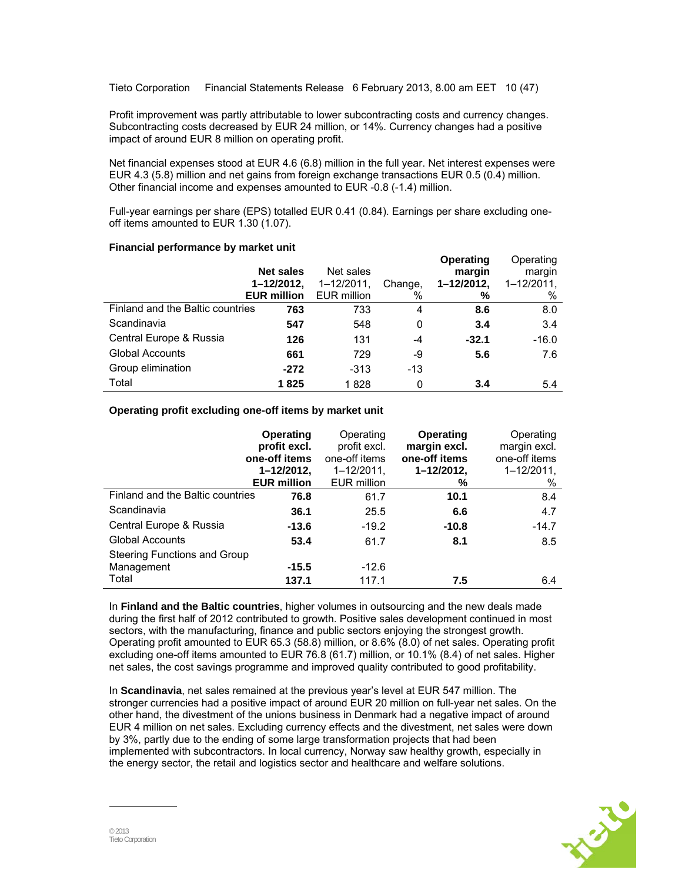Profit improvement was partly attributable to lower subcontracting costs and currency changes. Subcontracting costs decreased by EUR 24 million, or 14%. Currency changes had a positive impact of around EUR 8 million on operating profit.

Net financial expenses stood at EUR 4.6 (6.8) million in the full year. Net interest expenses were EUR 4.3 (5.8) million and net gains from foreign exchange transactions EUR 0.5 (0.4) million. Other financial income and expenses amounted to EUR -0.8 (-1.4) million.

Full-year earnings per share (EPS) totalled EUR 0.41 (0.84). Earnings per share excluding one-off items amounted to EUR 1.30 (1.07).

**Financial performance by market unit**

| | **Net sales 1–12/2012, EUR million** | Net sales 1–12/2011, EUR million | Change, % | **Operating margin 1–12/2012, %** | Operating margin 1–12/2011, % |
|---|---|---|---|---|---|
| Finland and the Baltic countries | **763** | 733 | 4 | **8.6** | 8.0 |
| Scandinavia | **547** | 548 | 0 | **3.4** | 3.4 |
| Central Europe & Russia | **126** | 131 | -4 | **-32.1** | -16.0 |
| Global Accounts | **661** | 729 | -9 | **5.6** | 7.6 |
| Group elimination | **-272** | -313 | -13 | | |
| Total | **1 825** | 1 828 | 0 | **3.4** | 5.4 |

**Operating profit excluding one-off items by market unit**

| | **Operating profit excl. one-off items 1–12/2012, EUR million** | Operating profit excl. one-off items 1–12/2011, EUR million | **Operating margin excl. one-off items 1–12/2012, %** | Operating margin excl. one-off items 1–12/2011, % |
|---|---|---|---|---|
| Finland and the Baltic countries | **76.8** | 61.7 | **10.1** | 8.4 |
| Scandinavia | **36.1** | 25.5 | **6.6** | 4.7 |
| Central Europe & Russia | **-13.6** | -19.2 | **-10.8** | -14.7 |
| Global Accounts | **53.4** | 61.7 | **8.1** | 8.5 |
| Steering Functions and Group Management | **-15.5** | -12.6 | | |
| Total | **137.1** | 117.1 | **7.5** | 6.4 |

In **Finland and the Baltic countries**, higher volumes in outsourcing and the new deals made during the first half of 2012 contributed to growth. Positive sales development continued in most sectors, with the manufacturing, finance and public sectors enjoying the strongest growth. Operating profit amounted to EUR 65.3 (58.8) million, or 8.6% (8.0) of net sales. Operating profit excluding one-off items amounted to EUR 76.8 (61.7) million, or 10.1% (8.4) of net sales. Higher net sales, the cost savings programme and improved quality contributed to good profitability.

In **Scandinavia**, net sales remained at the previous year's level at EUR 547 million. The stronger currencies had a positive impact of around EUR 20 million on full-year net sales. On the other hand, the divestment of the unions business in Denmark had a negative impact of around EUR 4 million on net sales. Excluding currency effects and the divestment, net sales were down by 3%, partly due to the ending of some large transformation projects that had been implemented with subcontractors. In local currency, Norway saw healthy growth, especially in the energy sector, the retail and logistics sector and healthcare and welfare solutions.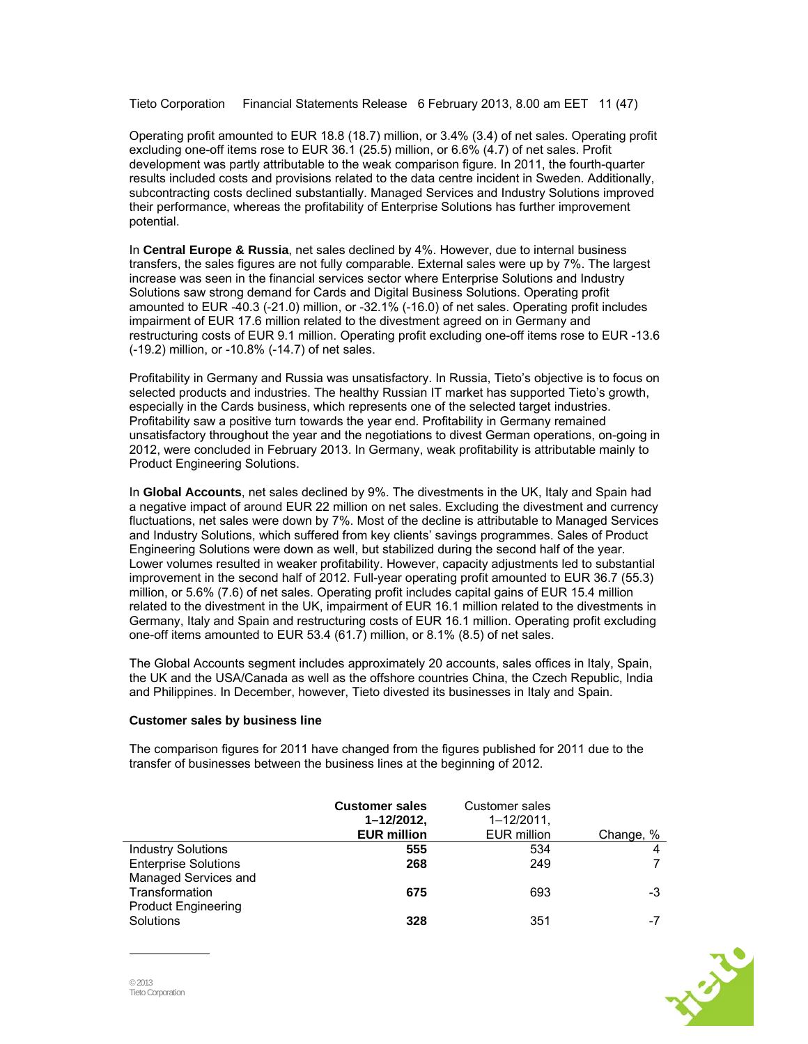Operating profit amounted to EUR 18.8 (18.7) million, or 3.4% (3.4) of net sales. Operating profit excluding one-off items rose to EUR 36.1 (25.5) million, or 6.6% (4.7) of net sales. Profit development was partly attributable to the weak comparison figure. In 2011, the fourth-quarter results included costs and provisions related to the data centre incident in Sweden. Additionally, subcontracting costs declined substantially. Managed Services and Industry Solutions improved their performance, whereas the profitability of Enterprise Solutions has further improvement potential.

In **Central Europe & Russia**, net sales declined by 4%. However, due to internal business transfers, the sales figures are not fully comparable. External sales were up by 7%. The largest increase was seen in the financial services sector where Enterprise Solutions and Industry Solutions saw strong demand for Cards and Digital Business Solutions. Operating profit amounted to EUR -40.3 (-21.0) million, or -32.1% (-16.0) of net sales. Operating profit includes impairment of EUR 17.6 million related to the divestment agreed on in Germany and restructuring costs of EUR 9.1 million. Operating profit excluding one-off items rose to EUR -13.6 (-19.2) million, or -10.8% (-14.7) of net sales.

Profitability in Germany and Russia was unsatisfactory. In Russia, Tieto's objective is to focus on selected products and industries. The healthy Russian IT market has supported Tieto's growth, especially in the Cards business, which represents one of the selected target industries. Profitability saw a positive turn towards the year end. Profitability in Germany remained unsatisfactory throughout the year and the negotiations to divest German operations, on-going in 2012, were concluded in February 2013. In Germany, weak profitability is attributable mainly to Product Engineering Solutions.

In **Global Accounts**, net sales declined by 9%. The divestments in the UK, Italy and Spain had a negative impact of around EUR 22 million on net sales. Excluding the divestment and currency fluctuations, net sales were down by 7%. Most of the decline is attributable to Managed Services and Industry Solutions, which suffered from key clients' savings programmes. Sales of Product Engineering Solutions were down as well, but stabilized during the second half of the year. Lower volumes resulted in weaker profitability. However, capacity adjustments led to substantial improvement in the second half of 2012. Full-year operating profit amounted to EUR 36.7 (55.3) million, or 5.6% (7.6) of net sales. Operating profit includes capital gains of EUR 15.4 million related to the divestment in the UK, impairment of EUR 16.1 million related to the divestments in Germany, Italy and Spain and restructuring costs of EUR 16.1 million. Operating profit excluding one-off items amounted to EUR 53.4 (61.7) million, or 8.1% (8.5) of net sales.

The Global Accounts segment includes approximately 20 accounts, sales offices in Italy, Spain, the UK and the USA/Canada as well as the offshore countries China, the Czech Republic, India and Philippines. In December, however, Tieto divested its businesses in Italy and Spain.

**Customer sales by business line**

The comparison figures for 2011 have changed from the figures published for 2011 due to the transfer of businesses between the business lines at the beginning of 2012.

| | **Customer sales 1–12/2012, EUR million** | Customer sales 1–12/2011, EUR million | Change, % |
|---|---|---|---|
| Industry Solutions | **555** | 534 | 4 |
| Enterprise Solutions | **268** | 249 | 7 |
| Managed Services and Transformation | **675** | 693 | -3 |
| Product Engineering Solutions | **328** | 351 | -7 |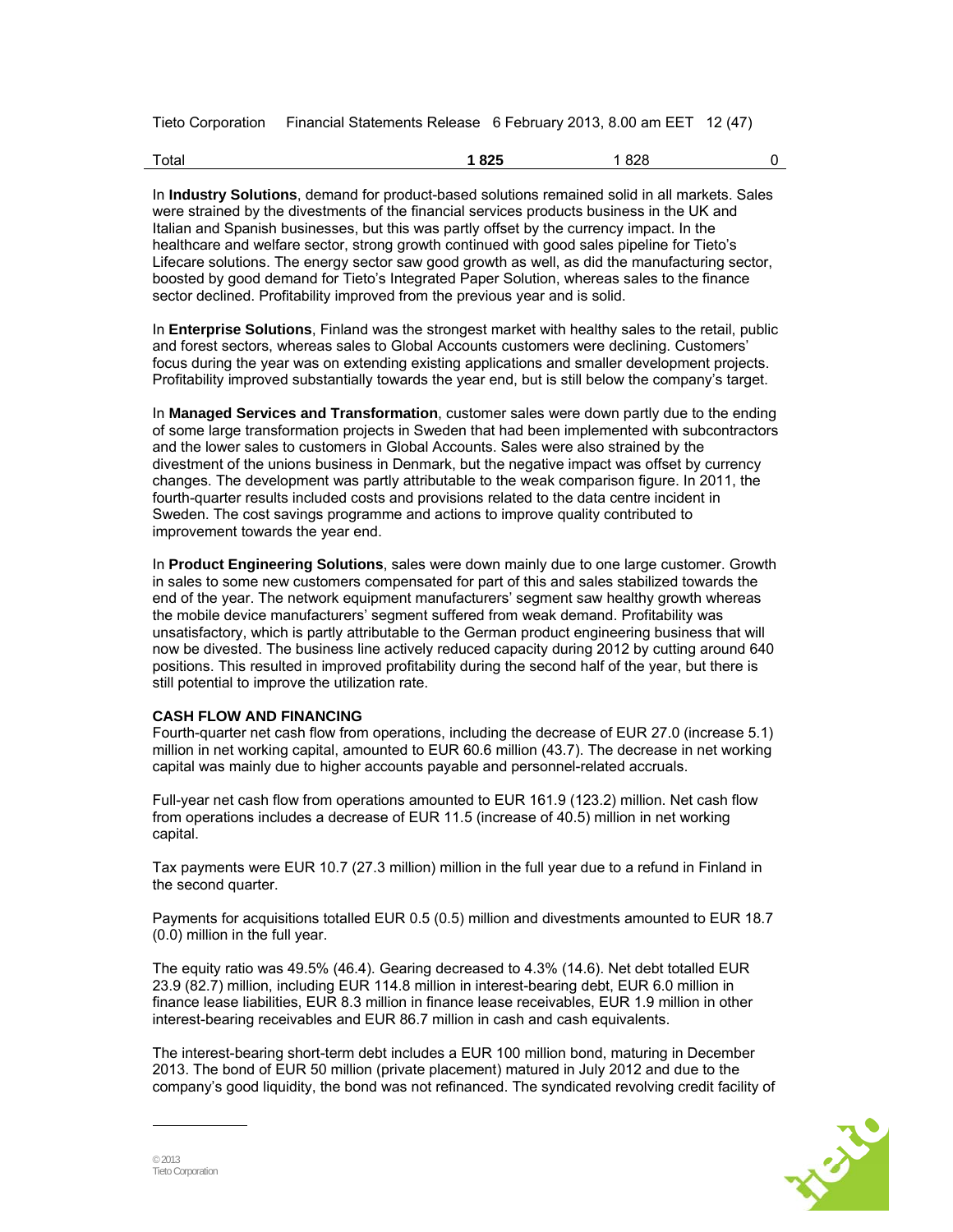| Total | **1 825** | 1 828 | 0 |
|---|---|---|---|

In **Industry Solutions**, demand for product-based solutions remained solid in all markets. Sales were strained by the divestments of the financial services products business in the UK and Italian and Spanish businesses, but this was partly offset by the currency impact. In the healthcare and welfare sector, strong growth continued with good sales pipeline for Tieto's Lifecare solutions. The energy sector saw good growth as well, as did the manufacturing sector, boosted by good demand for Tieto's Integrated Paper Solution, whereas sales to the finance sector declined. Profitability improved from the previous year and is solid.

In **Enterprise Solutions**, Finland was the strongest market with healthy sales to the retail, public and forest sectors, whereas sales to Global Accounts customers were declining. Customers' focus during the year was on extending existing applications and smaller development projects. Profitability improved substantially towards the year end, but is still below the company's target.

In **Managed Services and Transformation**, customer sales were down partly due to the ending of some large transformation projects in Sweden that had been implemented with subcontractors and the lower sales to customers in Global Accounts. Sales were also strained by the divestment of the unions business in Denmark, but the negative impact was offset by currency changes. The development was partly attributable to the weak comparison figure. In 2011, the fourth-quarter results included costs and provisions related to the data centre incident in Sweden. The cost savings programme and actions to improve quality contributed to improvement towards the year end.

In **Product Engineering Solutions**, sales were down mainly due to one large customer. Growth in sales to some new customers compensated for part of this and sales stabilized towards the end of the year. The network equipment manufacturers' segment saw healthy growth whereas the mobile device manufacturers' segment suffered from weak demand. Profitability was unsatisfactory, which is partly attributable to the German product engineering business that will now be divested. The business line actively reduced capacity during 2012 by cutting around 640 positions. This resulted in improved profitability during the second half of the year, but there is still potential to improve the utilization rate.

**CASH FLOW AND FINANCING**

Fourth-quarter net cash flow from operations, including the decrease of EUR 27.0 (increase 5.1) million in net working capital, amounted to EUR 60.6 million (43.7). The decrease in net working capital was mainly due to higher accounts payable and personnel-related accruals.

Full-year net cash flow from operations amounted to EUR 161.9 (123.2) million. Net cash flow from operations includes a decrease of EUR 11.5 (increase of 40.5) million in net working capital.

Tax payments were EUR 10.7 (27.3 million) million in the full year due to a refund in Finland in the second quarter.

Payments for acquisitions totalled EUR 0.5 (0.5) million and divestments amounted to EUR 18.7 (0.0) million in the full year.

The equity ratio was 49.5% (46.4). Gearing decreased to 4.3% (14.6). Net debt totalled EUR 23.9 (82.7) million, including EUR 114.8 million in interest-bearing debt, EUR 6.0 million in finance lease liabilities, EUR 8.3 million in finance lease receivables, EUR 1.9 million in other interest-bearing receivables and EUR 86.7 million in cash and cash equivalents.

The interest-bearing short-term debt includes a EUR 100 million bond, maturing in December 2013. The bond of EUR 50 million (private placement) matured in July 2012 and due to the company's good liquidity, the bond was not refinanced. The syndicated revolving credit facility of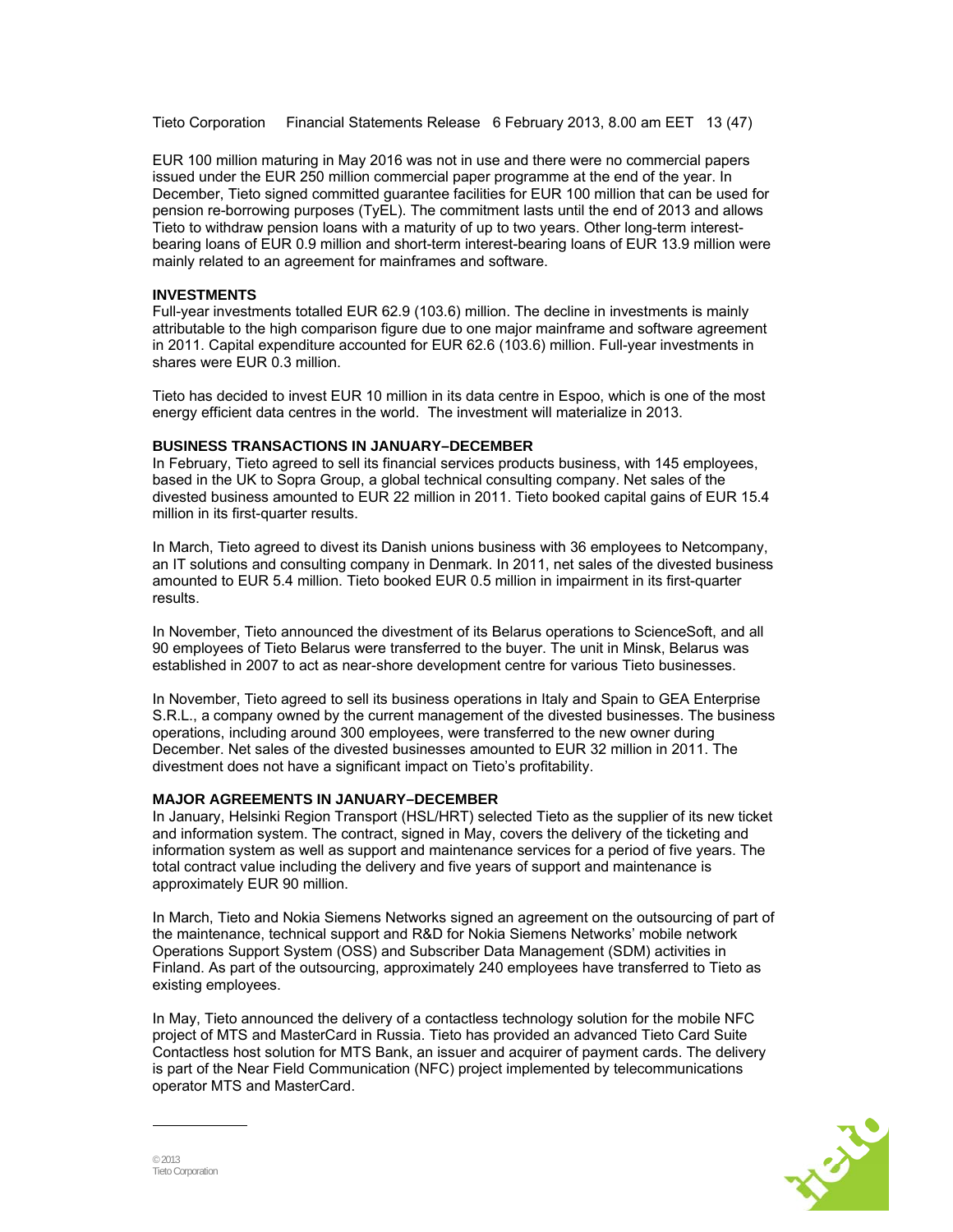EUR 100 million maturing in May 2016 was not in use and there were no commercial papers issued under the EUR 250 million commercial paper programme at the end of the year. In December, Tieto signed committed guarantee facilities for EUR 100 million that can be used for pension re-borrowing purposes (TyEL). The commitment lasts until the end of 2013 and allows Tieto to withdraw pension loans with a maturity of up to two years. Other long-term interest-bearing loans of EUR 0.9 million and short-term interest-bearing loans of EUR 13.9 million were mainly related to an agreement for mainframes and software.

## INVESTMENTS

Full-year investments totalled EUR 62.9 (103.6) million. The decline in investments is mainly attributable to the high comparison figure due to one major mainframe and software agreement in 2011. Capital expenditure accounted for EUR 62.6 (103.6) million. Full-year investments in shares were EUR 0.3 million.

Tieto has decided to invest EUR 10 million in its data centre in Espoo, which is one of the most energy efficient data centres in the world. The investment will materialize in 2013.

## BUSINESS TRANSACTIONS IN JANUARY–DECEMBER

In February, Tieto agreed to sell its financial services products business, with 145 employees, based in the UK to Sopra Group, a global technical consulting company. Net sales of the divested business amounted to EUR 22 million in 2011. Tieto booked capital gains of EUR 15.4 million in its first-quarter results.

In March, Tieto agreed to divest its Danish unions business with 36 employees to Netcompany, an IT solutions and consulting company in Denmark. In 2011, net sales of the divested business amounted to EUR 5.4 million. Tieto booked EUR 0.5 million in impairment in its first-quarter results.

In November, Tieto announced the divestment of its Belarus operations to ScienceSoft, and all 90 employees of Tieto Belarus were transferred to the buyer. The unit in Minsk, Belarus was established in 2007 to act as near-shore development centre for various Tieto businesses.

In November, Tieto agreed to sell its business operations in Italy and Spain to GEA Enterprise S.R.L., a company owned by the current management of the divested businesses. The business operations, including around 300 employees, were transferred to the new owner during December. Net sales of the divested businesses amounted to EUR 32 million in 2011. The divestment does not have a significant impact on Tieto's profitability.

## MAJOR AGREEMENTS IN JANUARY–DECEMBER

In January, Helsinki Region Transport (HSL/HRT) selected Tieto as the supplier of its new ticket and information system. The contract, signed in May, covers the delivery of the ticketing and information system as well as support and maintenance services for a period of five years. The total contract value including the delivery and five years of support and maintenance is approximately EUR 90 million.

In March, Tieto and Nokia Siemens Networks signed an agreement on the outsourcing of part of the maintenance, technical support and R&D for Nokia Siemens Networks' mobile network Operations Support System (OSS) and Subscriber Data Management (SDM) activities in Finland. As part of the outsourcing, approximately 240 employees have transferred to Tieto as existing employees.

In May, Tieto announced the delivery of a contactless technology solution for the mobile NFC project of MTS and MasterCard in Russia. Tieto has provided an advanced Tieto Card Suite Contactless host solution for MTS Bank, an issuer and acquirer of payment cards. The delivery is part of the Near Field Communication (NFC) project implemented by telecommunications operator MTS and MasterCard.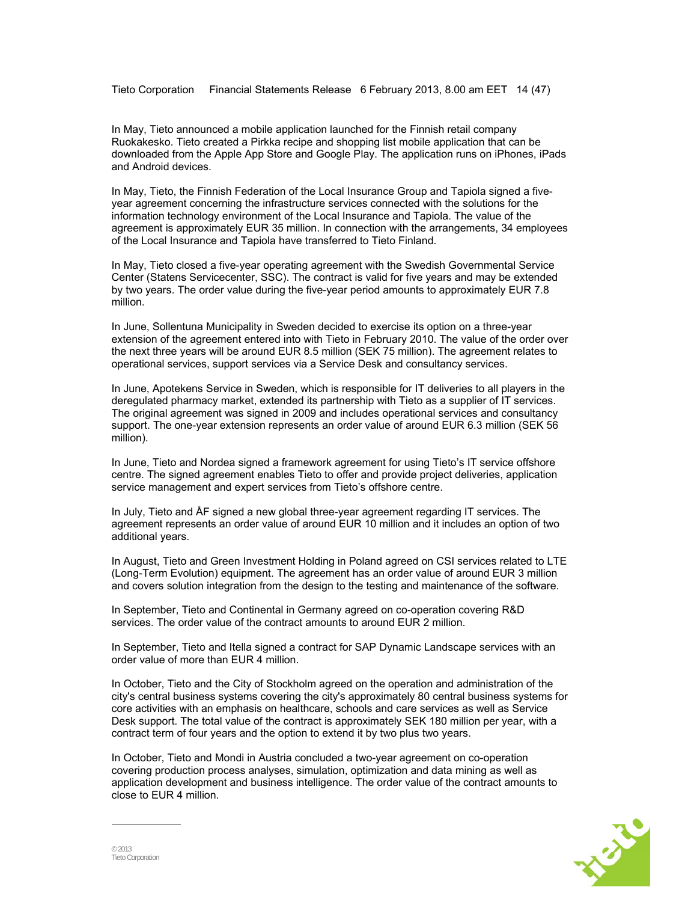In May, Tieto announced a mobile application launched for the Finnish retail company Ruokakesko. Tieto created a Pirkka recipe and shopping list mobile application that can be downloaded from the Apple App Store and Google Play. The application runs on iPhones, iPads and Android devices.

In May, Tieto, the Finnish Federation of the Local Insurance Group and Tapiola signed a five-year agreement concerning the infrastructure services connected with the solutions for the information technology environment of the Local Insurance and Tapiola. The value of the agreement is approximately EUR 35 million. In connection with the arrangements, 34 employees of the Local Insurance and Tapiola have transferred to Tieto Finland.

In May, Tieto closed a five-year operating agreement with the Swedish Governmental Service Center (Statens Servicecenter, SSC). The contract is valid for five years and may be extended by two years. The order value during the five-year period amounts to approximately EUR 7.8 million.

In June, Sollentuna Municipality in Sweden decided to exercise its option on a three-year extension of the agreement entered into with Tieto in February 2010. The value of the order over the next three years will be around EUR 8.5 million (SEK 75 million). The agreement relates to operational services, support services via a Service Desk and consultancy services.

In June, Apotekens Service in Sweden, which is responsible for IT deliveries to all players in the deregulated pharmacy market, extended its partnership with Tieto as a supplier of IT services. The original agreement was signed in 2009 and includes operational services and consultancy support. The one-year extension represents an order value of around EUR 6.3 million (SEK 56 million).

In June, Tieto and Nordea signed a framework agreement for using Tieto's IT service offshore centre. The signed agreement enables Tieto to offer and provide project deliveries, application service management and expert services from Tieto's offshore centre.

In July, Tieto and ÅF signed a new global three-year agreement regarding IT services. The agreement represents an order value of around EUR 10 million and it includes an option of two additional years.

In August, Tieto and Green Investment Holding in Poland agreed on CSI services related to LTE (Long-Term Evolution) equipment. The agreement has an order value of around EUR 3 million and covers solution integration from the design to the testing and maintenance of the software.

In September, Tieto and Continental in Germany agreed on co-operation covering R&D services. The order value of the contract amounts to around EUR 2 million.

In September, Tieto and Itella signed a contract for SAP Dynamic Landscape services with an order value of more than EUR 4 million.

In October, Tieto and the City of Stockholm agreed on the operation and administration of the city's central business systems covering the city's approximately 80 central business systems for core activities with an emphasis on healthcare, schools and care services as well as Service Desk support. The total value of the contract is approximately SEK 180 million per year, with a contract term of four years and the option to extend it by two plus two years.

In October, Tieto and Mondi in Austria concluded a two-year agreement on co-operation covering production process analyses, simulation, optimization and data mining as well as application development and business intelligence. The order value of the contract amounts to close to EUR 4 million.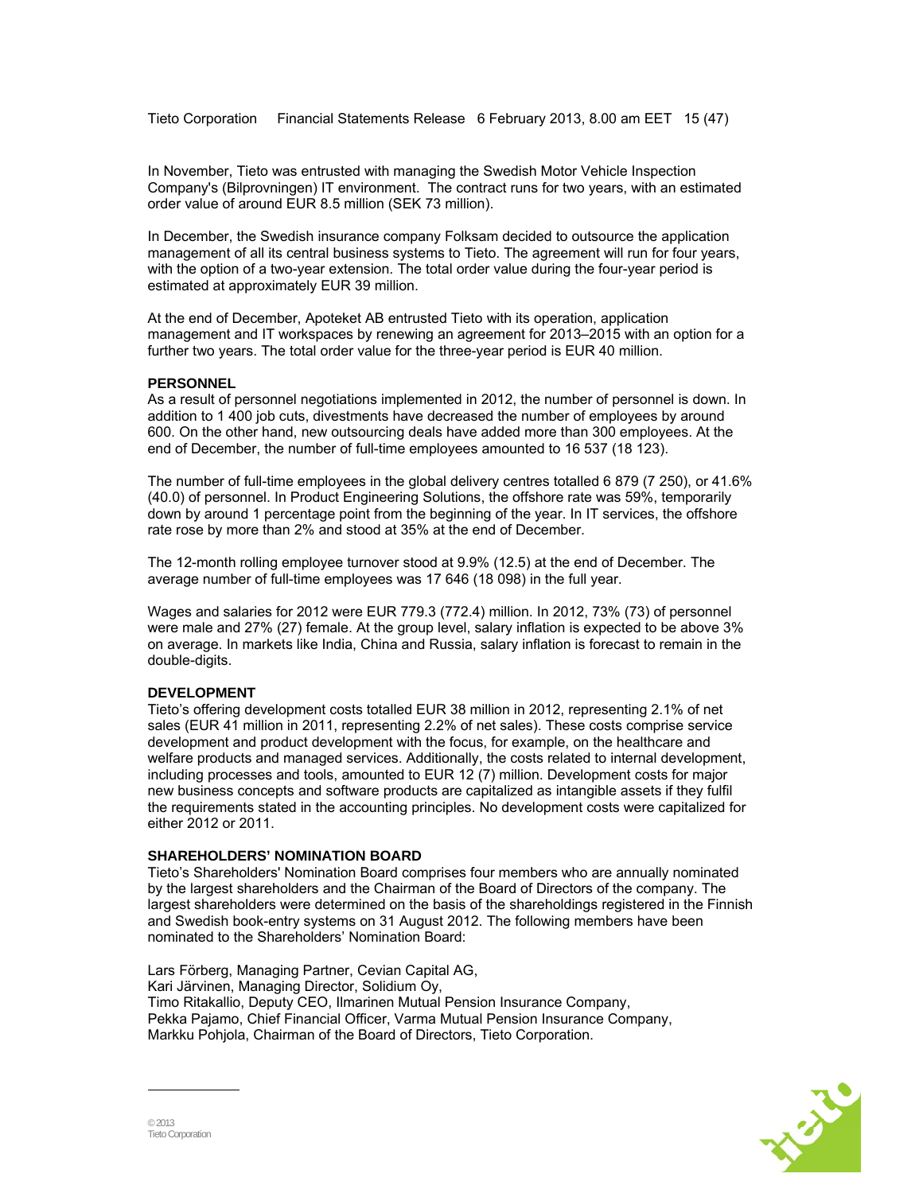In November, Tieto was entrusted with managing the Swedish Motor Vehicle Inspection Company's (Bilprovningen) IT environment. The contract runs for two years, with an estimated order value of around EUR 8.5 million (SEK 73 million).

In December, the Swedish insurance company Folksam decided to outsource the application management of all its central business systems to Tieto. The agreement will run for four years, with the option of a two-year extension. The total order value during the four-year period is estimated at approximately EUR 39 million.

At the end of December, Apoteket AB entrusted Tieto with its operation, application management and IT workspaces by renewing an agreement for 2013–2015 with an option for a further two years. The total order value for the three-year period is EUR 40 million.

**PERSONNEL**

As a result of personnel negotiations implemented in 2012, the number of personnel is down. In addition to 1 400 job cuts, divestments have decreased the number of employees by around 600. On the other hand, new outsourcing deals have added more than 300 employees. At the end of December, the number of full-time employees amounted to 16 537 (18 123).

The number of full-time employees in the global delivery centres totalled 6 879 (7 250), or 41.6% (40.0) of personnel. In Product Engineering Solutions, the offshore rate was 59%, temporarily down by around 1 percentage point from the beginning of the year. In IT services, the offshore rate rose by more than 2% and stood at 35% at the end of December.

The 12-month rolling employee turnover stood at 9.9% (12.5) at the end of December. The average number of full-time employees was 17 646 (18 098) in the full year.

Wages and salaries for 2012 were EUR 779.3 (772.4) million. In 2012, 73% (73) of personnel were male and 27% (27) female. At the group level, salary inflation is expected to be above 3% on average. In markets like India, China and Russia, salary inflation is forecast to remain in the double-digits.

**DEVELOPMENT**

Tieto's offering development costs totalled EUR 38 million in 2012, representing 2.1% of net sales (EUR 41 million in 2011, representing 2.2% of net sales). These costs comprise service development and product development with the focus, for example, on the healthcare and welfare products and managed services. Additionally, the costs related to internal development, including processes and tools, amounted to EUR 12 (7) million. Development costs for major new business concepts and software products are capitalized as intangible assets if they fulfil the requirements stated in the accounting principles. No development costs were capitalized for either 2012 or 2011.

**SHAREHOLDERS' NOMINATION BOARD**

Tieto's Shareholders' Nomination Board comprises four members who are annually nominated by the largest shareholders and the Chairman of the Board of Directors of the company. The largest shareholders were determined on the basis of the shareholdings registered in the Finnish and Swedish book-entry systems on 31 August 2012. The following members have been nominated to the Shareholders' Nomination Board:

Lars Förberg, Managing Partner, Cevian Capital AG,
Kari Järvinen, Managing Director, Solidium Oy,
Timo Ritakallio, Deputy CEO, Ilmarinen Mutual Pension Insurance Company,
Pekka Pajamo, Chief Financial Officer, Varma Mutual Pension Insurance Company,
Markku Pohjola, Chairman of the Board of Directors, Tieto Corporation.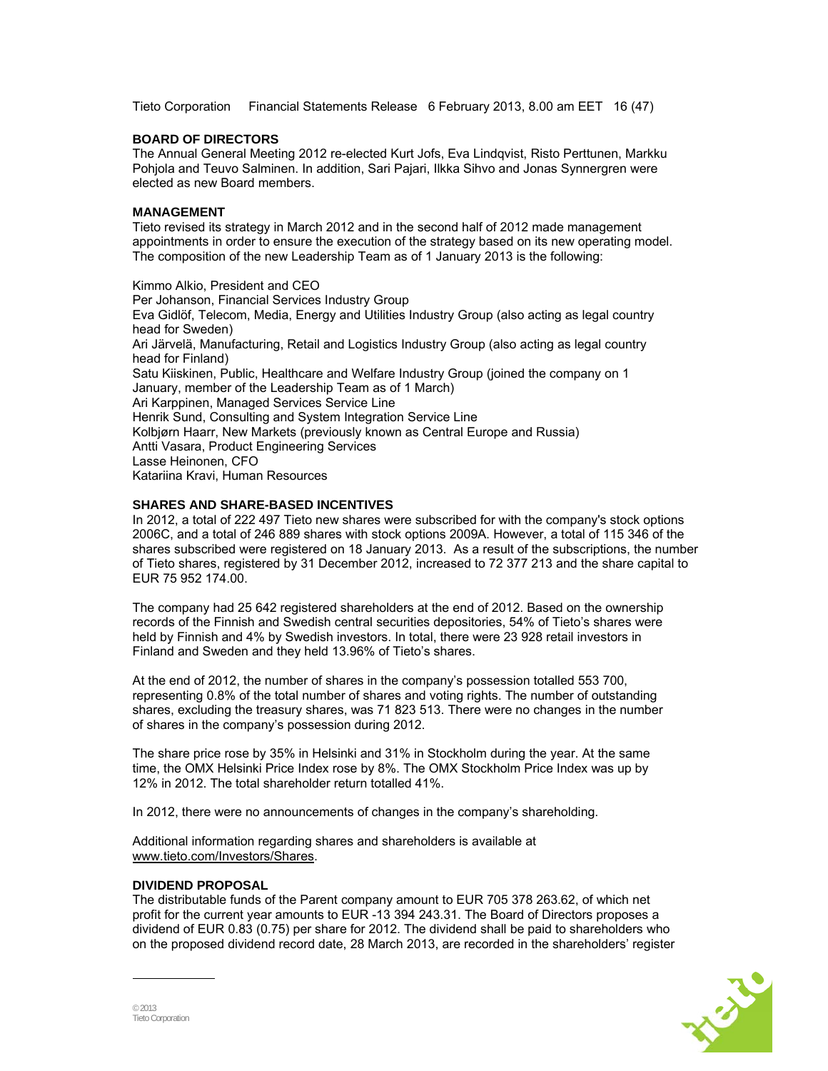## BOARD OF DIRECTORS

The Annual General Meeting 2012 re-elected Kurt Jofs, Eva Lindqvist, Risto Perttunen, Markku Pohjola and Teuvo Salminen. In addition, Sari Pajari, Ilkka Sihvo and Jonas Synnergren were elected as new Board members.

## MANAGEMENT

Tieto revised its strategy in March 2012 and in the second half of 2012 made management appointments in order to ensure the execution of the strategy based on its new operating model. The composition of the new Leadership Team as of 1 January 2013 is the following:

Kimmo Alkio, President and CEO
Per Johanson, Financial Services Industry Group
Eva Gidlöf, Telecom, Media, Energy and Utilities Industry Group (also acting as legal country head for Sweden)
Ari Järvelä, Manufacturing, Retail and Logistics Industry Group (also acting as legal country head for Finland)
Satu Kiiskinen, Public, Healthcare and Welfare Industry Group (joined the company on 1 January, member of the Leadership Team as of 1 March)
Ari Karppinen, Managed Services Service Line
Henrik Sund, Consulting and System Integration Service Line
Kolbjørn Haarr, New Markets (previously known as Central Europe and Russia)
Antti Vasara, Product Engineering Services
Lasse Heinonen, CFO
Katariina Kravi, Human Resources

## SHARES AND SHARE-BASED INCENTIVES

In 2012, a total of 222 497 Tieto new shares were subscribed for with the company's stock options 2006C, and a total of 246 889 shares with stock options 2009A. However, a total of 115 346 of the shares subscribed were registered on 18 January 2013. As a result of the subscriptions, the number of Tieto shares, registered by 31 December 2012, increased to 72 377 213 and the share capital to EUR 75 952 174.00.

The company had 25 642 registered shareholders at the end of 2012. Based on the ownership records of the Finnish and Swedish central securities depositories, 54% of Tieto's shares were held by Finnish and 4% by Swedish investors. In total, there were 23 928 retail investors in Finland and Sweden and they held 13.96% of Tieto's shares.

At the end of 2012, the number of shares in the company's possession totalled 553 700, representing 0.8% of the total number of shares and voting rights. The number of outstanding shares, excluding the treasury shares, was 71 823 513. There were no changes in the number of shares in the company's possession during 2012.

The share price rose by 35% in Helsinki and 31% in Stockholm during the year. At the same time, the OMX Helsinki Price Index rose by 8%. The OMX Stockholm Price Index was up by 12% in 2012. The total shareholder return totalled 41%.

In 2012, there were no announcements of changes in the company's shareholding.

Additional information regarding shares and shareholders is available at www.tieto.com/Investors/Shares.

## DIVIDEND PROPOSAL

The distributable funds of the Parent company amount to EUR 705 378 263.62, of which net profit for the current year amounts to EUR -13 394 243.31. The Board of Directors proposes a dividend of EUR 0.83 (0.75) per share for 2012. The dividend shall be paid to shareholders who on the proposed dividend record date, 28 March 2013, are recorded in the shareholders' register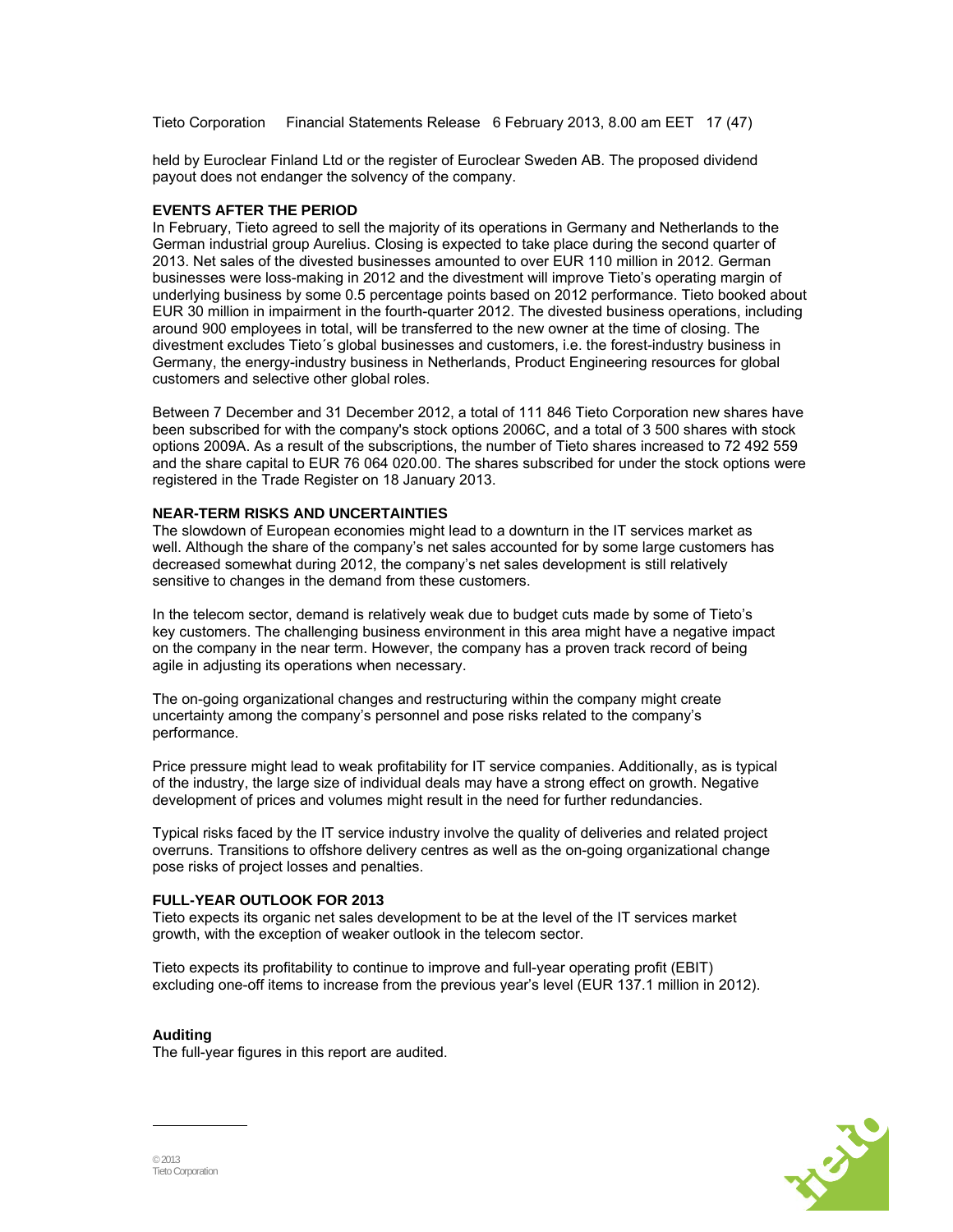held by Euroclear Finland Ltd or the register of Euroclear Sweden AB. The proposed dividend payout does not endanger the solvency of the company.

**EVENTS AFTER THE PERIOD**

In February, Tieto agreed to sell the majority of its operations in Germany and Netherlands to the German industrial group Aurelius. Closing is expected to take place during the second quarter of 2013. Net sales of the divested businesses amounted to over EUR 110 million in 2012. German businesses were loss-making in 2012 and the divestment will improve Tieto's operating margin of underlying business by some 0.5 percentage points based on 2012 performance. Tieto booked about EUR 30 million in impairment in the fourth-quarter 2012. The divested business operations, including around 900 employees in total, will be transferred to the new owner at the time of closing. The divestment excludes Tieto´s global businesses and customers, i.e. the forest-industry business in Germany, the energy-industry business in Netherlands, Product Engineering resources for global customers and selective other global roles.

Between 7 December and 31 December 2012, a total of 111 846 Tieto Corporation new shares have been subscribed for with the company's stock options 2006C, and a total of 3 500 shares with stock options 2009A. As a result of the subscriptions, the number of Tieto shares increased to 72 492 559 and the share capital to EUR 76 064 020.00. The shares subscribed for under the stock options were registered in the Trade Register on 18 January 2013.

**NEAR-TERM RISKS AND UNCERTAINTIES**

The slowdown of European economies might lead to a downturn in the IT services market as well. Although the share of the company's net sales accounted for by some large customers has decreased somewhat during 2012, the company's net sales development is still relatively sensitive to changes in the demand from these customers.

In the telecom sector, demand is relatively weak due to budget cuts made by some of Tieto's key customers. The challenging business environment in this area might have a negative impact on the company in the near term. However, the company has a proven track record of being agile in adjusting its operations when necessary.

The on-going organizational changes and restructuring within the company might create uncertainty among the company's personnel and pose risks related to the company's performance.

Price pressure might lead to weak profitability for IT service companies. Additionally, as is typical of the industry, the large size of individual deals may have a strong effect on growth. Negative development of prices and volumes might result in the need for further redundancies.

Typical risks faced by the IT service industry involve the quality of deliveries and related project overruns. Transitions to offshore delivery centres as well as the on-going organizational change pose risks of project losses and penalties.

**FULL-YEAR OUTLOOK FOR 2013**

Tieto expects its organic net sales development to be at the level of the IT services market growth, with the exception of weaker outlook in the telecom sector.

Tieto expects its profitability to continue to improve and full-year operating profit (EBIT) excluding one-off items to increase from the previous year's level (EUR 137.1 million in 2012).

**Auditing**

The full-year figures in this report are audited.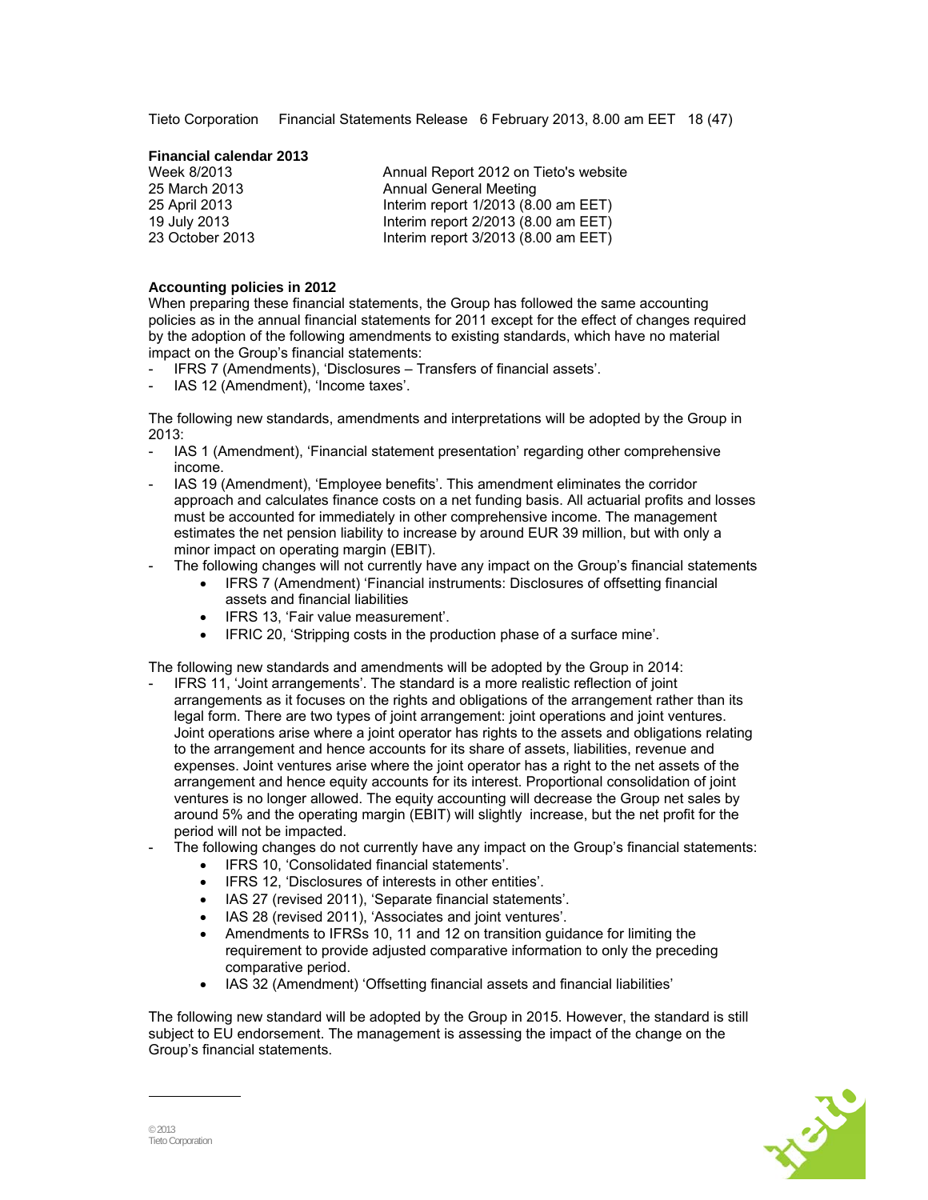**Financial calendar 2013**

| | |
|---|---|
| Week 8/2013 | Annual Report 2012 on Tieto's website |
| 25 March 2013 | Annual General Meeting |
| 25 April 2013 | Interim report 1/2013 (8.00 am EET) |
| 19 July 2013 | Interim report 2/2013 (8.00 am EET) |
| 23 October 2013 | Interim report 3/2013 (8.00 am EET) |

**Accounting policies in 2012**

When preparing these financial statements, the Group has followed the same accounting policies as in the annual financial statements for 2011 except for the effect of changes required by the adoption of the following amendments to existing standards, which have no material impact on the Group's financial statements:

- IFRS 7 (Amendments), 'Disclosures – Transfers of financial assets'.
- IAS 12 (Amendment), 'Income taxes'.

The following new standards, amendments and interpretations will be adopted by the Group in 2013:

- IAS 1 (Amendment), 'Financial statement presentation' regarding other comprehensive income.
- IAS 19 (Amendment), 'Employee benefits'. This amendment eliminates the corridor approach and calculates finance costs on a net funding basis. All actuarial profits and losses must be accounted for immediately in other comprehensive income. The management estimates the net pension liability to increase by around EUR 39 million, but with only a minor impact on operating margin (EBIT).
- The following changes will not currently have any impact on the Group's financial statements
  - IFRS 7 (Amendment) 'Financial instruments: Disclosures of offsetting financial assets and financial liabilities
  - IFRS 13, 'Fair value measurement'.
  - IFRIC 20, 'Stripping costs in the production phase of a surface mine'.

The following new standards and amendments will be adopted by the Group in 2014:

- IFRS 11, 'Joint arrangements'. The standard is a more realistic reflection of joint arrangements as it focuses on the rights and obligations of the arrangement rather than its legal form. There are two types of joint arrangement: joint operations and joint ventures. Joint operations arise where a joint operator has rights to the assets and obligations relating to the arrangement and hence accounts for its share of assets, liabilities, revenue and expenses. Joint ventures arise where the joint operator has a right to the net assets of the arrangement and hence equity accounts for its interest. Proportional consolidation of joint ventures is no longer allowed. The equity accounting will decrease the Group net sales by around 5% and the operating margin (EBIT) will slightly increase, but the net profit for the period will not be impacted.
- The following changes do not currently have any impact on the Group's financial statements:
  - IFRS 10, 'Consolidated financial statements'.
  - IFRS 12, 'Disclosures of interests in other entities'.
  - IAS 27 (revised 2011), 'Separate financial statements'.
  - IAS 28 (revised 2011), 'Associates and joint ventures'.
  - Amendments to IFRSs 10, 11 and 12 on transition guidance for limiting the requirement to provide adjusted comparative information to only the preceding comparative period.
  - IAS 32 (Amendment) 'Offsetting financial assets and financial liabilities'

The following new standard will be adopted by the Group in 2015. However, the standard is still subject to EU endorsement. The management is assessing the impact of the change on the Group's financial statements.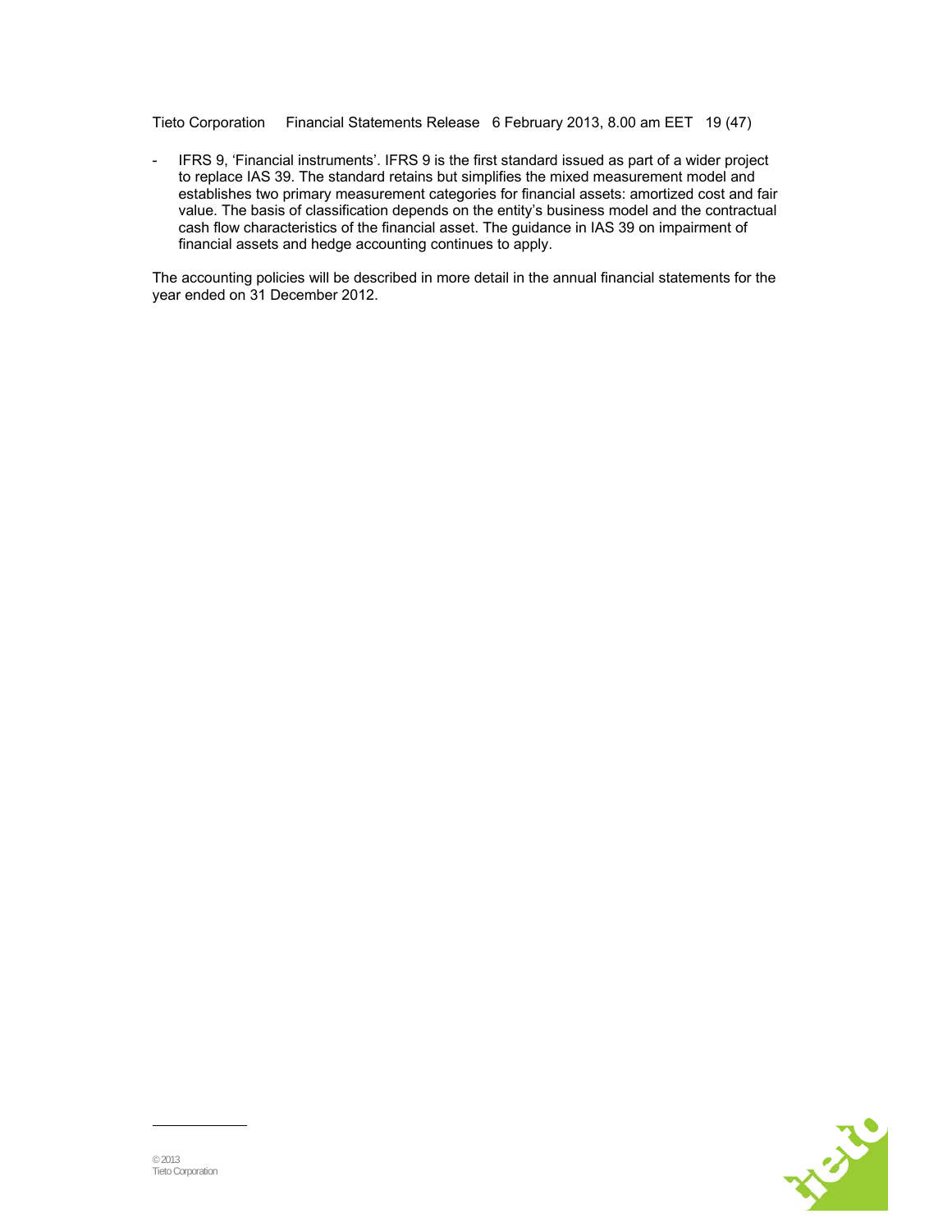- IFRS 9, 'Financial instruments'. IFRS 9 is the first standard issued as part of a wider project to replace IAS 39. The standard retains but simplifies the mixed measurement model and establishes two primary measurement categories for financial assets: amortized cost and fair value. The basis of classification depends on the entity's business model and the contractual cash flow characteristics of the financial asset. The guidance in IAS 39 on impairment of financial assets and hedge accounting continues to apply.

The accounting policies will be described in more detail in the annual financial statements for the year ended on 31 December 2012.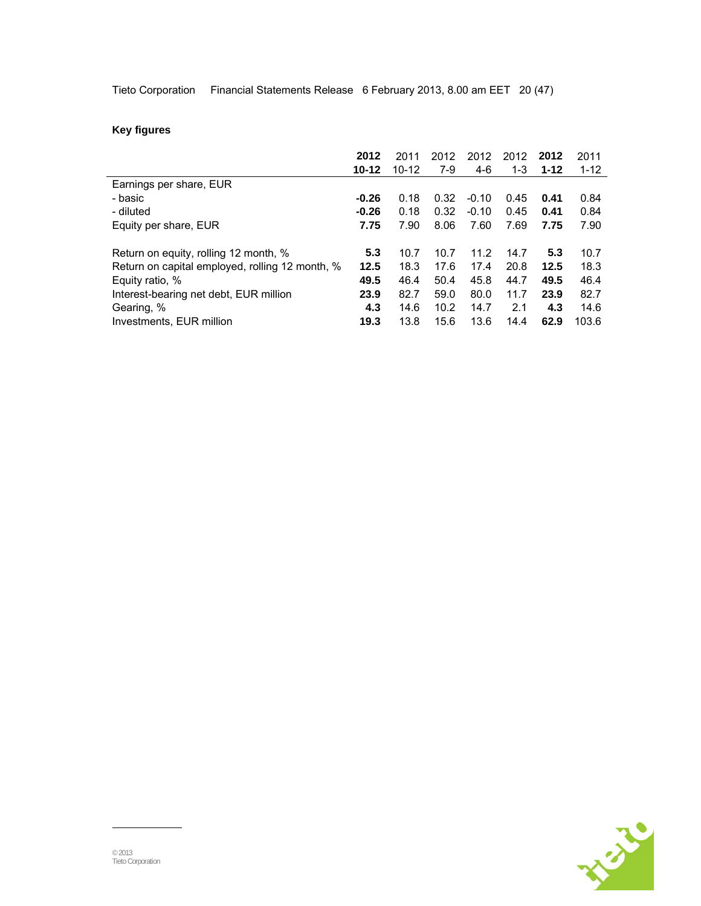## Key figures

| | **2012 10-12** | 2011 10-12 | 2012 7-9 | 2012 4-6 | 2012 1-3 | **2012 1-12** | 2011 1-12 |
|---|---|---|---|---|---|---|---|
| Earnings per share, EUR | | | | | | | |
| - basic | **-0.26** | 0.18 | 0.32 | -0.10 | 0.45 | **0.41** | 0.84 |
| - diluted | **-0.26** | 0.18 | 0.32 | -0.10 | 0.45 | **0.41** | 0.84 |
| Equity per share, EUR | **7.75** | 7.90 | 8.06 | 7.60 | 7.69 | **7.75** | 7.90 |
| Return on equity, rolling 12 month, % | **5.3** | 10.7 | 10.7 | 11.2 | 14.7 | **5.3** | 10.7 |
| Return on capital employed, rolling 12 month, % | **12.5** | 18.3 | 17.6 | 17.4 | 20.8 | **12.5** | 18.3 |
| Equity ratio, % | **49.5** | 46.4 | 50.4 | 45.8 | 44.7 | **49.5** | 46.4 |
| Interest-bearing net debt, EUR million | **23.9** | 82.7 | 59.0 | 80.0 | 11.7 | **23.9** | 82.7 |
| Gearing, % | **4.3** | 14.6 | 10.2 | 14.7 | 2.1 | **4.3** | 14.6 |
| Investments, EUR million | **19.3** | 13.8 | 15.6 | 13.6 | 14.4 | **62.9** | 103.6 |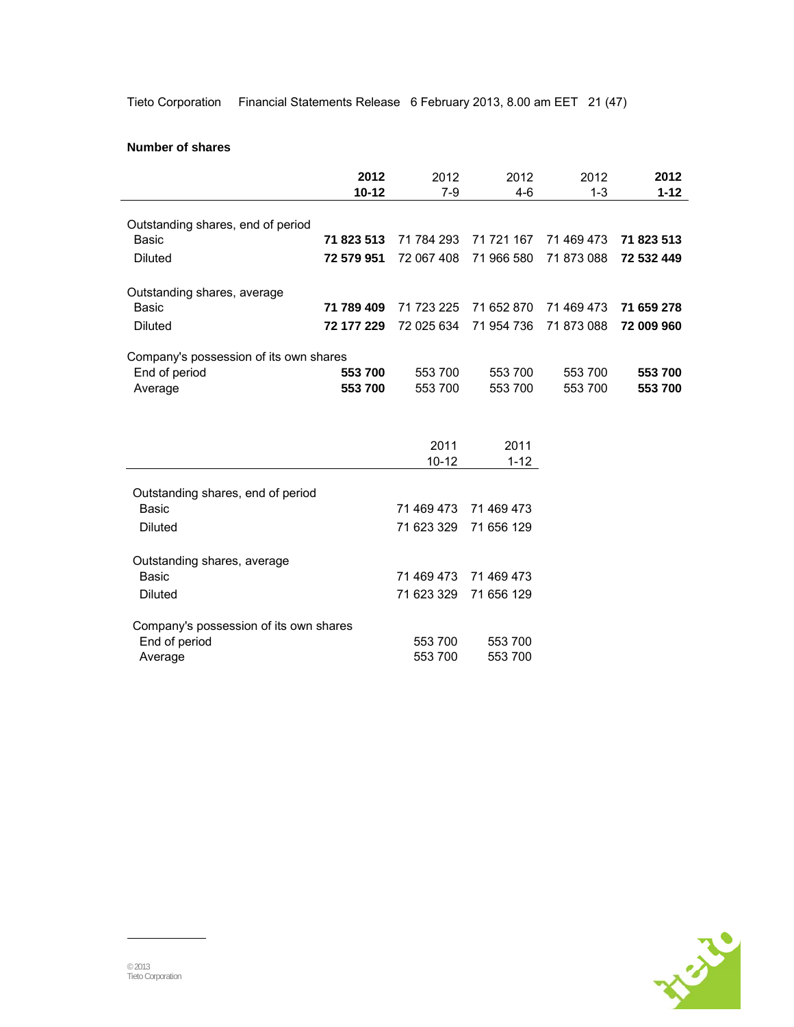**Number of shares**

| | **2012 10-12** | 2012 7-9 | 2012 4-6 | 2012 1-3 | **2012 1-12** |
|---|---|---|---|---|---|
| Outstanding shares, end of period | | | | | |
| Basic | **71 823 513** | 71 784 293 | 71 721 167 | 71 469 473 | **71 823 513** |
| Diluted | **72 579 951** | 72 067 408 | 71 966 580 | 71 873 088 | **72 532 449** |
| Outstanding shares, average | | | | | |
| Basic | **71 789 409** | 71 723 225 | 71 652 870 | 71 469 473 | **71 659 278** |
| Diluted | **72 177 229** | 72 025 634 | 71 954 736 | 71 873 088 | **72 009 960** |
| Company's possession of its own shares | | | | | |
| End of period | **553 700** | 553 700 | 553 700 | 553 700 | **553 700** |
| Average | **553 700** | 553 700 | 553 700 | 553 700 | **553 700** |

| | 2011 10-12 | 2011 1-12 |
|---|---|---|
| Outstanding shares, end of period | | |
| Basic | 71 469 473 | 71 469 473 |
| Diluted | 71 623 329 | 71 656 129 |
| Outstanding shares, average | | |
| Basic | 71 469 473 | 71 469 473 |
| Diluted | 71 623 329 | 71 656 129 |
| Company's possession of its own shares | | |
| End of period | 553 700 | 553 700 |
| Average | 553 700 | 553 700 |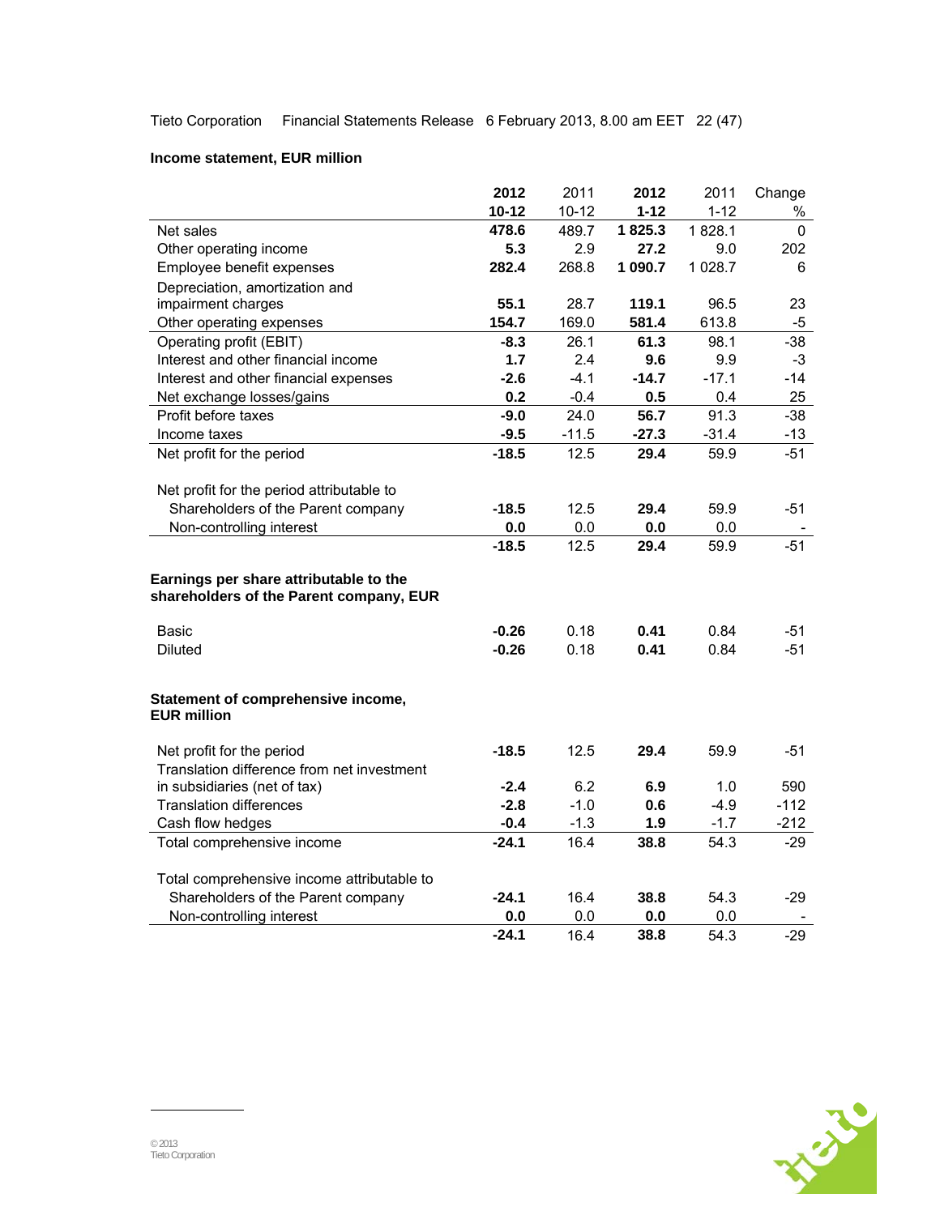**Income statement, EUR million**

| | 2012 10-12 | 2011 10-12 | 2012 1-12 | 2011 1-12 | Change % |
|---|---|---|---|---|---|
| Net sales | **478.6** | 489.7 | **1 825.3** | 1 828.1 | 0 |
| Other operating income | **5.3** | 2.9 | **27.2** | 9.0 | 202 |
| Employee benefit expenses | **282.4** | 268.8 | **1 090.7** | 1 028.7 | 6 |
| Depreciation, amortization and impairment charges | **55.1** | 28.7 | **119.1** | 96.5 | 23 |
| Other operating expenses | **154.7** | 169.0 | **581.4** | 613.8 | -5 |
| Operating profit (EBIT) | **-8.3** | 26.1 | **61.3** | 98.1 | -38 |
| Interest and other financial income | **1.7** | 2.4 | **9.6** | 9.9 | -3 |
| Interest and other financial expenses | **-2.6** | -4.1 | **-14.7** | -17.1 | -14 |
| Net exchange losses/gains | **0.2** | -0.4 | **0.5** | 0.4 | 25 |
| Profit before taxes | **-9.0** | 24.0 | **56.7** | 91.3 | -38 |
| Income taxes | **-9.5** | -11.5 | **-27.3** | -31.4 | -13 |
| Net profit for the period | **-18.5** | 12.5 | **29.4** | 59.9 | -51 |
| | | | | | |
| Net profit for the period attributable to | | | | | |
| Shareholders of the Parent company | **-18.5** | 12.5 | **29.4** | 59.9 | -51 |
| Non-controlling interest | **0.0** | 0.0 | **0.0** | 0.0 | - |
| | **-18.5** | 12.5 | **29.4** | 59.9 | -51 |
| | | | | | |
| **Earnings per share attributable to the shareholders of the Parent company, EUR** | | | | | |
| Basic | **-0.26** | 0.18 | **0.41** | 0.84 | -51 |
| Diluted | **-0.26** | 0.18 | **0.41** | 0.84 | -51 |

**Statement of comprehensive income, EUR million**

| | 2012 10-12 | 2011 10-12 | 2012 1-12 | 2011 1-12 | Change % |
|---|---|---|---|---|---|
| Net profit for the period | **-18.5** | 12.5 | **29.4** | 59.9 | -51 |
| Translation difference from net investment in subsidiaries (net of tax) | **-2.4** | 6.2 | **6.9** | 1.0 | 590 |
| Translation differences | **-2.8** | -1.0 | **0.6** | -4.9 | -112 |
| Cash flow hedges | **-0.4** | -1.3 | **1.9** | -1.7 | -212 |
| Total comprehensive income | **-24.1** | 16.4 | **38.8** | 54.3 | -29 |
| | | | | | |
| Total comprehensive income attributable to | | | | | |
| Shareholders of the Parent company | **-24.1** | 16.4 | **38.8** | 54.3 | -29 |
| Non-controlling interest | **0.0** | 0.0 | **0.0** | 0.0 | - |
| | **-24.1** | 16.4 | **38.8** | 54.3 | -29 |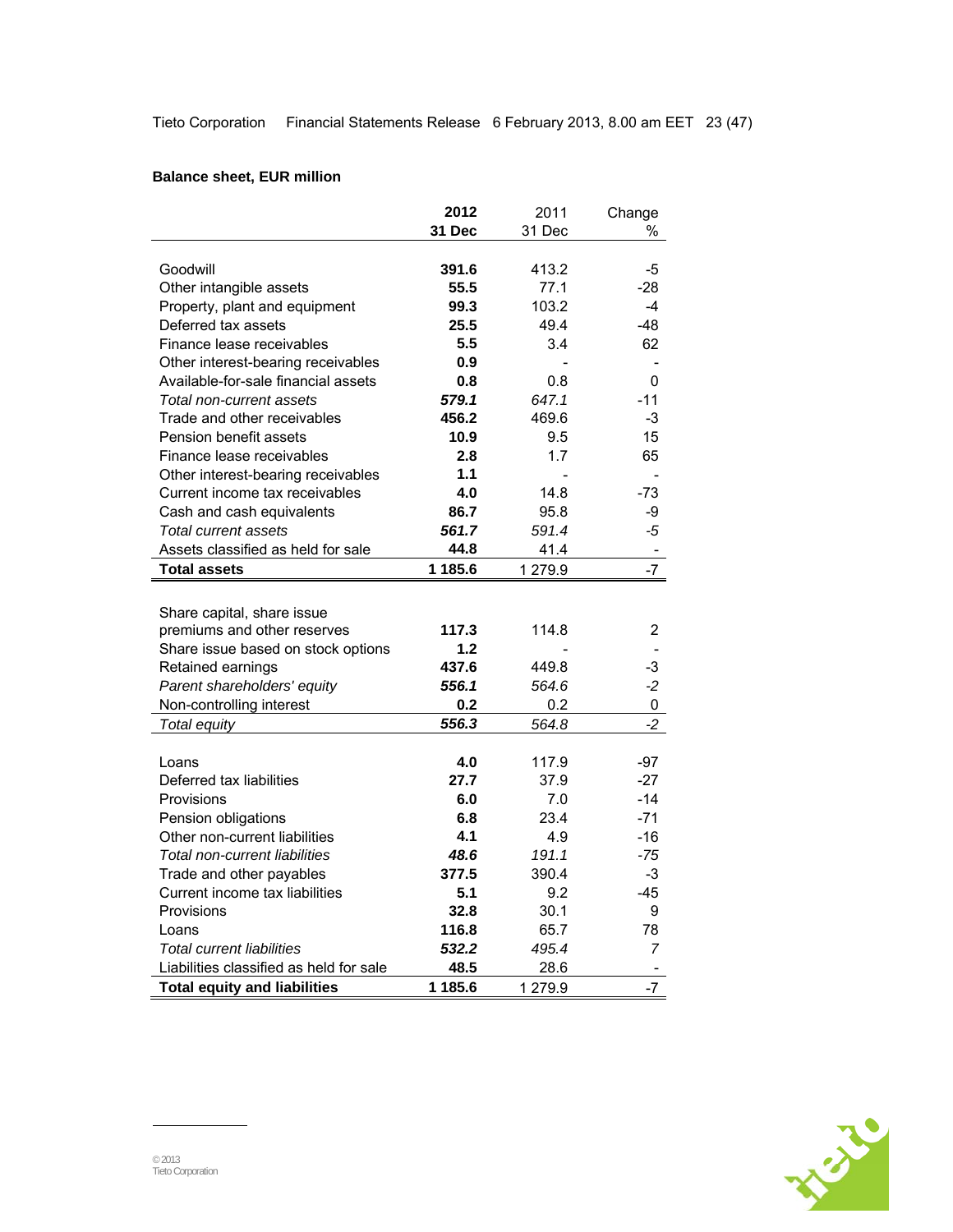## Balance sheet, EUR million

| | **2012 31 Dec** | 2011 31 Dec | Change % |
|---|---|---|---|
| Goodwill | **391.6** | 413.2 | -5 |
| Other intangible assets | **55.5** | 77.1 | -28 |
| Property, plant and equipment | **99.3** | 103.2 | -4 |
| Deferred tax assets | **25.5** | 49.4 | -48 |
| Finance lease receivables | **5.5** | 3.4 | 62 |
| Other interest-bearing receivables | **0.9** | - | - |
| Available-for-sale financial assets | **0.8** | 0.8 | 0 |
| *Total non-current assets* | ***579.1*** | *647.1* | -11 |
| Trade and other receivables | **456.2** | 469.6 | -3 |
| Pension benefit assets | **10.9** | 9.5 | 15 |
| Finance lease receivables | **2.8** | 1.7 | 65 |
| Other interest-bearing receivables | **1.1** | - | - |
| Current income tax receivables | **4.0** | 14.8 | -73 |
| Cash and cash equivalents | **86.7** | 95.8 | -9 |
| *Total current assets* | ***561.7*** | *591.4* | *-5* |
| Assets classified as held for sale | **44.8** | 41.4 | - |
| **Total assets** | **1 185.6** | 1 279.9 | -7 |
| | | | |
| Share capital, share issue premiums and other reserves | **117.3** | 114.8 | 2 |
| Share issue based on stock options | **1.2** | - | - |
| Retained earnings | **437.6** | 449.8 | -3 |
| *Parent shareholders' equity* | ***556.1*** | *564.6* | *-2* |
| Non-controlling interest | **0.2** | 0.2 | 0 |
| *Total equity* | ***556.3*** | *564.8* | *-2* |
| | | | |
| Loans | **4.0** | 117.9 | -97 |
| Deferred tax liabilities | **27.7** | 37.9 | -27 |
| Provisions | **6.0** | 7.0 | -14 |
| Pension obligations | **6.8** | 23.4 | -71 |
| Other non-current liabilities | **4.1** | 4.9 | -16 |
| *Total non-current liabilities* | ***48.6*** | *191.1* | *-75* |
| Trade and other payables | **377.5** | 390.4 | -3 |
| Current income tax liabilities | **5.1** | 9.2 | -45 |
| Provisions | **32.8** | 30.1 | 9 |
| Loans | **116.8** | 65.7 | 78 |
| *Total current liabilities* | ***532.2*** | *495.4* | *7* |
| Liabilities classified as held for sale | **48.5** | 28.6 | - |
| **Total equity and liabilities** | **1 185.6** | 1 279.9 | -7 |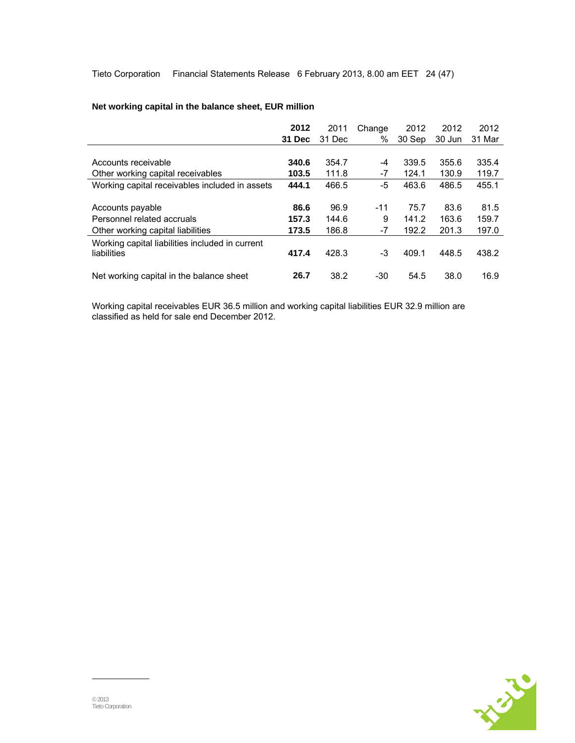**Net working capital in the balance sheet, EUR million**

| | **2012 31 Dec** | 2011 31 Dec | Change % | 2012 30 Sep | 2012 30 Jun | 2012 31 Mar |
|---|---|---|---|---|---|---|
| Accounts receivable | **340.6** | 354.7 | -4 | 339.5 | 355.6 | 335.4 |
| Other working capital receivables | **103.5** | 111.8 | -7 | 124.1 | 130.9 | 119.7 |
| Working capital receivables included in assets | **444.1** | 466.5 | -5 | 463.6 | 486.5 | 455.1 |
| Accounts payable | **86.6** | 96.9 | -11 | 75.7 | 83.6 | 81.5 |
| Personnel related accruals | **157.3** | 144.6 | 9 | 141.2 | 163.6 | 159.7 |
| Other working capital liabilities | **173.5** | 186.8 | -7 | 192.2 | 201.3 | 197.0 |
| Working capital liabilities included in current liabilities | **417.4** | 428.3 | -3 | 409.1 | 448.5 | 438.2 |
| Net working capital in the balance sheet | **26.7** | 38.2 | -30 | 54.5 | 38.0 | 16.9 |

Working capital receivables EUR 36.5 million and working capital liabilities EUR 32.9 million are classified as held for sale end December 2012.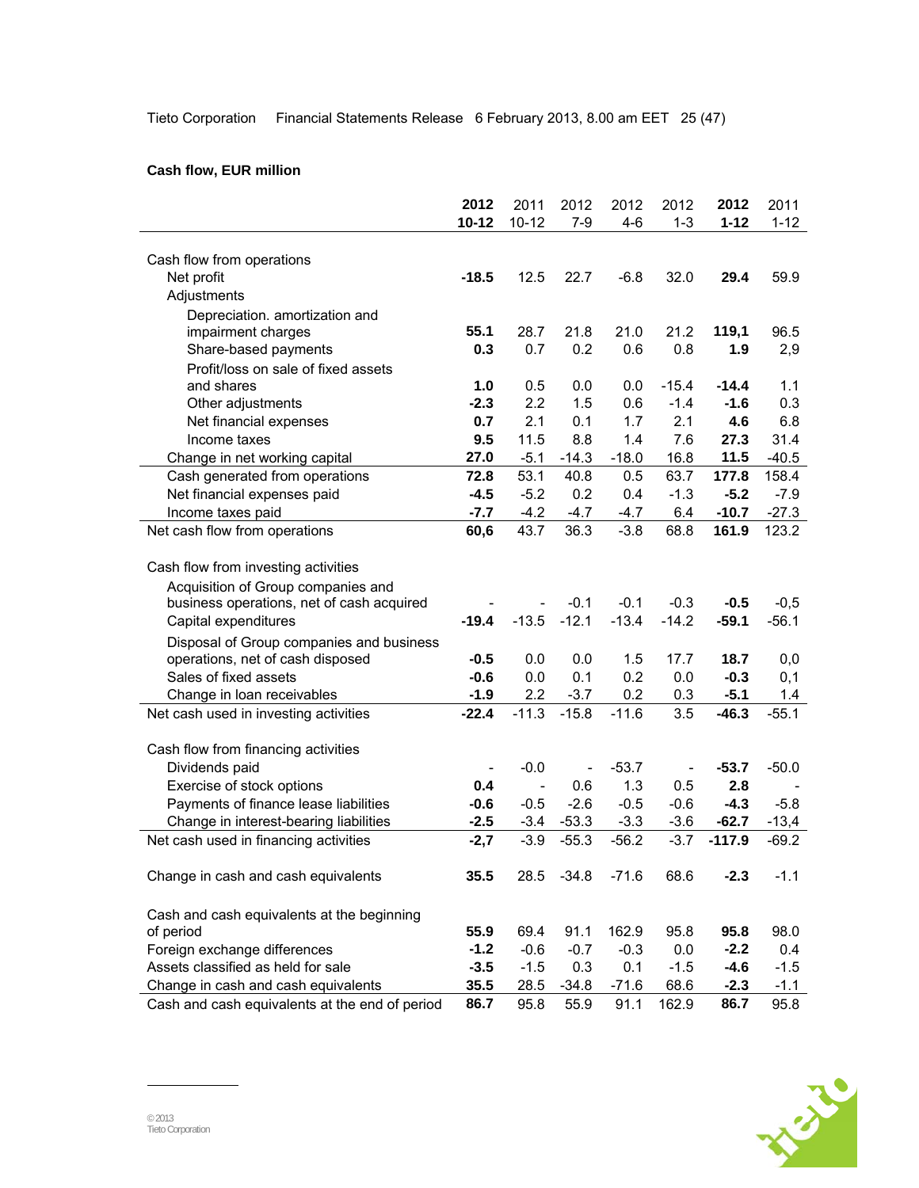**Cash flow, EUR million**

| | 2012 10-12 | 2011 10-12 | 2012 7-9 | 2012 4-6 | 2012 1-3 | 2012 1-12 | 2011 1-12 |
|---|---|---|---|---|---|---|---|
| Cash flow from operations | | | | | | | |
| Net profit | **-18.5** | 12.5 | 22.7 | -6.8 | 32.0 | **29.4** | 59.9 |
| Adjustments | | | | | | | |
| Depreciation. amortization and impairment charges | **55.1** | 28.7 | 21.8 | 21.0 | 21.2 | **119,1** | 96.5 |
| Share-based payments | **0.3** | 0.7 | 0.2 | 0.6 | 0.8 | **1.9** | 2,9 |
| Profit/loss on sale of fixed assets and shares | **1.0** | 0.5 | 0.0 | 0.0 | -15.4 | **-14.4** | 1.1 |
| Other adjustments | **-2.3** | 2.2 | 1.5 | 0.6 | -1.4 | **-1.6** | 0.3 |
| Net financial expenses | **0.7** | 2.1 | 0.1 | 1.7 | 2.1 | **4.6** | 6.8 |
| Income taxes | **9.5** | 11.5 | 8.8 | 1.4 | 7.6 | **27.3** | 31.4 |
| Change in net working capital | **27.0** | -5.1 | -14.3 | -18.0 | 16.8 | **11.5** | -40.5 |
| Cash generated from operations | **72.8** | 53.1 | 40.8 | 0.5 | 63.7 | **177.8** | 158.4 |
| Net financial expenses paid | **-4.5** | -5.2 | 0.2 | 0.4 | -1.3 | **-5.2** | -7.9 |
| Income taxes paid | **-7.7** | -4.2 | -4.7 | -4.7 | 6.4 | **-10.7** | -27.3 |
| Net cash flow from operations | **60,6** | 43.7 | 36.3 | -3.8 | 68.8 | **161.9** | 123.2 |
| | | | | | | | |
| Cash flow from investing activities | | | | | | | |
| Acquisition of Group companies and business operations, net of cash acquired | **-** | - | -0.1 | -0.1 | -0.3 | **-0.5** | -0,5 |
| Capital expenditures | **-19.4** | -13.5 | -12.1 | -13.4 | -14.2 | **-59.1** | -56.1 |
| Disposal of Group companies and business operations, net of cash disposed | **-0.5** | 0.0 | 0.0 | 1.5 | 17.7 | **18.7** | 0,0 |
| Sales of fixed assets | **-0.6** | 0.0 | 0.1 | 0.2 | 0.0 | **-0.3** | 0,1 |
| Change in loan receivables | **-1.9** | 2.2 | -3.7 | 0.2 | 0.3 | **-5.1** | 1.4 |
| Net cash used in investing activities | **-22.4** | -11.3 | -15.8 | -11.6 | 3.5 | **-46.3** | -55.1 |
| | | | | | | | |
| Cash flow from financing activities | | | | | | | |
| Dividends paid | **-** | -0.0 | - | -53.7 | - | **-53.7** | -50.0 |
| Exercise of stock options | **0.4** | - | 0.6 | 1.3 | 0.5 | **2.8** | - |
| Payments of finance lease liabilities | **-0.6** | -0.5 | -2.6 | -0.5 | -0.6 | **-4.3** | -5.8 |
| Change in interest-bearing liabilities | **-2.5** | -3.4 | -53.3 | -3.3 | -3.6 | **-62.7** | -13,4 |
| Net cash used in financing activities | **-2,7** | -3.9 | -55.3 | -56.2 | -3.7 | **-117.9** | -69.2 |
| | | | | | | | |
| Change in cash and cash equivalents | **35.5** | 28.5 | -34.8 | -71.6 | 68.6 | **-2.3** | -1.1 |
| | | | | | | | |
| Cash and cash equivalents at the beginning of period | **55.9** | 69.4 | 91.1 | 162.9 | 95.8 | **95.8** | 98.0 |
| Foreign exchange differences | **-1.2** | -0.6 | -0.7 | -0.3 | 0.0 | **-2.2** | 0.4 |
| Assets classified as held for sale | **-3.5** | -1.5 | 0.3 | 0.1 | -1.5 | **-4.6** | -1.5 |
| Change in cash and cash equivalents | **35.5** | 28.5 | -34.8 | -71.6 | 68.6 | **-2.3** | -1.1 |
| Cash and cash equivalents at the end of period | **86.7** | 95.8 | 55.9 | 91.1 | 162.9 | **86.7** | 95.8 |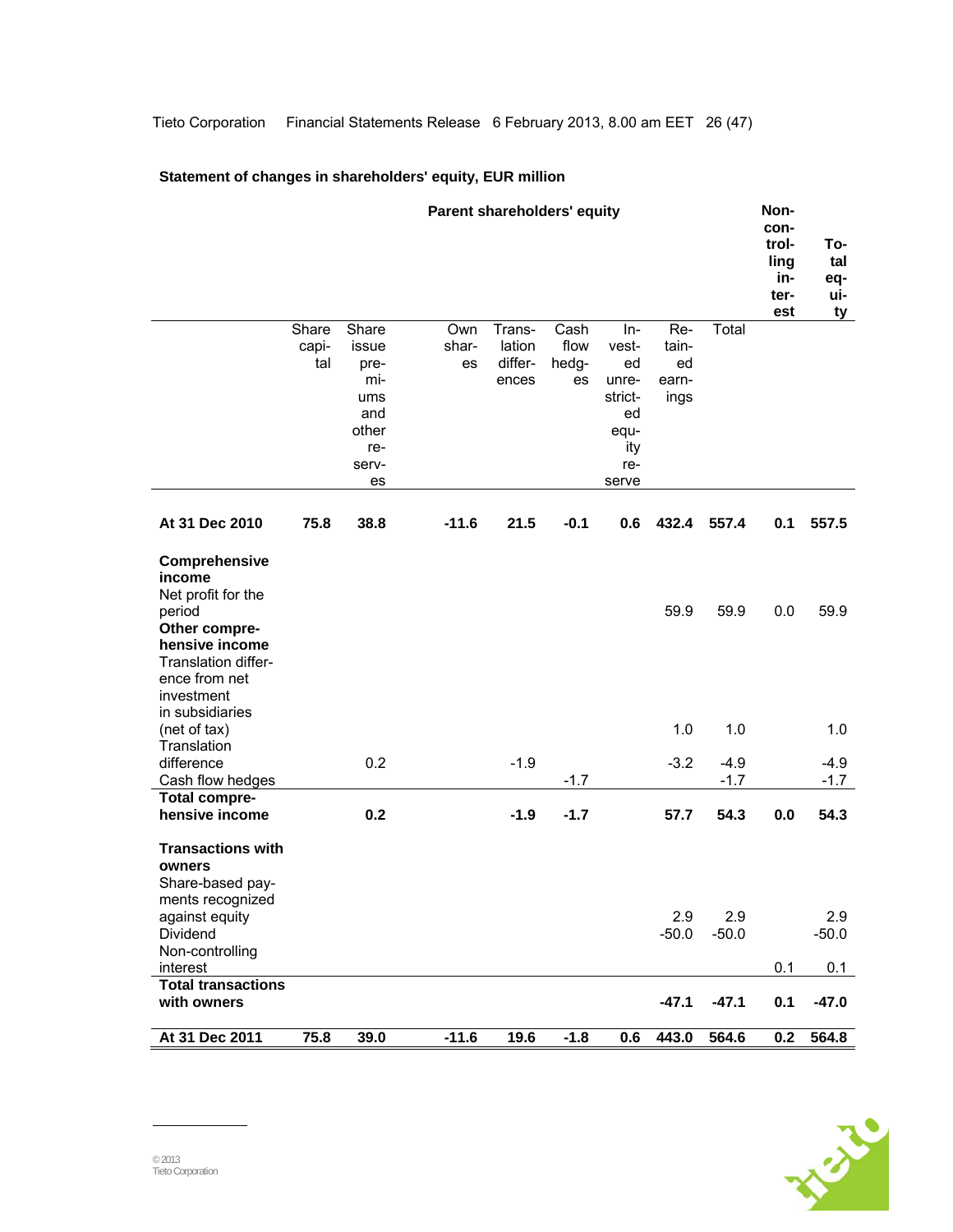**Statement of changes in shareholders' equity, EUR million**

| | Parent shareholders' equity | | | | | | | | Non-controlling interest | Total equity |
|---|---|---|---|---|---|---|---|---|---|---|
| | Share capital | Share issue premiums and other reserves | Own shares | Translation differences | Cash flow hedges | Invested unrestricted equity reserve | Retained earnings | Total | | |
| **At 31 Dec 2010** | **75.8** | **38.8** | **-11.6** | **21.5** | **-0.1** | **0.6** | **432.4** | **557.4** | **0.1** | **557.5** |
| **Comprehensive income** | | | | | | | | | | |
| Net profit for the period | | | | | | | 59.9 | 59.9 | 0.0 | 59.9 |
| **Other comprehensive income** | | | | | | | | | | |
| Translation difference from net investment in subsidiaries (net of tax) | | | | | | | 1.0 | 1.0 | | 1.0 |
| Translation difference | | 0.2 | | -1.9 | | | -3.2 | -4.9 | | -4.9 |
| Cash flow hedges | | | | | -1.7 | | | -1.7 | | -1.7 |
| **Total comprehensive income** | | **0.2** | | **-1.9** | **-1.7** | | **57.7** | **54.3** | **0.0** | **54.3** |
| **Transactions with owners** | | | | | | | | | | |
| Share-based payments recognized against equity | | | | | | | 2.9 | 2.9 | | 2.9 |
| Dividend | | | | | | | -50.0 | -50.0 | | -50.0 |
| Non-controlling interest | | | | | | | | | 0.1 | 0.1 |
| **Total transactions with owners** | | | | | | | **-47.1** | **-47.1** | **0.1** | **-47.0** |
| **At 31 Dec 2011** | **75.8** | **39.0** | **-11.6** | **19.6** | **-1.8** | **0.6** | **443.0** | **564.6** | **0.2** | **564.8** |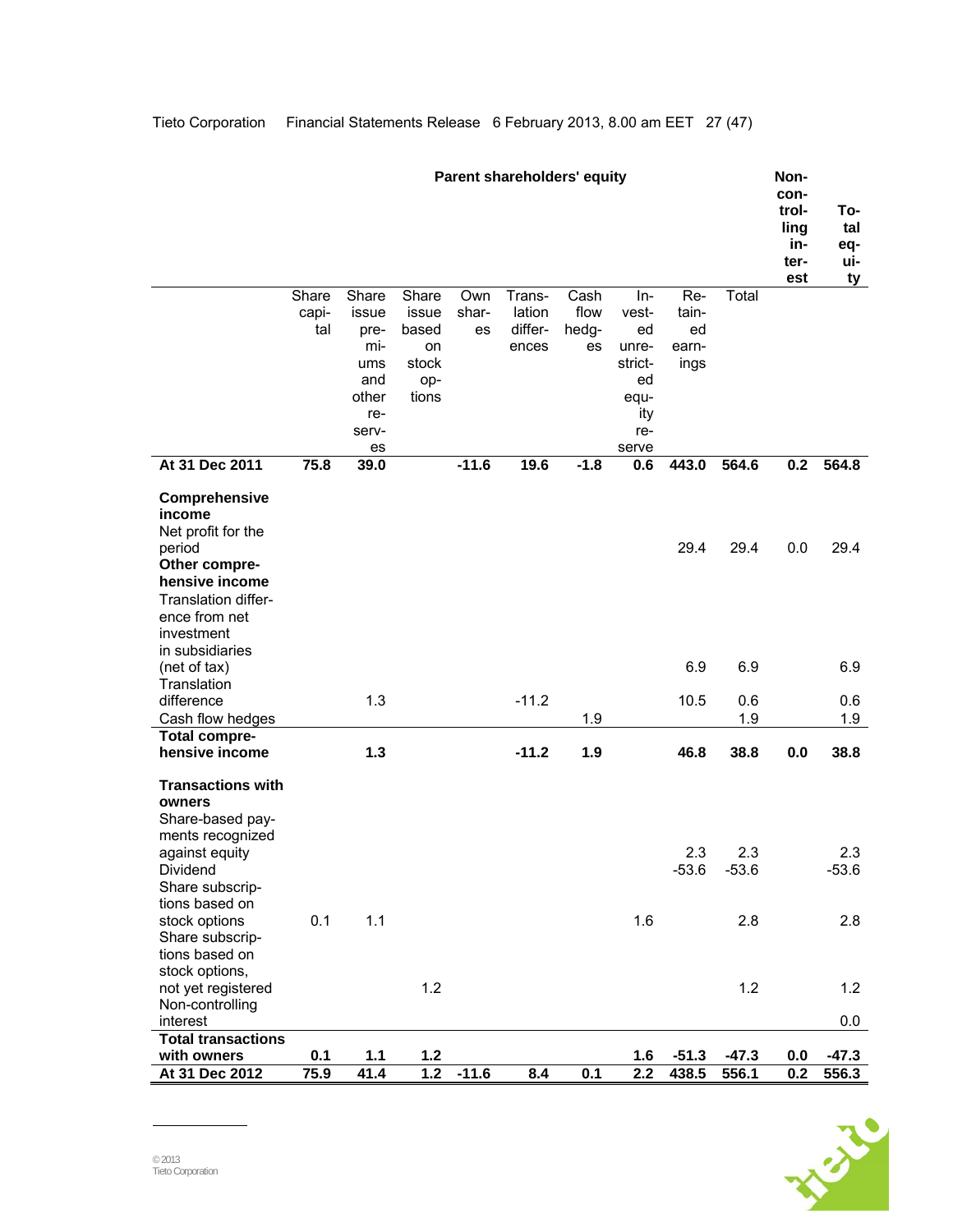| | Parent shareholders' equity | | | | | | | | | Non-controlling interest | Total equity |
|---|---|---|---|---|---|---|---|---|---|---|---|
| | Share capital | Share issue premiums and other reserves | Share issue based on stock options | Own shares | Translation differences | Cash flow hedges | Invested unrestricted equity reserve | Retained earnings | Total | | |
| **At 31 Dec 2011** | **75.8** | **39.0** | | **-11.6** | **19.6** | **-1.8** | **0.6** | **443.0** | **564.6** | **0.2** | **564.8** |
| **Comprehensive income** | | | | | | | | | | | |
| Net profit for the period | | | | | | | | 29.4 | 29.4 | 0.0 | 29.4 |
| **Other comprehensive income** | | | | | | | | | | | |
| Translation difference from net investment in subsidiaries (net of tax) | | | | | | | | 6.9 | 6.9 | | 6.9 |
| Translation difference | | 1.3 | | | -11.2 | | | 10.5 | 0.6 | | 0.6 |
| Cash flow hedges | | | | | | 1.9 | | | 1.9 | | 1.9 |
| **Total comprehensive income** | | **1.3** | | | **-11.2** | **1.9** | | **46.8** | **38.8** | **0.0** | **38.8** |
| **Transactions with owners** | | | | | | | | | | | |
| Share-based payments recognized against equity | | | | | | | | 2.3 | 2.3 | | 2.3 |
| Dividend | | | | | | | | -53.6 | -53.6 | | -53.6 |
| Share subscriptions based on stock options | 0.1 | 1.1 | | | | | 1.6 | | 2.8 | | 2.8 |
| Share subscriptions based on stock options, not yet registered | | | 1.2 | | | | | | 1.2 | | 1.2 |
| Non-controlling interest | | | | | | | | | | | 0.0 |
| **Total transactions with owners** | **0.1** | **1.1** | **1.2** | | | | **1.6** | **-51.3** | **-47.3** | **0.0** | **-47.3** |
| **At 31 Dec 2012** | **75.9** | **41.4** | **1.2** | **-11.6** | **8.4** | **0.1** | **2.2** | **438.5** | **556.1** | **0.2** | **556.3** |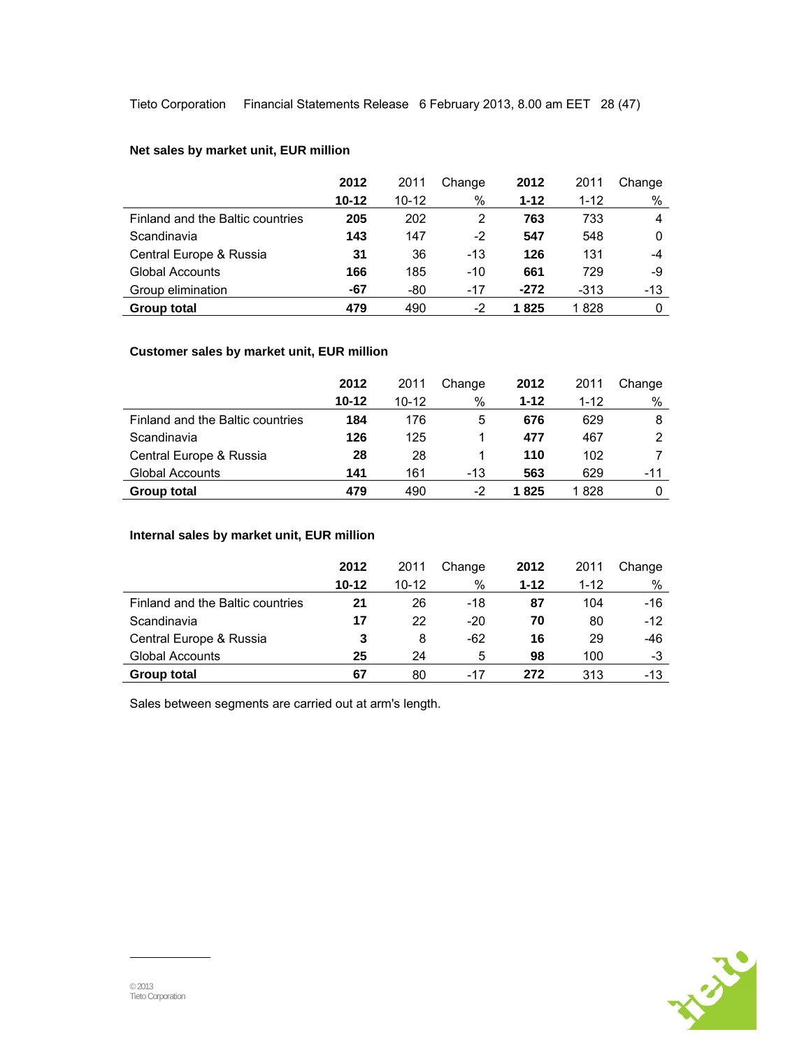**Net sales by market unit, EUR million**

| | **2012** | 2011 | Change | **2012** | 2011 | Change |
|---|---|---|---|---|---|---|
| | **10-12** | 10-12 | % | **1-12** | 1-12 | % |
| Finland and the Baltic countries | **205** | 202 | 2 | **763** | 733 | 4 |
| Scandinavia | **143** | 147 | -2 | **547** | 548 | 0 |
| Central Europe & Russia | **31** | 36 | -13 | **126** | 131 | -4 |
| Global Accounts | **166** | 185 | -10 | **661** | 729 | -9 |
| Group elimination | **-67** | -80 | -17 | **-272** | -313 | -13 |
| **Group total** | **479** | 490 | -2 | **1 825** | 1 828 | 0 |

**Customer sales by market unit, EUR million**

| | **2012** | 2011 | Change | **2012** | 2011 | Change |
|---|---|---|---|---|---|---|
| | **10-12** | 10-12 | % | **1-12** | 1-12 | % |
| Finland and the Baltic countries | **184** | 176 | 5 | **676** | 629 | 8 |
| Scandinavia | **126** | 125 | 1 | **477** | 467 | 2 |
| Central Europe & Russia | **28** | 28 | 1 | **110** | 102 | 7 |
| Global Accounts | **141** | 161 | -13 | **563** | 629 | -11 |
| **Group total** | **479** | 490 | -2 | **1 825** | 1 828 | 0 |

**Internal sales by market unit, EUR million**

| | **2012** | 2011 | Change | **2012** | 2011 | Change |
|---|---|---|---|---|---|---|
| | **10-12** | 10-12 | % | **1-12** | 1-12 | % |
| Finland and the Baltic countries | **21** | 26 | -18 | **87** | 104 | -16 |
| Scandinavia | **17** | 22 | -20 | **70** | 80 | -12 |
| Central Europe & Russia | **3** | 8 | -62 | **16** | 29 | -46 |
| Global Accounts | **25** | 24 | 5 | **98** | 100 | -3 |
| **Group total** | **67** | 80 | -17 | **272** | 313 | -13 |

Sales between segments are carried out at arm's length.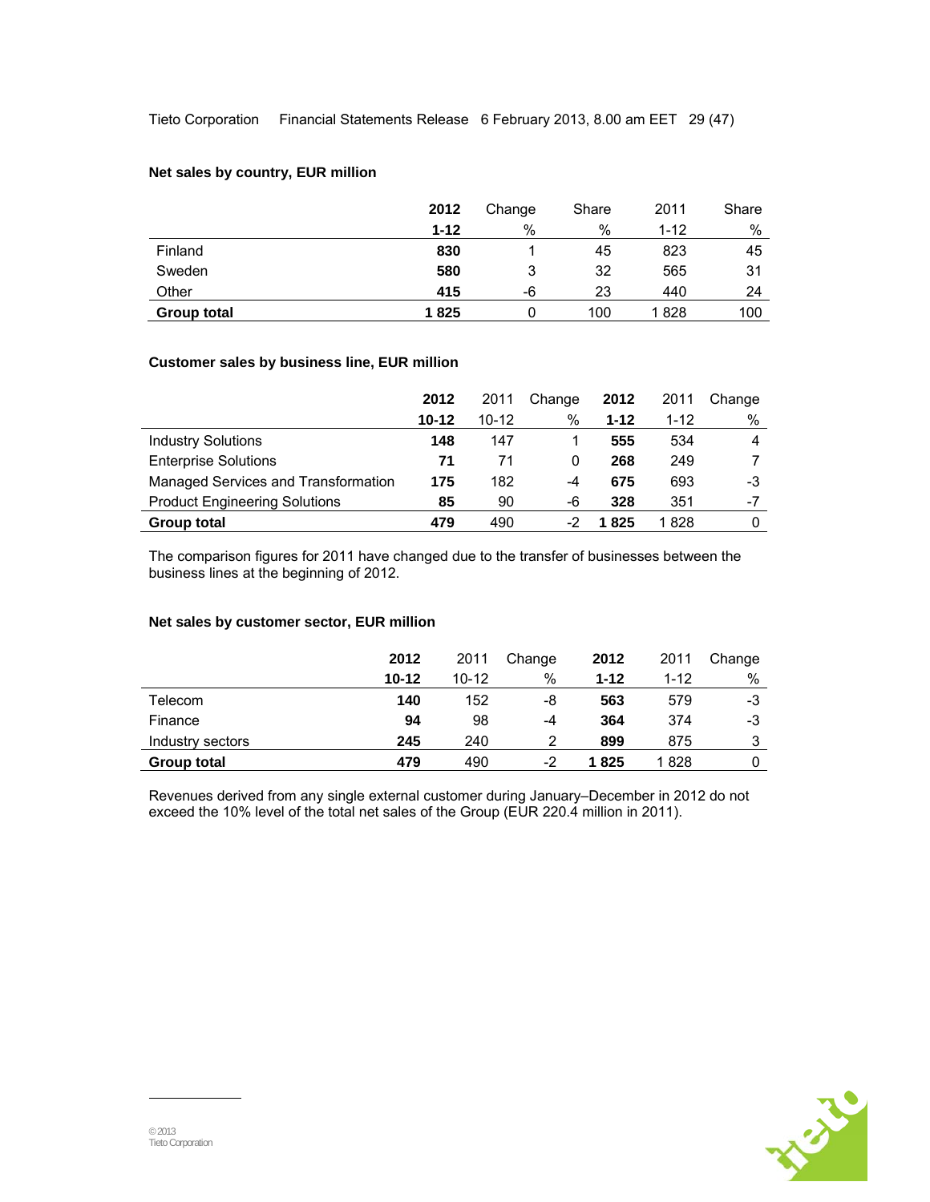**Net sales by country, EUR million**

| | 2012 | Change | Share | 2011 | Share |
|---|---|---|---|---|---|
| | 1-12 | % | % | 1-12 | % |
| Finland | **830** | 1 | 45 | 823 | 45 |
| Sweden | **580** | 3 | 32 | 565 | 31 |
| Other | **415** | -6 | 23 | 440 | 24 |
| **Group total** | **1 825** | 0 | 100 | 1 828 | 100 |

**Customer sales by business line, EUR million**

| | 2012 | 2011 | Change | 2012 | 2011 | Change |
|---|---|---|---|---|---|---|
| | 10-12 | 10-12 | % | 1-12 | 1-12 | % |
| Industry Solutions | **148** | 147 | 1 | **555** | 534 | 4 |
| Enterprise Solutions | **71** | 71 | 0 | **268** | 249 | 7 |
| Managed Services and Transformation | **175** | 182 | -4 | **675** | 693 | -3 |
| Product Engineering Solutions | **85** | 90 | -6 | **328** | 351 | -7 |
| **Group total** | **479** | 490 | -2 | **1 825** | 1 828 | 0 |

The comparison figures for 2011 have changed due to the transfer of businesses between the business lines at the beginning of 2012.

**Net sales by customer sector, EUR million**

| | 2012 | 2011 | Change | 2012 | 2011 | Change |
|---|---|---|---|---|---|---|
| | 10-12 | 10-12 | % | 1-12 | 1-12 | % |
| Telecom | **140** | 152 | -8 | **563** | 579 | -3 |
| Finance | **94** | 98 | -4 | **364** | 374 | -3 |
| Industry sectors | **245** | 240 | 2 | **899** | 875 | 3 |
| **Group total** | **479** | 490 | -2 | **1 825** | 1 828 | 0 |

Revenues derived from any single external customer during January–December in 2012 do not exceed the 10% level of the total net sales of the Group (EUR 220.4 million in 2011).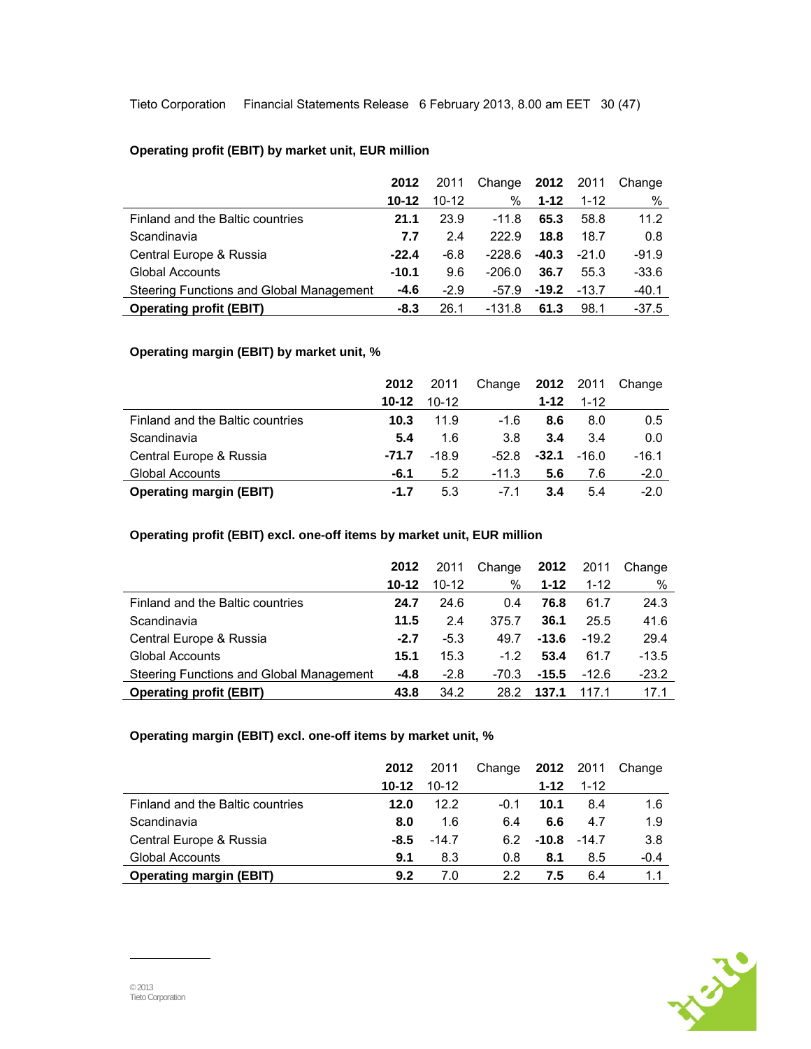**Operating profit (EBIT) by market unit, EUR million**

| | **2012** | 2011 | Change | **2012** | 2011 | Change |
|---|---|---|---|---|---|---|
| | **10-12** | 10-12 | % | **1-12** | 1-12 | % |
| Finland and the Baltic countries | **21.1** | 23.9 | -11.8 | **65.3** | 58.8 | 11.2 |
| Scandinavia | **7.7** | 2.4 | 222.9 | **18.8** | 18.7 | 0.8 |
| Central Europe & Russia | **-22.4** | -6.8 | -228.6 | **-40.3** | -21.0 | -91.9 |
| Global Accounts | **-10.1** | 9.6 | -206.0 | **36.7** | 55.3 | -33.6 |
| Steering Functions and Global Management | **-4.6** | -2.9 | -57.9 | **-19.2** | -13.7 | -40.1 |
| **Operating profit (EBIT)** | **-8.3** | 26.1 | -131.8 | **61.3** | 98.1 | -37.5 |

**Operating margin (EBIT) by market unit, %**

| | **2012** | 2011 | Change | **2012** | 2011 | Change |
|---|---|---|---|---|---|---|
| | **10-12** | 10-12 | | **1-12** | 1-12 | |
| Finland and the Baltic countries | **10.3** | 11.9 | -1.6 | **8.6** | 8.0 | 0.5 |
| Scandinavia | **5.4** | 1.6 | 3.8 | **3.4** | 3.4 | 0.0 |
| Central Europe & Russia | **-71.7** | -18.9 | -52.8 | **-32.1** | -16.0 | -16.1 |
| Global Accounts | **-6.1** | 5.2 | -11.3 | **5.6** | 7.6 | -2.0 |
| **Operating margin (EBIT)** | **-1.7** | 5.3 | -7.1 | **3.4** | 5.4 | -2.0 |

**Operating profit (EBIT) excl. one-off items by market unit, EUR million**

| | **2012** | 2011 | Change | **2012** | 2011 | Change |
|---|---|---|---|---|---|---|
| | **10-12** | 10-12 | % | **1-12** | 1-12 | % |
| Finland and the Baltic countries | **24.7** | 24.6 | 0.4 | **76.8** | 61.7 | 24.3 |
| Scandinavia | **11.5** | 2.4 | 375.7 | **36.1** | 25.5 | 41.6 |
| Central Europe & Russia | **-2.7** | -5.3 | 49.7 | **-13.6** | -19.2 | 29.4 |
| Global Accounts | **15.1** | 15.3 | -1.2 | **53.4** | 61.7 | -13.5 |
| Steering Functions and Global Management | **-4.8** | -2.8 | -70.3 | **-15.5** | -12.6 | -23.2 |
| **Operating profit (EBIT)** | **43.8** | 34.2 | 28.2 | **137.1** | 117.1 | 17.1 |

**Operating margin (EBIT) excl. one-off items by market unit, %**

| | **2012** | 2011 | Change | **2012** | 2011 | Change |
|---|---|---|---|---|---|---|
| | **10-12** | 10-12 | | **1-12** | 1-12 | |
| Finland and the Baltic countries | **12.0** | 12.2 | -0.1 | **10.1** | 8.4 | 1.6 |
| Scandinavia | **8.0** | 1.6 | 6.4 | **6.6** | 4.7 | 1.9 |
| Central Europe & Russia | **-8.5** | -14.7 | 6.2 | **-10.8** | -14.7 | 3.8 |
| Global Accounts | **9.1** | 8.3 | 0.8 | **8.1** | 8.5 | -0.4 |
| **Operating margin (EBIT)** | **9.2** | 7.0 | 2.2 | **7.5** | 6.4 | 1.1 |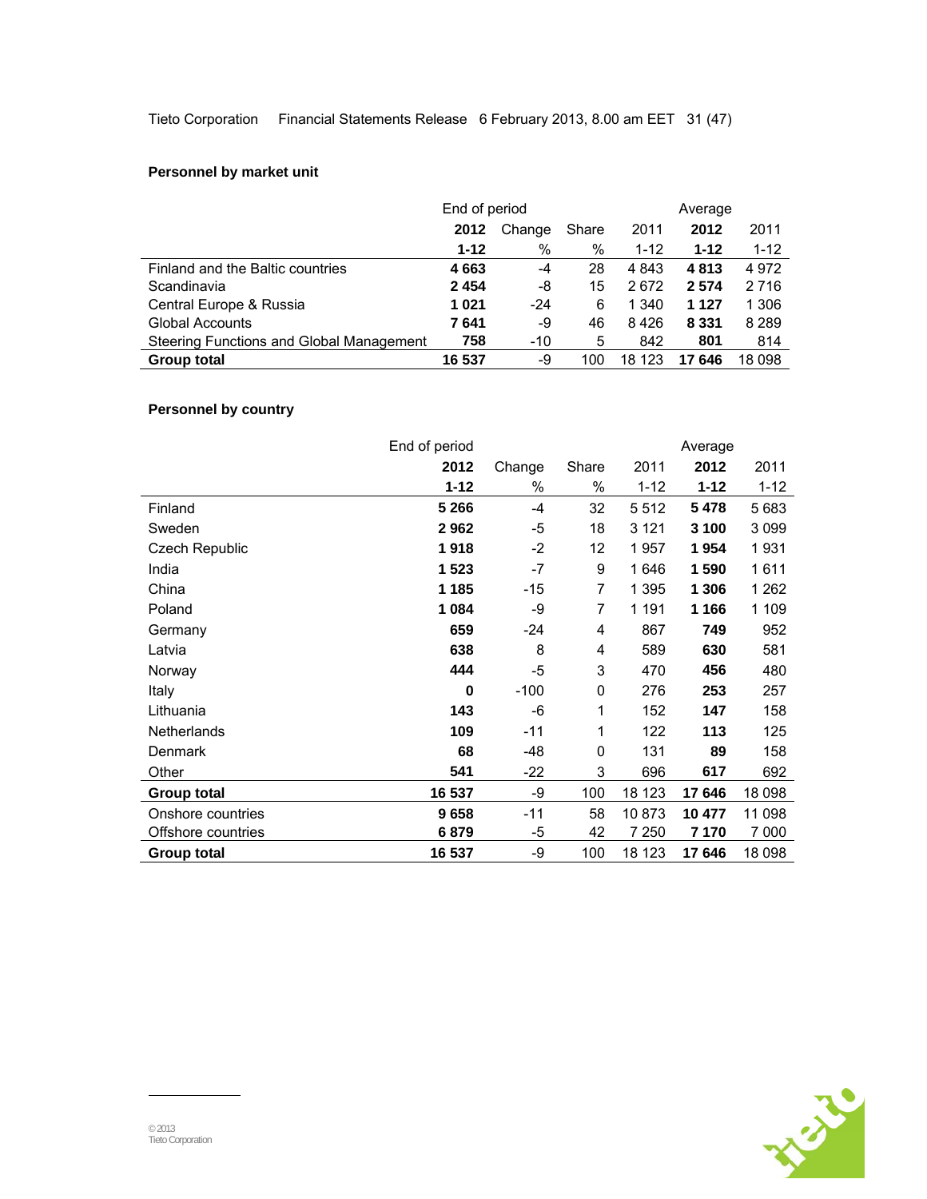### Personnel by market unit

| | End of period | | | | Average | |
|---|---|---|---|---|---|---|
| | **2012** | Change | Share | 2011 | **2012** | 2011 |
| | **1-12** | % | % | 1-12 | **1-12** | 1-12 |
| Finland and the Baltic countries | **4 663** | -4 | 28 | 4 843 | **4 813** | 4 972 |
| Scandinavia | **2 454** | -8 | 15 | 2 672 | **2 574** | 2 716 |
| Central Europe & Russia | **1 021** | -24 | 6 | 1 340 | **1 127** | 1 306 |
| Global Accounts | **7 641** | -9 | 46 | 8 426 | **8 331** | 8 289 |
| Steering Functions and Global Management | **758** | -10 | 5 | 842 | **801** | 814 |
| **Group total** | **16 537** | -9 | 100 | 18 123 | **17 646** | 18 098 |

### Personnel by country

| | End of period | | | | Average | |
|---|---|---|---|---|---|---|
| | **2012** | Change | Share | 2011 | **2012** | 2011 |
| | **1-12** | % | % | 1-12 | **1-12** | 1-12 |
| Finland | **5 266** | -4 | 32 | 5 512 | **5 478** | 5 683 |
| Sweden | **2 962** | -5 | 18 | 3 121 | **3 100** | 3 099 |
| Czech Republic | **1 918** | -2 | 12 | 1 957 | **1 954** | 1 931 |
| India | **1 523** | -7 | 9 | 1 646 | **1 590** | 1 611 |
| China | **1 185** | -15 | 7 | 1 395 | **1 306** | 1 262 |
| Poland | **1 084** | -9 | 7 | 1 191 | **1 166** | 1 109 |
| Germany | **659** | -24 | 4 | 867 | **749** | 952 |
| Latvia | **638** | 8 | 4 | 589 | **630** | 581 |
| Norway | **444** | -5 | 3 | 470 | **456** | 480 |
| Italy | **0** | -100 | 0 | 276 | **253** | 257 |
| Lithuania | **143** | -6 | 1 | 152 | **147** | 158 |
| Netherlands | **109** | -11 | 1 | 122 | **113** | 125 |
| Denmark | **68** | -48 | 0 | 131 | **89** | 158 |
| Other | **541** | -22 | 3 | 696 | **617** | 692 |
| **Group total** | **16 537** | -9 | 100 | 18 123 | **17 646** | 18 098 |
| Onshore countries | **9 658** | -11 | 58 | 10 873 | **10 477** | 11 098 |
| Offshore countries | **6 879** | -5 | 42 | 7 250 | **7 170** | 7 000 |
| **Group total** | **16 537** | -9 | 100 | 18 123 | **17 646** | 18 098 |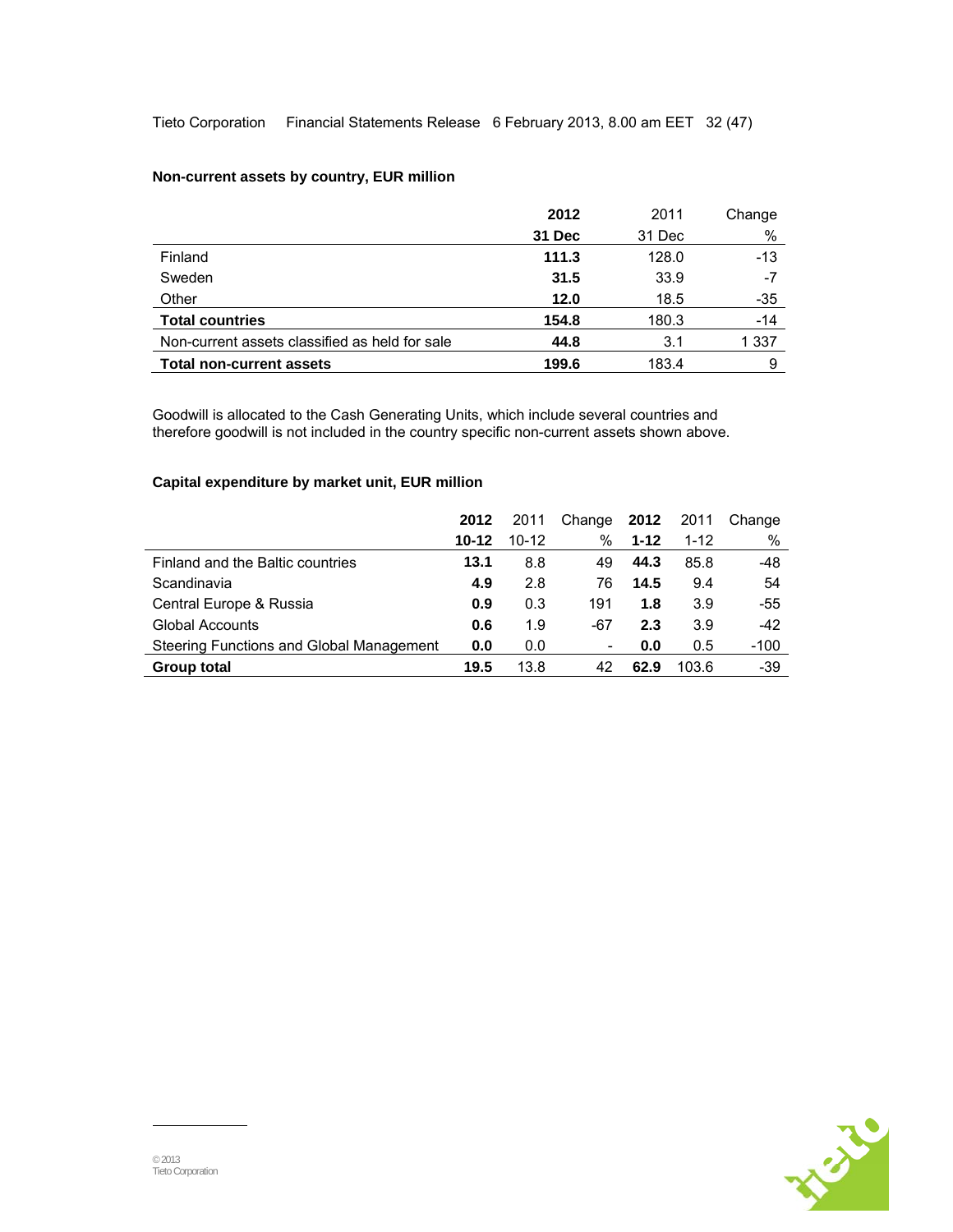**Non-current assets by country, EUR million**

| | 2012 | 2011 | Change |
|---|---|---|---|
| | 31 Dec | 31 Dec | % |
| Finland | **111.3** | 128.0 | -13 |
| Sweden | **31.5** | 33.9 | -7 |
| Other | **12.0** | 18.5 | -35 |
| **Total countries** | **154.8** | 180.3 | -14 |
| Non-current assets classified as held for sale | **44.8** | 3.1 | 1 337 |
| **Total non-current assets** | **199.6** | 183.4 | 9 |

Goodwill is allocated to the Cash Generating Units, which include several countries and therefore goodwill is not included in the country specific non-current assets shown above.

**Capital expenditure by market unit, EUR million**

| | 2012 | 2011 | Change | 2012 | 2011 | Change |
|---|---|---|---|---|---|---|
| | 10-12 | 10-12 | % | 1-12 | 1-12 | % |
| Finland and the Baltic countries | **13.1** | 8.8 | 49 | **44.3** | 85.8 | -48 |
| Scandinavia | **4.9** | 2.8 | 76 | **14.5** | 9.4 | 54 |
| Central Europe & Russia | **0.9** | 0.3 | 191 | **1.8** | 3.9 | -55 |
| Global Accounts | **0.6** | 1.9 | -67 | **2.3** | 3.9 | -42 |
| Steering Functions and Global Management | **0.0** | 0.0 | - | **0.0** | 0.5 | -100 |
| **Group total** | **19.5** | 13.8 | 42 | **62.9** | 103.6 | -39 |

© 2013
Tieto Corporation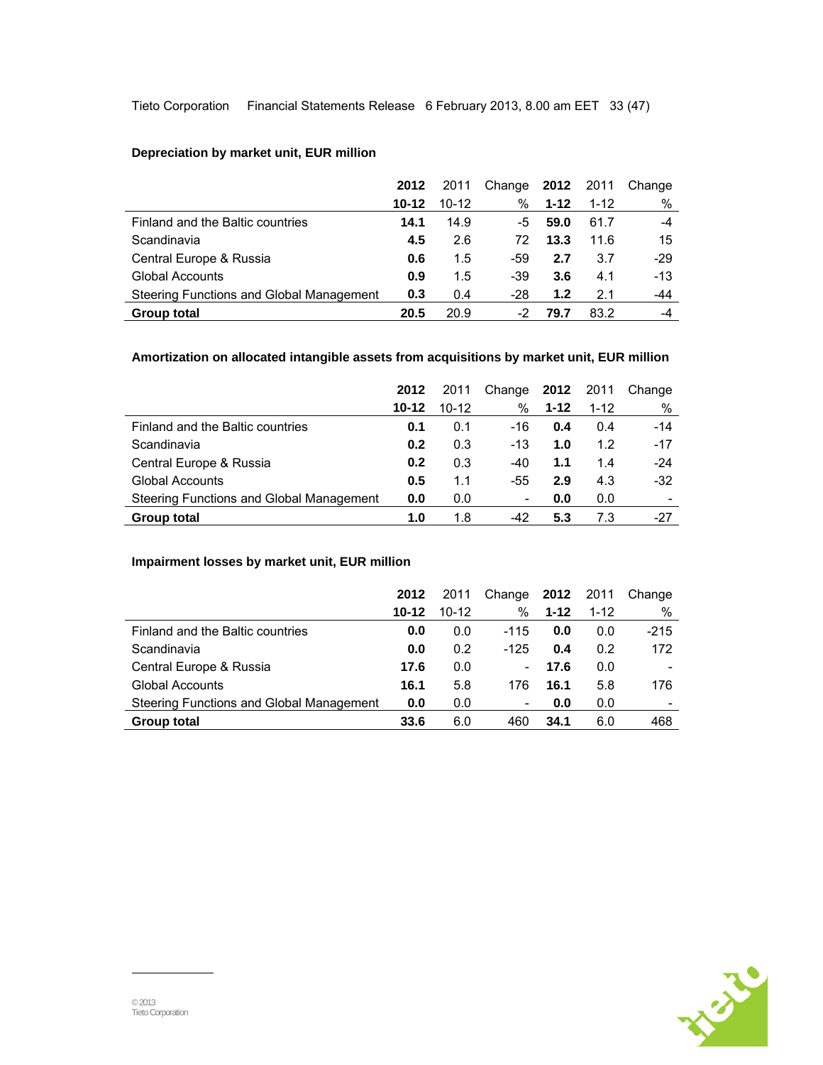**Depreciation by market unit, EUR million**

| | 2012 | 2011 | Change | 2012 | 2011 | Change |
|---|---|---|---|---|---|---|
| | 10-12 | 10-12 | % | 1-12 | 1-12 | % |
| Finland and the Baltic countries | **14.1** | 14.9 | -5 | **59.0** | 61.7 | -4 |
| Scandinavia | **4.5** | 2.6 | 72 | **13.3** | 11.6 | 15 |
| Central Europe & Russia | **0.6** | 1.5 | -59 | **2.7** | 3.7 | -29 |
| Global Accounts | **0.9** | 1.5 | -39 | **3.6** | 4.1 | -13 |
| Steering Functions and Global Management | **0.3** | 0.4 | -28 | **1.2** | 2.1 | -44 |
| **Group total** | **20.5** | 20.9 | -2 | **79.7** | 83.2 | -4 |

**Amortization on allocated intangible assets from acquisitions by market unit, EUR million**

| | 2012 | 2011 | Change | 2012 | 2011 | Change |
|---|---|---|---|---|---|---|
| | 10-12 | 10-12 | % | 1-12 | 1-12 | % |
| Finland and the Baltic countries | **0.1** | 0.1 | -16 | **0.4** | 0.4 | -14 |
| Scandinavia | **0.2** | 0.3 | -13 | **1.0** | 1.2 | -17 |
| Central Europe & Russia | **0.2** | 0.3 | -40 | **1.1** | 1.4 | -24 |
| Global Accounts | **0.5** | 1.1 | -55 | **2.9** | 4.3 | -32 |
| Steering Functions and Global Management | **0.0** | 0.0 | - | **0.0** | 0.0 | - |
| **Group total** | **1.0** | 1.8 | -42 | **5.3** | 7.3 | -27 |

**Impairment losses by market unit, EUR million**

| | 2012 | 2011 | Change | 2012 | 2011 | Change |
|---|---|---|---|---|---|---|
| | 10-12 | 10-12 | % | 1-12 | 1-12 | % |
| Finland and the Baltic countries | **0.0** | 0.0 | -115 | **0.0** | 0.0 | -215 |
| Scandinavia | **0.0** | 0.2 | -125 | **0.4** | 0.2 | 172 |
| Central Europe & Russia | **17.6** | 0.0 | - | **17.6** | 0.0 | - |
| Global Accounts | **16.1** | 5.8 | 176 | **16.1** | 5.8 | 176 |
| Steering Functions and Global Management | **0.0** | 0.0 | - | **0.0** | 0.0 | - |
| **Group total** | **33.6** | 6.0 | 460 | **34.1** | 6.0 | 468 |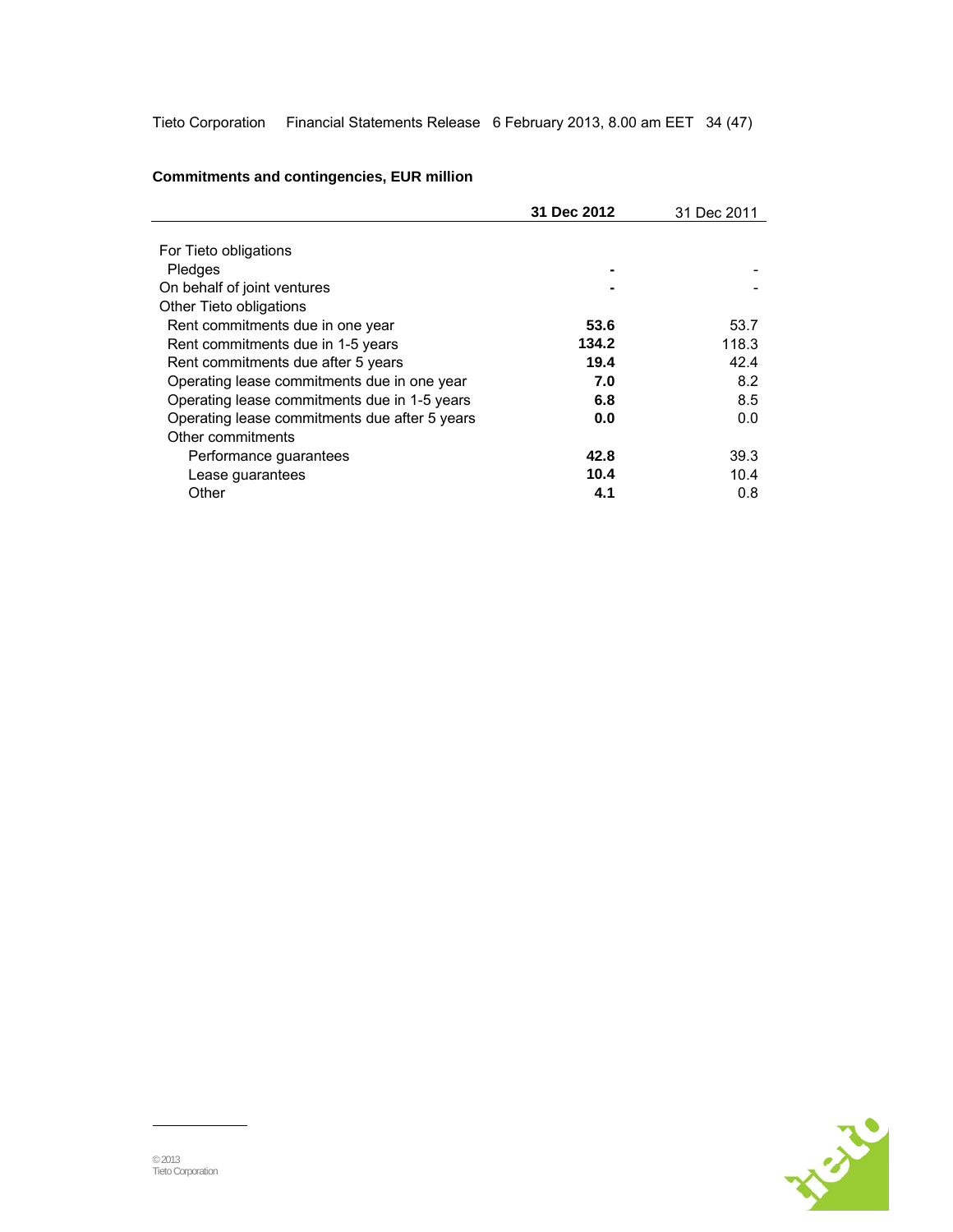**Commitments and contingencies, EUR million**

| | **31 Dec 2012** | 31 Dec 2011 |
|---|---|---|
| For Tieto obligations | | |
| Pledges | **-** | - |
| On behalf of joint ventures | **-** | - |
| Other Tieto obligations | | |
| Rent commitments due in one year | **53.6** | 53.7 |
| Rent commitments due in 1-5 years | **134.2** | 118.3 |
| Rent commitments due after 5 years | **19.4** | 42.4 |
| Operating lease commitments due in one year | **7.0** | 8.2 |
| Operating lease commitments due in 1-5 years | **6.8** | 8.5 |
| Operating lease commitments due after 5 years | **0.0** | 0.0 |
| Other commitments | | |
| Performance guarantees | **42.8** | 39.3 |
| Lease guarantees | **10.4** | 10.4 |
| Other | **4.1** | 0.8 |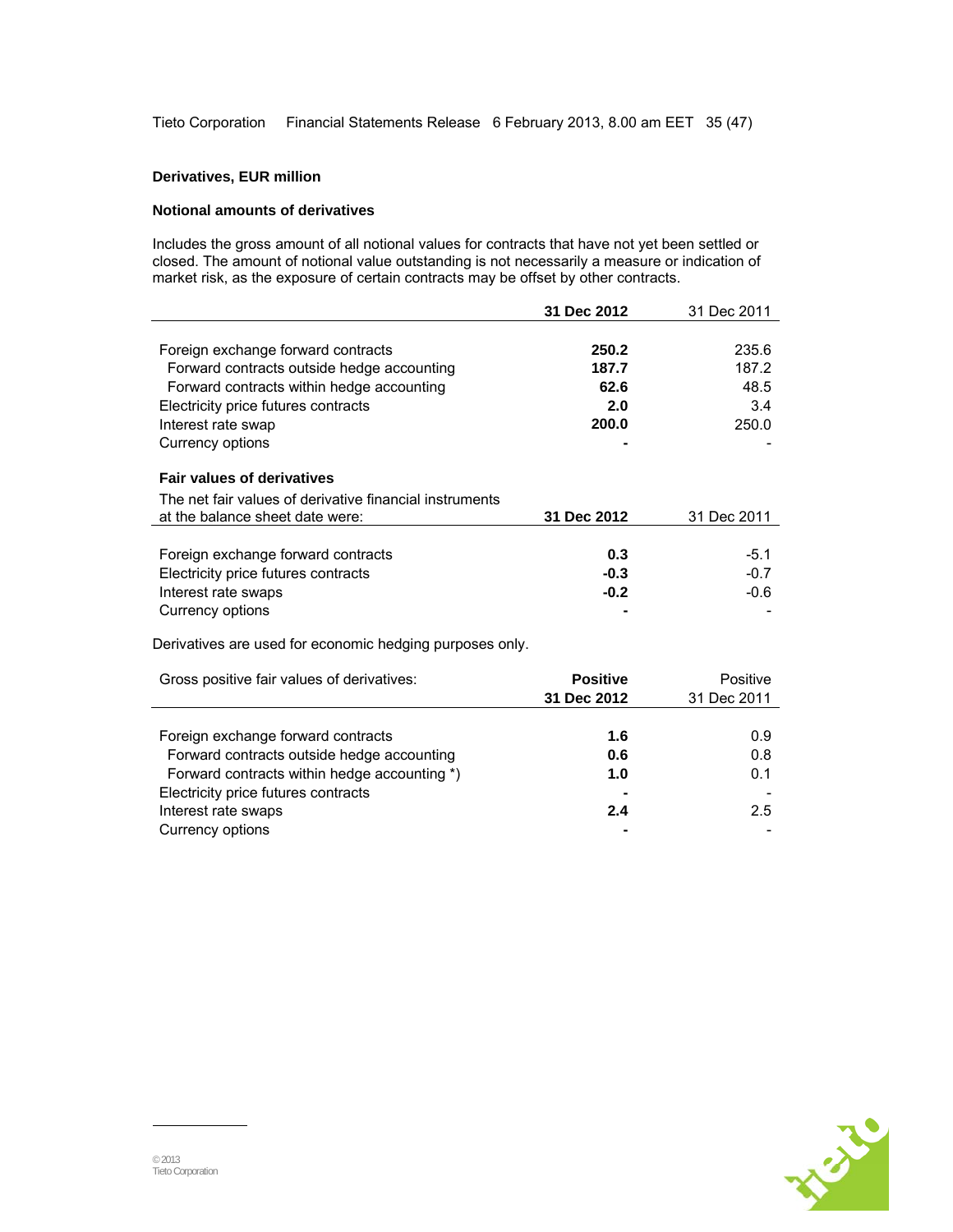**Derivatives, EUR million**

**Notional amounts of derivatives**

Includes the gross amount of all notional values for contracts that have not yet been settled or closed. The amount of notional value outstanding is not necessarily a measure or indication of market risk, as the exposure of certain contracts may be offset by other contracts.

| | **31 Dec 2012** | 31 Dec 2011 |
|---|---|---|
| Foreign exchange forward contracts | **250.2** | 235.6 |
| Forward contracts outside hedge accounting | **187.7** | 187.2 |
| Forward contracts within hedge accounting | **62.6** | 48.5 |
| Electricity price futures contracts | **2.0** | 3.4 |
| Interest rate swap | **200.0** | 250.0 |
| Currency options | **-** | - |

**Fair values of derivatives**

| The net fair values of derivative financial instruments at the balance sheet date were: | **31 Dec 2012** | 31 Dec 2011 |
|---|---|---|
| Foreign exchange forward contracts | **0.3** | -5.1 |
| Electricity price futures contracts | **-0.3** | -0.7 |
| Interest rate swaps | **-0.2** | -0.6 |
| Currency options | **-** | - |

Derivatives are used for economic hedging purposes only.

| Gross positive fair values of derivatives: | **Positive 31 Dec 2012** | Positive 31 Dec 2011 |
|---|---|---|
| Foreign exchange forward contracts | **1.6** | 0.9 |
| Forward contracts outside hedge accounting | **0.6** | 0.8 |
| Forward contracts within hedge accounting *) | **1.0** | 0.1 |
| Electricity price futures contracts | **-** | - |
| Interest rate swaps | **2.4** | 2.5 |
| Currency options | **-** | - |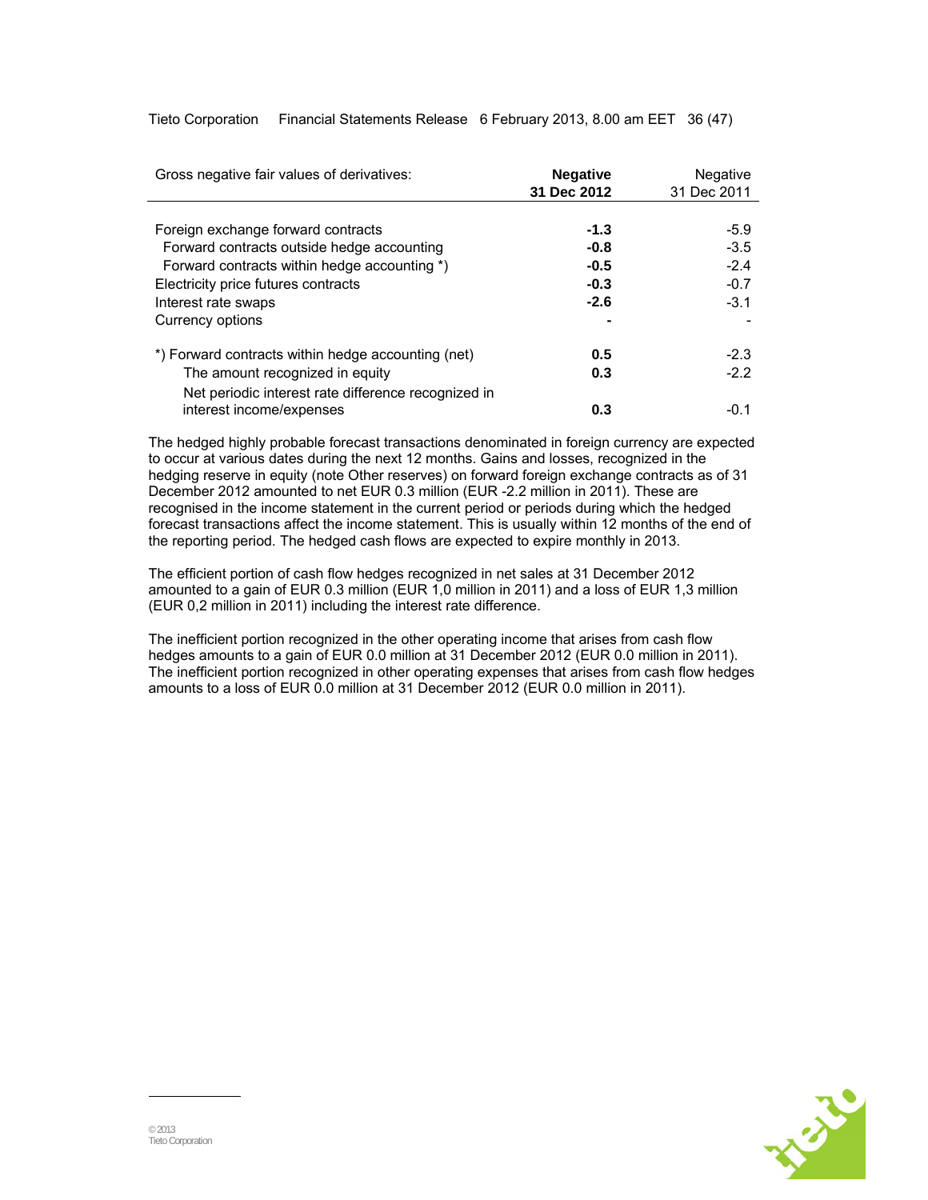| Gross negative fair values of derivatives: | **Negative 31 Dec 2012** | Negative 31 Dec 2011 |
|---|---|---|
| Foreign exchange forward contracts | **-1.3** | -5.9 |
| Forward contracts outside hedge accounting | **-0.8** | -3.5 |
| Forward contracts within hedge accounting *) | **-0.5** | -2.4 |
| Electricity price futures contracts | **-0.3** | -0.7 |
| Interest rate swaps | **-2.6** | -3.1 |
| Currency options | **-** | - |
| | | |
| *) Forward contracts within hedge accounting (net) | **0.5** | -2.3 |
| The amount recognized in equity | **0.3** | -2.2 |
| Net periodic interest rate difference recognized in interest income/expenses | **0.3** | -0.1 |

The hedged highly probable forecast transactions denominated in foreign currency are expected to occur at various dates during the next 12 months. Gains and losses, recognized in the hedging reserve in equity (note Other reserves) on forward foreign exchange contracts as of 31 December 2012 amounted to net EUR 0.3 million (EUR -2.2 million in 2011). These are recognised in the income statement in the current period or periods during which the hedged forecast transactions affect the income statement. This is usually within 12 months of the end of the reporting period. The hedged cash flows are expected to expire monthly in 2013.

The efficient portion of cash flow hedges recognized in net sales at 31 December 2012 amounted to a gain of EUR 0.3 million (EUR 1,0 million in 2011) and a loss of EUR 1,3 million (EUR 0,2 million in 2011) including the interest rate difference.

The inefficient portion recognized in the other operating income that arises from cash flow hedges amounts to a gain of EUR 0.0 million at 31 December 2012 (EUR 0.0 million in 2011). The inefficient portion recognized in other operating expenses that arises from cash flow hedges amounts to a loss of EUR 0.0 million at 31 December 2012 (EUR 0.0 million in 2011).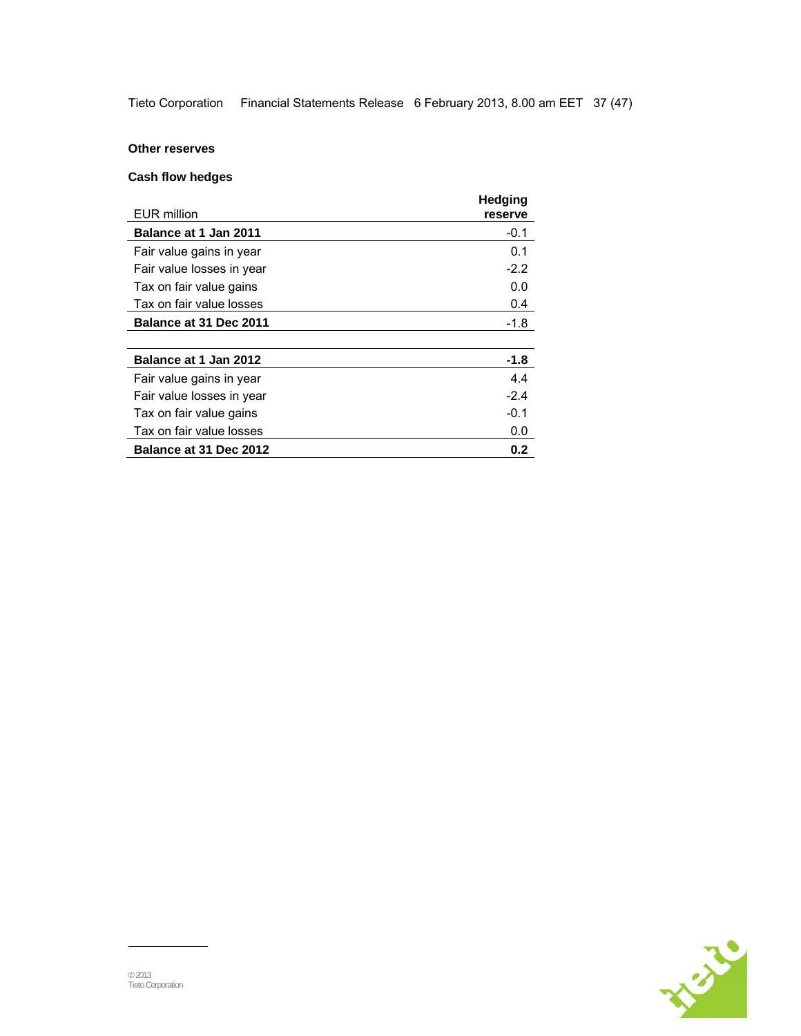**Other reserves**

**Cash flow hedges**

| EUR million | Hedging reserve |
|---|---|
| **Balance at 1 Jan 2011** | -0.1 |
| Fair value gains in year | 0.1 |
| Fair value losses in year | -2.2 |
| Tax on fair value gains | 0.0 |
| Tax on fair value losses | 0.4 |
| **Balance at 31 Dec 2011** | -1.8 |
| | |
| **Balance at 1 Jan 2012** | **-1.8** |
| Fair value gains in year | 4.4 |
| Fair value losses in year | -2.4 |
| Tax on fair value gains | -0.1 |
| Tax on fair value losses | 0.0 |
| **Balance at 31 Dec 2012** | **0.2** |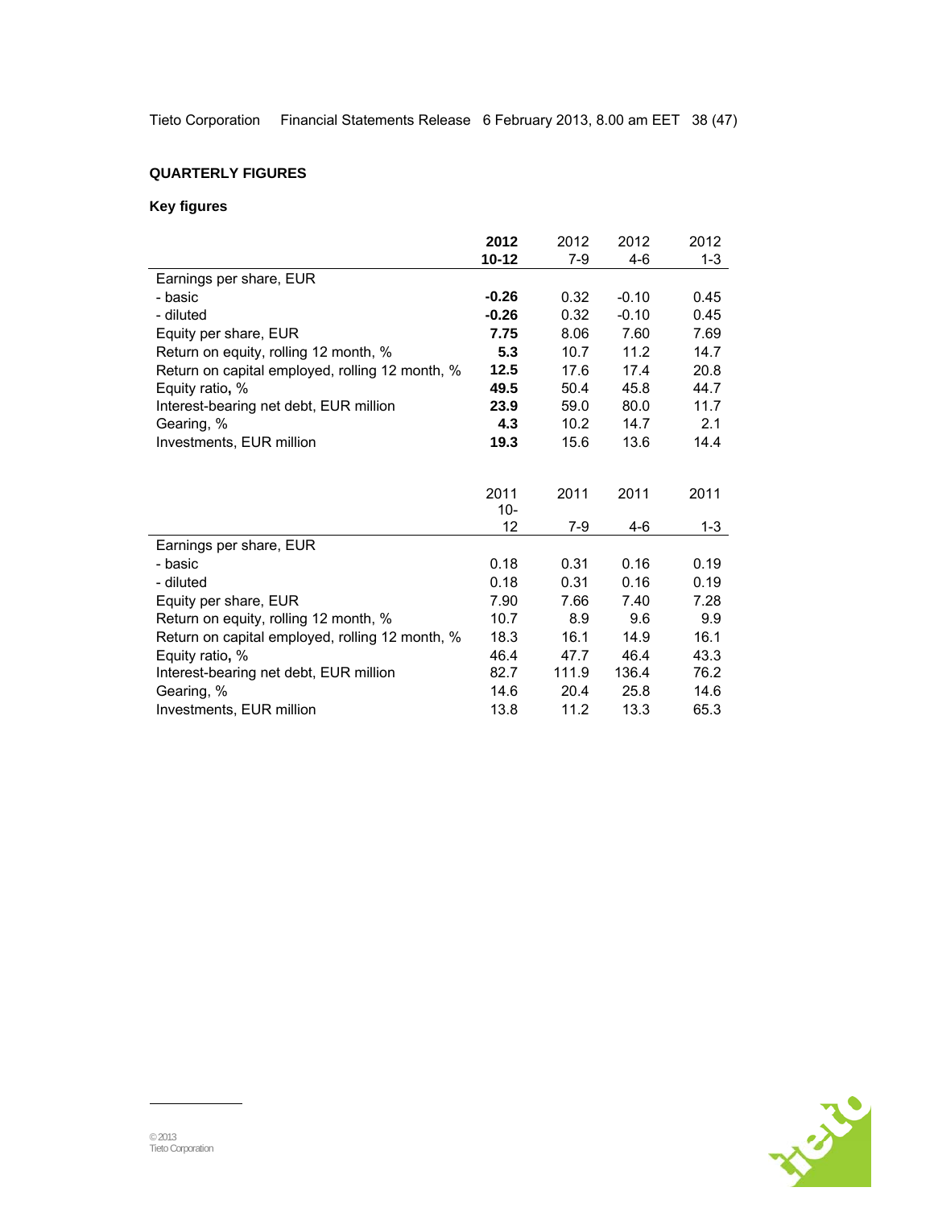## QUARTERLY FIGURES

### Key figures

| | **2012 10-12** | 2012 7-9 | 2012 4-6 | 2012 1-3 |
|---|---|---|---|---|
| Earnings per share, EUR | | | | |
| - basic | **-0.26** | 0.32 | -0.10 | 0.45 |
| - diluted | **-0.26** | 0.32 | -0.10 | 0.45 |
| Equity per share, EUR | **7.75** | 8.06 | 7.60 | 7.69 |
| Return on equity, rolling 12 month, % | **5.3** | 10.7 | 11.2 | 14.7 |
| Return on capital employed, rolling 12 month, % | **12.5** | 17.6 | 17.4 | 20.8 |
| Equity ratio, % | **49.5** | 50.4 | 45.8 | 44.7 |
| Interest-bearing net debt, EUR million | **23.9** | 59.0 | 80.0 | 11.7 |
| Gearing, % | **4.3** | 10.2 | 14.7 | 2.1 |
| Investments, EUR million | **19.3** | 15.6 | 13.6 | 14.4 |

| | 2011 10-12 | 2011 7-9 | 2011 4-6 | 2011 1-3 |
|---|---|---|---|---|
| Earnings per share, EUR | | | | |
| - basic | 0.18 | 0.31 | 0.16 | 0.19 |
| - diluted | 0.18 | 0.31 | 0.16 | 0.19 |
| Equity per share, EUR | 7.90 | 7.66 | 7.40 | 7.28 |
| Return on equity, rolling 12 month, % | 10.7 | 8.9 | 9.6 | 9.9 |
| Return on capital employed, rolling 12 month, % | 18.3 | 16.1 | 14.9 | 16.1 |
| Equity ratio, % | 46.4 | 47.7 | 46.4 | 43.3 |
| Interest-bearing net debt, EUR million | 82.7 | 111.9 | 136.4 | 76.2 |
| Gearing, % | 14.6 | 20.4 | 25.8 | 14.6 |
| Investments, EUR million | 13.8 | 11.2 | 13.3 | 65.3 |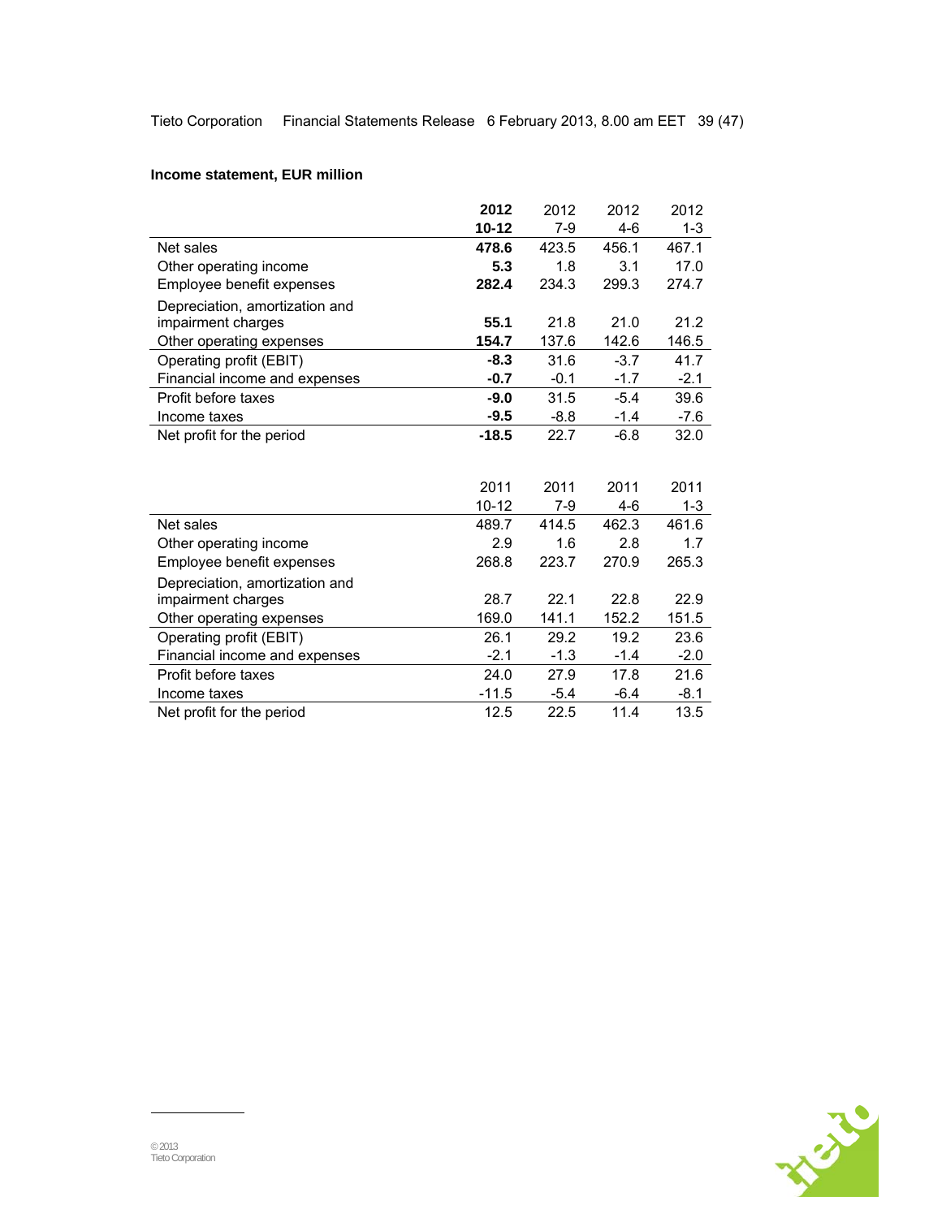**Income statement, EUR million**

| | **2012 10-12** | 2012 7-9 | 2012 4-6 | 2012 1-3 |
|---|---|---|---|---|
| Net sales | **478.6** | 423.5 | 456.1 | 467.1 |
| Other operating income | **5.3** | 1.8 | 3.1 | 17.0 |
| Employee benefit expenses | **282.4** | 234.3 | 299.3 | 274.7 |
| Depreciation, amortization and impairment charges | **55.1** | 21.8 | 21.0 | 21.2 |
| Other operating expenses | **154.7** | 137.6 | 142.6 | 146.5 |
| Operating profit (EBIT) | **-8.3** | 31.6 | -3.7 | 41.7 |
| Financial income and expenses | **-0.7** | -0.1 | -1.7 | -2.1 |
| Profit before taxes | **-9.0** | 31.5 | -5.4 | 39.6 |
| Income taxes | **-9.5** | -8.8 | -1.4 | -7.6 |
| Net profit for the period | **-18.5** | 22.7 | -6.8 | 32.0 |

| | 2011 10-12 | 2011 7-9 | 2011 4-6 | 2011 1-3 |
|---|---|---|---|---|
| Net sales | 489.7 | 414.5 | 462.3 | 461.6 |
| Other operating income | 2.9 | 1.6 | 2.8 | 1.7 |
| Employee benefit expenses | 268.8 | 223.7 | 270.9 | 265.3 |
| Depreciation, amortization and impairment charges | 28.7 | 22.1 | 22.8 | 22.9 |
| Other operating expenses | 169.0 | 141.1 | 152.2 | 151.5 |
| Operating profit (EBIT) | 26.1 | 29.2 | 19.2 | 23.6 |
| Financial income and expenses | -2.1 | -1.3 | -1.4 | -2.0 |
| Profit before taxes | 24.0 | 27.9 | 17.8 | 21.6 |
| Income taxes | -11.5 | -5.4 | -6.4 | -8.1 |
| Net profit for the period | 12.5 | 22.5 | 11.4 | 13.5 |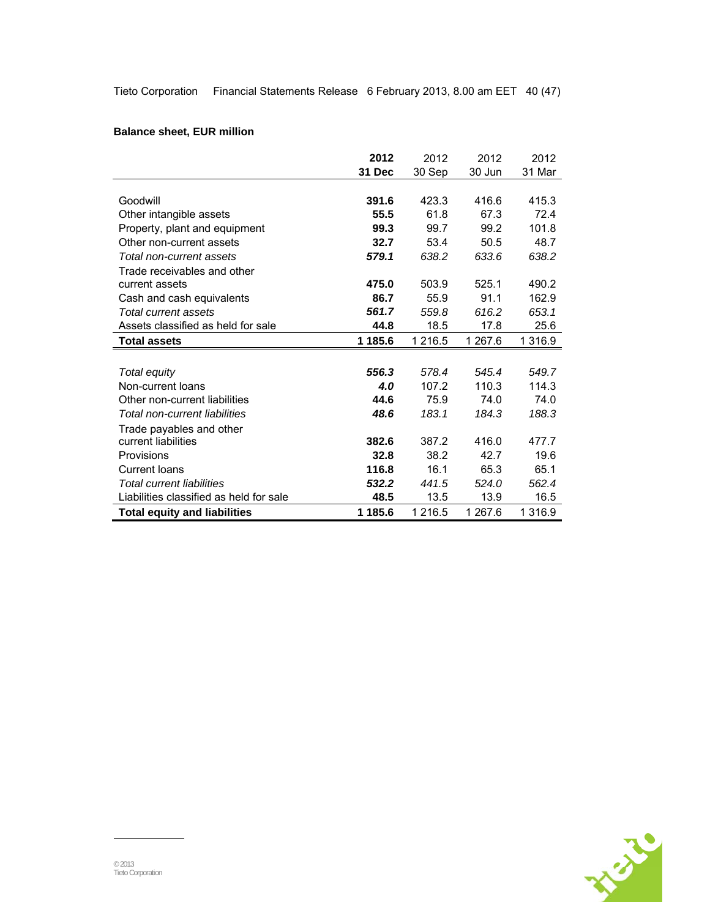**Balance sheet, EUR million**

| | **2012 31 Dec** | 2012 30 Sep | 2012 30 Jun | 2012 31 Mar |
|---|---|---|---|---|
| Goodwill | **391.6** | 423.3 | 416.6 | 415.3 |
| Other intangible assets | **55.5** | 61.8 | 67.3 | 72.4 |
| Property, plant and equipment | **99.3** | 99.7 | 99.2 | 101.8 |
| Other non-current assets | **32.7** | 53.4 | 50.5 | 48.7 |
| *Total non-current assets* | ***579.1*** | *638.2* | *633.6* | *638.2* |
| Trade receivables and other current assets | **475.0** | 503.9 | 525.1 | 490.2 |
| Cash and cash equivalents | **86.7** | 55.9 | 91.1 | 162.9 |
| *Total current assets* | ***561.7*** | *559.8* | *616.2* | *653.1* |
| Assets classified as held for sale | **44.8** | 18.5 | 17.8 | 25.6 |
| **Total assets** | **1 185.6** | 1 216.5 | 1 267.6 | 1 316.9 |
| | | | | |
| *Total equity* | ***556.3*** | *578.4* | *545.4* | *549.7* |
| Non-current loans | ***4.0*** | 107.2 | 110.3 | 114.3 |
| Other non-current liabilities | **44.6** | 75.9 | 74.0 | 74.0 |
| *Total non-current liabilities* | ***48.6*** | *183.1* | *184.3* | *188.3* |
| Trade payables and other current liabilities | **382.6** | 387.2 | 416.0 | 477.7 |
| Provisions | **32.8** | 38.2 | 42.7 | 19.6 |
| Current loans | **116.8** | 16.1 | 65.3 | 65.1 |
| *Total current liabilities* | ***532.2*** | *441.5* | *524.0* | *562.4* |
| Liabilities classified as held for sale | **48.5** | 13.5 | 13.9 | 16.5 |
| **Total equity and liabilities** | **1 185.6** | 1 216.5 | 1 267.6 | 1 316.9 |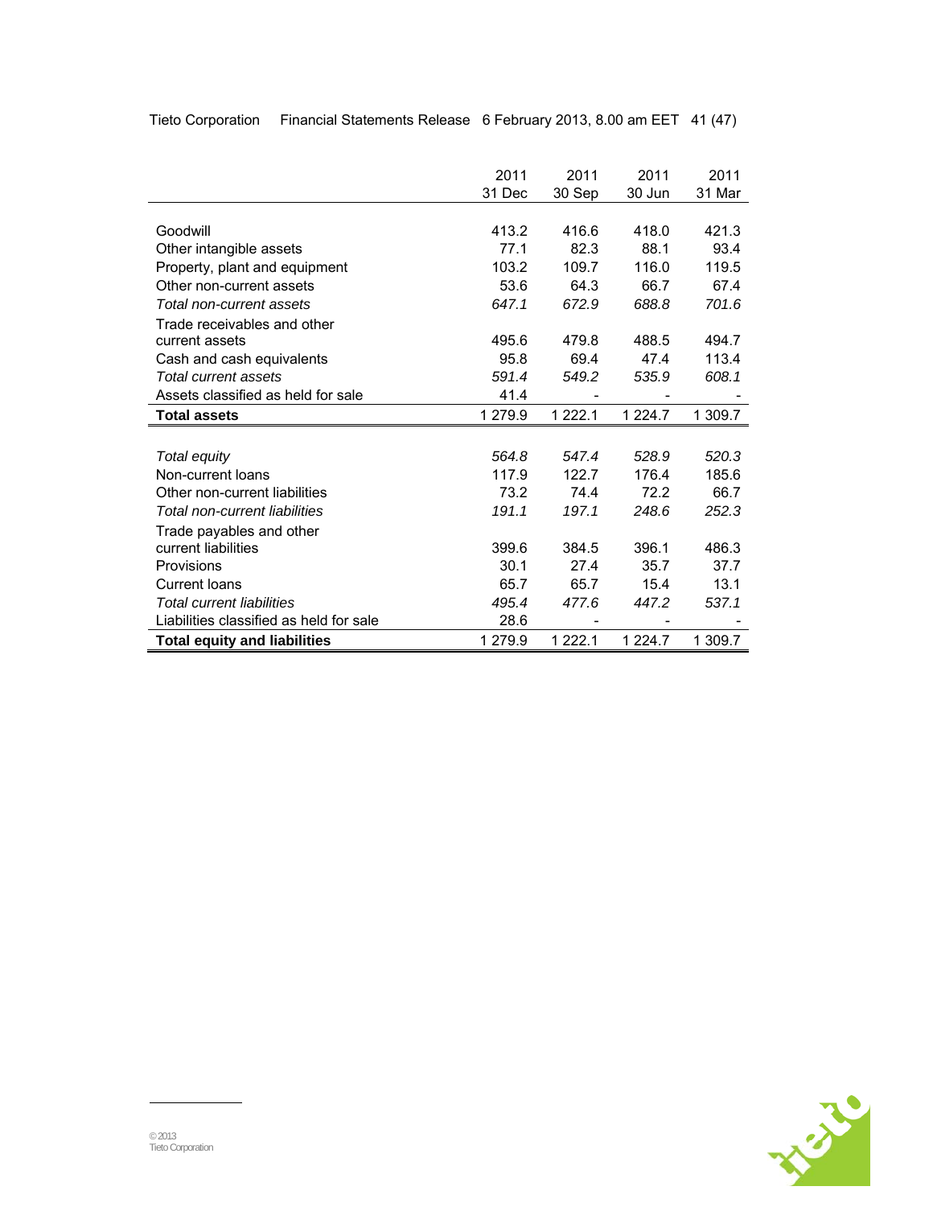| | 2011 31 Dec | 2011 30 Sep | 2011 30 Jun | 2011 31 Mar |
|---|---|---|---|---|
| Goodwill | 413.2 | 416.6 | 418.0 | 421.3 |
| Other intangible assets | 77.1 | 82.3 | 88.1 | 93.4 |
| Property, plant and equipment | 103.2 | 109.7 | 116.0 | 119.5 |
| Other non-current assets | 53.6 | 64.3 | 66.7 | 67.4 |
| *Total non-current assets* | *647.1* | *672.9* | *688.8* | *701.6* |
| Trade receivables and other current assets | 495.6 | 479.8 | 488.5 | 494.7 |
| Cash and cash equivalents | 95.8 | 69.4 | 47.4 | 113.4 |
| *Total current assets* | *591.4* | *549.2* | *535.9* | *608.1* |
| Assets classified as held for sale | 41.4 | - | - | - |
| **Total assets** | 1 279.9 | 1 222.1 | 1 224.7 | 1 309.7 |
| | | | | |
| *Total equity* | *564.8* | *547.4* | *528.9* | *520.3* |
| Non-current loans | 117.9 | 122.7 | 176.4 | 185.6 |
| Other non-current liabilities | 73.2 | 74.4 | 72.2 | 66.7 |
| *Total non-current liabilities* | *191.1* | *197.1* | *248.6* | *252.3* |
| Trade payables and other current liabilities | 399.6 | 384.5 | 396.1 | 486.3 |
| Provisions | 30.1 | 27.4 | 35.7 | 37.7 |
| Current loans | 65.7 | 65.7 | 15.4 | 13.1 |
| *Total current liabilities* | *495.4* | *477.6* | *447.2* | *537.1* |
| Liabilities classified as held for sale | 28.6 | - | - | - |
| **Total equity and liabilities** | 1 279.9 | 1 222.1 | 1 224.7 | 1 309.7 |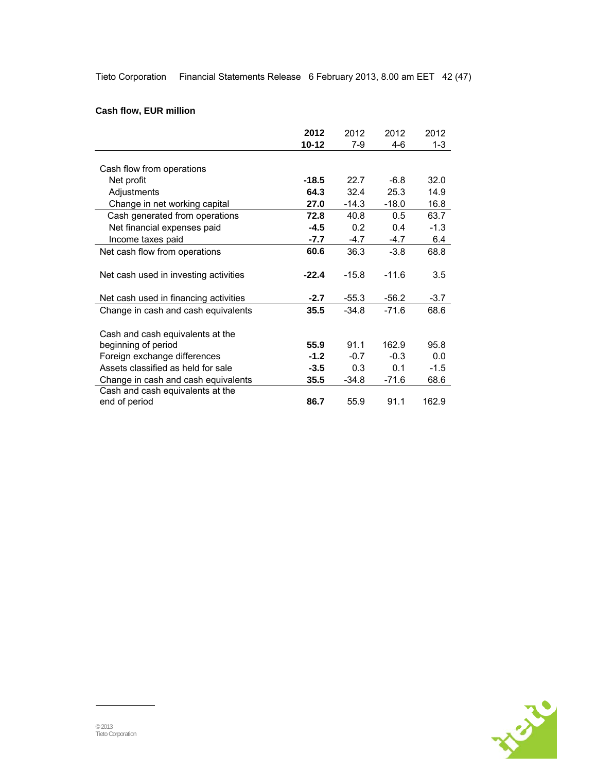**Cash flow, EUR million**

| | **2012 10-12** | 2012 7-9 | 2012 4-6 | 2012 1-3 |
|---|---|---|---|---|
| Cash flow from operations | | | | |
| Net profit | **-18.5** | 22.7 | -6.8 | 32.0 |
| Adjustments | **64.3** | 32.4 | 25.3 | 14.9 |
| Change in net working capital | **27.0** | -14.3 | -18.0 | 16.8 |
| Cash generated from operations | **72.8** | 40.8 | 0.5 | 63.7 |
| Net financial expenses paid | **-4.5** | 0.2 | 0.4 | -1.3 |
| Income taxes paid | **-7.7** | -4.7 | -4.7 | 6.4 |
| Net cash flow from operations | **60.6** | 36.3 | -3.8 | 68.8 |
| Net cash used in investing activities | **-22.4** | -15.8 | -11.6 | 3.5 |
| Net cash used in financing activities | **-2.7** | -55.3 | -56.2 | -3.7 |
| Change in cash and cash equivalents | **35.5** | -34.8 | -71.6 | 68.6 |
| Cash and cash equivalents at the beginning of period | **55.9** | 91.1 | 162.9 | 95.8 |
| Foreign exchange differences | **-1.2** | -0.7 | -0.3 | 0.0 |
| Assets classified as held for sale | **-3.5** | 0.3 | 0.1 | -1.5 |
| Change in cash and cash equivalents | **35.5** | -34.8 | -71.6 | 68.6 |
| Cash and cash equivalents at the end of period | **86.7** | 55.9 | 91.1 | 162.9 |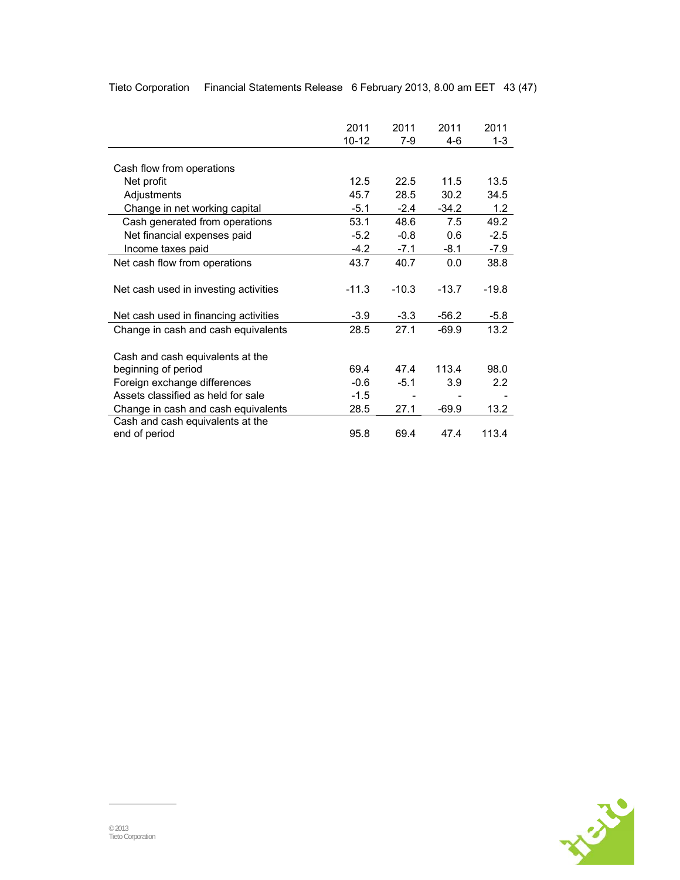| | 2011 10-12 | 2011 7-9 | 2011 4-6 | 2011 1-3 |
|---|---|---|---|---|
| Cash flow from operations | | | | |
| Net profit | 12.5 | 22.5 | 11.5 | 13.5 |
| Adjustments | 45.7 | 28.5 | 30.2 | 34.5 |
| Change in net working capital | -5.1 | -2.4 | -34.2 | 1.2 |
| Cash generated from operations | 53.1 | 48.6 | 7.5 | 49.2 |
| Net financial expenses paid | -5.2 | -0.8 | 0.6 | -2.5 |
| Income taxes paid | -4.2 | -7.1 | -8.1 | -7.9 |
| Net cash flow from operations | 43.7 | 40.7 | 0.0 | 38.8 |
| Net cash used in investing activities | -11.3 | -10.3 | -13.7 | -19.8 |
| Net cash used in financing activities | -3.9 | -3.3 | -56.2 | -5.8 |
| Change in cash and cash equivalents | 28.5 | 27.1 | -69.9 | 13.2 |
| Cash and cash equivalents at the beginning of period | 69.4 | 47.4 | 113.4 | 98.0 |
| Foreign exchange differences | -0.6 | -5.1 | 3.9 | 2.2 |
| Assets classified as held for sale | -1.5 | - | - | - |
| Change in cash and cash equivalents | 28.5 | 27.1 | -69.9 | 13.2 |
| Cash and cash equivalents at the end of period | 95.8 | 69.4 | 47.4 | 113.4 |

© 2013
Tieto Corporation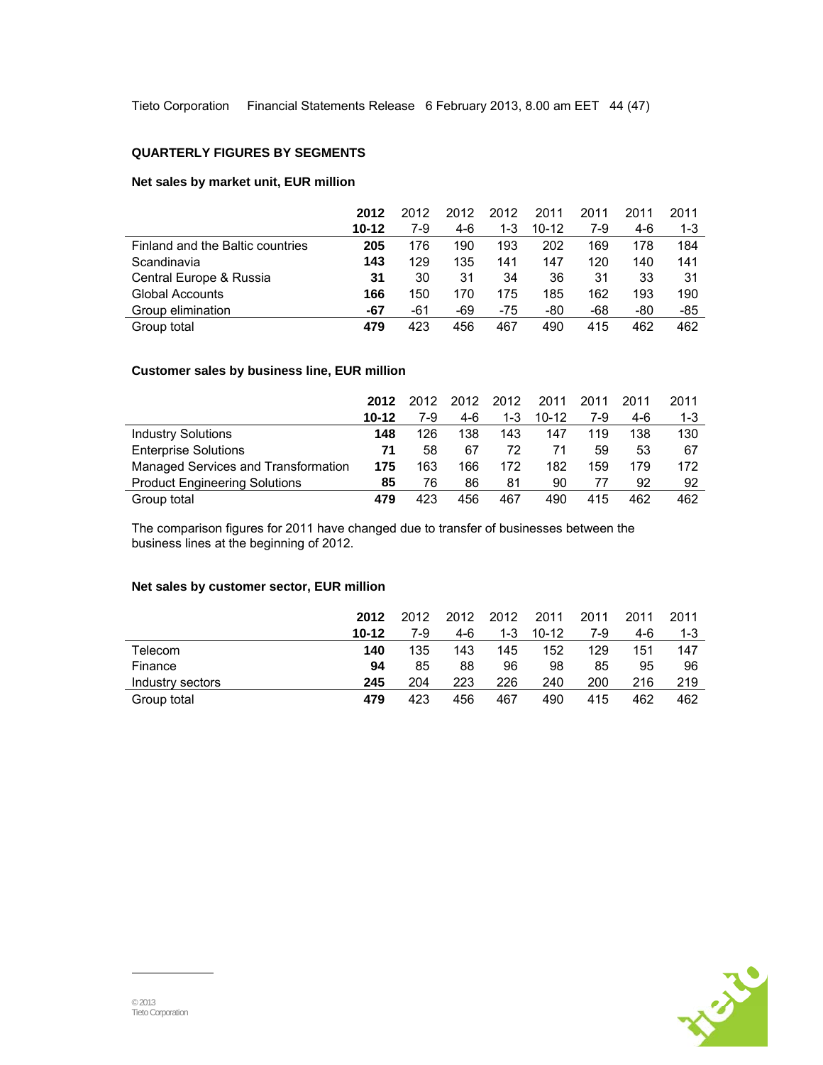## QUARTERLY FIGURES BY SEGMENTS

### Net sales by market unit, EUR million

| | **2012 10-12** | 2012 7-9 | 2012 4-6 | 2012 1-3 | 2011 10-12 | 2011 7-9 | 2011 4-6 | 2011 1-3 |
|---|---|---|---|---|---|---|---|---|
| Finland and the Baltic countries | **205** | 176 | 190 | 193 | 202 | 169 | 178 | 184 |
| Scandinavia | **143** | 129 | 135 | 141 | 147 | 120 | 140 | 141 |
| Central Europe & Russia | **31** | 30 | 31 | 34 | 36 | 31 | 33 | 31 |
| Global Accounts | **166** | 150 | 170 | 175 | 185 | 162 | 193 | 190 |
| Group elimination | **-67** | -61 | -69 | -75 | -80 | -68 | -80 | -85 |
| Group total | **479** | 423 | 456 | 467 | 490 | 415 | 462 | 462 |

### Customer sales by business line, EUR million

| | **2012 10-12** | 2012 7-9 | 2012 4-6 | 2012 1-3 | 2011 10-12 | 2011 7-9 | 2011 4-6 | 2011 1-3 |
|---|---|---|---|---|---|---|---|---|
| Industry Solutions | **148** | 126 | 138 | 143 | 147 | 119 | 138 | 130 |
| Enterprise Solutions | **71** | 58 | 67 | 72 | 71 | 59 | 53 | 67 |
| Managed Services and Transformation | **175** | 163 | 166 | 172 | 182 | 159 | 179 | 172 |
| Product Engineering Solutions | **85** | 76 | 86 | 81 | 90 | 77 | 92 | 92 |
| Group total | **479** | 423 | 456 | 467 | 490 | 415 | 462 | 462 |

The comparison figures for 2011 have changed due to transfer of businesses between the business lines at the beginning of 2012.

### Net sales by customer sector, EUR million

| | **2012 10-12** | 2012 7-9 | 2012 4-6 | 2012 1-3 | 2011 10-12 | 2011 7-9 | 2011 4-6 | 2011 1-3 |
|---|---|---|---|---|---|---|---|---|
| Telecom | **140** | 135 | 143 | 145 | 152 | 129 | 151 | 147 |
| Finance | **94** | 85 | 88 | 96 | 98 | 85 | 95 | 96 |
| Industry sectors | **245** | 204 | 223 | 226 | 240 | 200 | 216 | 219 |
| Group total | **479** | 423 | 456 | 467 | 490 | 415 | 462 | 462 |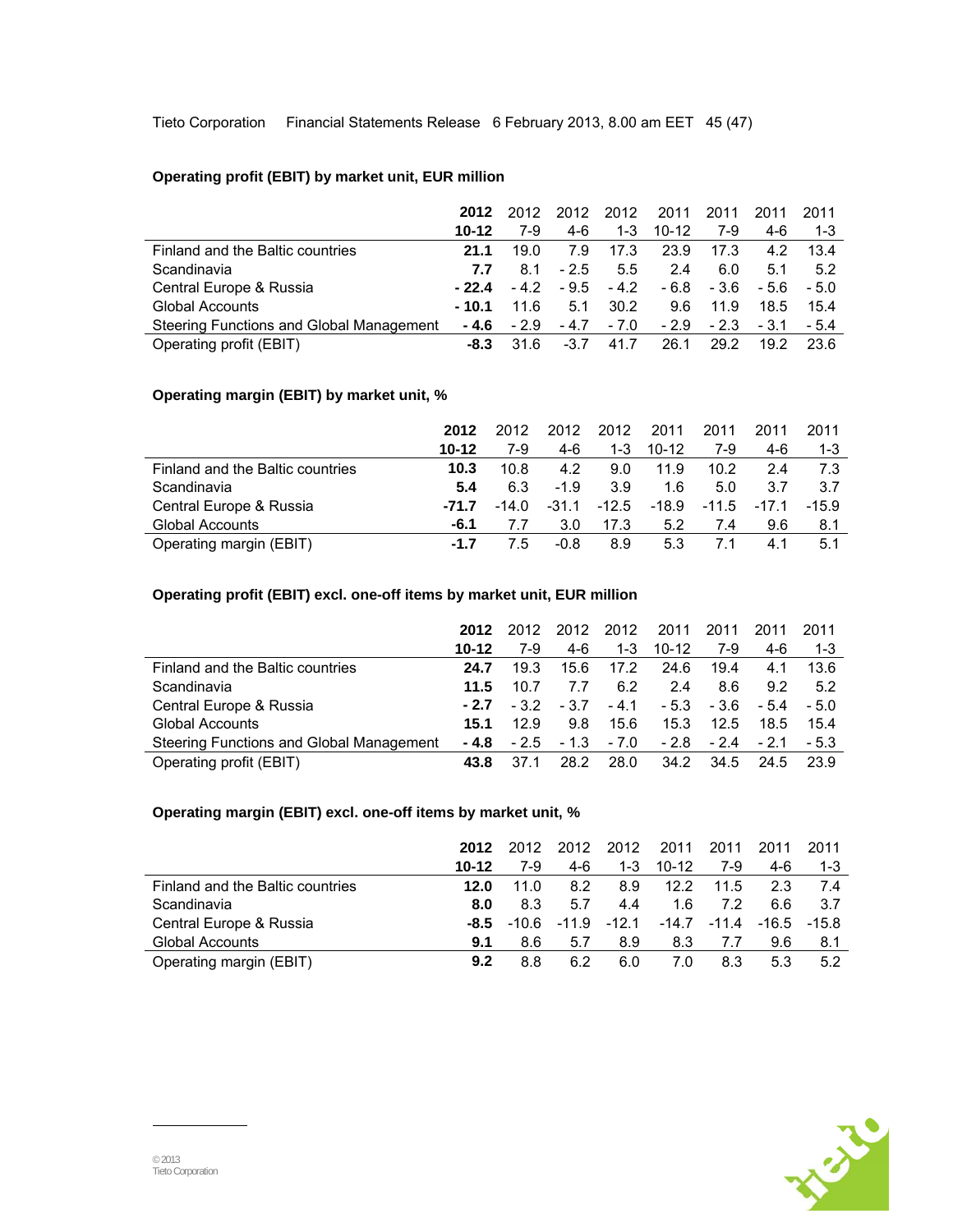### Operating profit (EBIT) by market unit, EUR million

| | **2012 10-12** | 2012 7-9 | 2012 4-6 | 2012 1-3 | 2011 10-12 | 2011 7-9 | 2011 4-6 | 2011 1-3 |
|---|---|---|---|---|---|---|---|---|
| Finland and the Baltic countries | **21.1** | 19.0 | 7.9 | 17.3 | 23.9 | 17.3 | 4.2 | 13.4 |
| Scandinavia | **7.7** | 8.1 | - 2.5 | 5.5 | 2.4 | 6.0 | 5.1 | 5.2 |
| Central Europe & Russia | **- 22.4** | - 4.2 | - 9.5 | - 4.2 | - 6.8 | - 3.6 | - 5.6 | - 5.0 |
| Global Accounts | **- 10.1** | 11.6 | 5.1 | 30.2 | 9.6 | 11.9 | 18.5 | 15.4 |
| Steering Functions and Global Management | **- 4.6** | - 2.9 | - 4.7 | - 7.0 | - 2.9 | - 2.3 | - 3.1 | - 5.4 |
| Operating profit (EBIT) | **-8.3** | 31.6 | -3.7 | 41.7 | 26.1 | 29.2 | 19.2 | 23.6 |

### Operating margin (EBIT) by market unit, %

| | **2012 10-12** | 2012 7-9 | 2012 4-6 | 2012 1-3 | 2011 10-12 | 2011 7-9 | 2011 4-6 | 2011 1-3 |
|---|---|---|---|---|---|---|---|---|
| Finland and the Baltic countries | **10.3** | 10.8 | 4.2 | 9.0 | 11.9 | 10.2 | 2.4 | 7.3 |
| Scandinavia | **5.4** | 6.3 | -1.9 | 3.9 | 1.6 | 5.0 | 3.7 | 3.7 |
| Central Europe & Russia | **-71.7** | -14.0 | -31.1 | -12.5 | -18.9 | -11.5 | -17.1 | -15.9 |
| Global Accounts | **-6.1** | 7.7 | 3.0 | 17.3 | 5.2 | 7.4 | 9.6 | 8.1 |
| Operating margin (EBIT) | **-1.7** | 7.5 | -0.8 | 8.9 | 5.3 | 7.1 | 4.1 | 5.1 |

### Operating profit (EBIT) excl. one-off items by market unit, EUR million

| | **2012 10-12** | 2012 7-9 | 2012 4-6 | 2012 1-3 | 2011 10-12 | 2011 7-9 | 2011 4-6 | 2011 1-3 |
|---|---|---|---|---|---|---|---|---|
| Finland and the Baltic countries | **24.7** | 19.3 | 15.6 | 17.2 | 24.6 | 19.4 | 4.1 | 13.6 |
| Scandinavia | **11.5** | 10.7 | 7.7 | 6.2 | 2.4 | 8.6 | 9.2 | 5.2 |
| Central Europe & Russia | **- 2.7** | - 3.2 | - 3.7 | - 4.1 | - 5.3 | - 3.6 | - 5.4 | - 5.0 |
| Global Accounts | **15.1** | 12.9 | 9.8 | 15.6 | 15.3 | 12.5 | 18.5 | 15.4 |
| Steering Functions and Global Management | **- 4.8** | - 2.5 | - 1.3 | - 7.0 | - 2.8 | - 2.4 | - 2.1 | - 5.3 |
| Operating profit (EBIT) | **43.8** | 37.1 | 28.2 | 28.0 | 34.2 | 34.5 | 24.5 | 23.9 |

### Operating margin (EBIT) excl. one-off items by market unit, %

| | **2012 10-12** | 2012 7-9 | 2012 4-6 | 2012 1-3 | 2011 10-12 | 2011 7-9 | 2011 4-6 | 2011 1-3 |
|---|---|---|---|---|---|---|---|---|
| Finland and the Baltic countries | **12.0** | 11.0 | 8.2 | 8.9 | 12.2 | 11.5 | 2.3 | 7.4 |
| Scandinavia | **8.0** | 8.3 | 5.7 | 4.4 | 1.6 | 7.2 | 6.6 | 3.7 |
| Central Europe & Russia | **-8.5** | -10.6 | -11.9 | -12.1 | -14.7 | -11.4 | -16.5 | -15.8 |
| Global Accounts | **9.1** | 8.6 | 5.7 | 8.9 | 8.3 | 7.7 | 9.6 | 8.1 |
| Operating margin (EBIT) | **9.2** | 8.8 | 6.2 | 6.0 | 7.0 | 8.3 | 5.3 | 5.2 |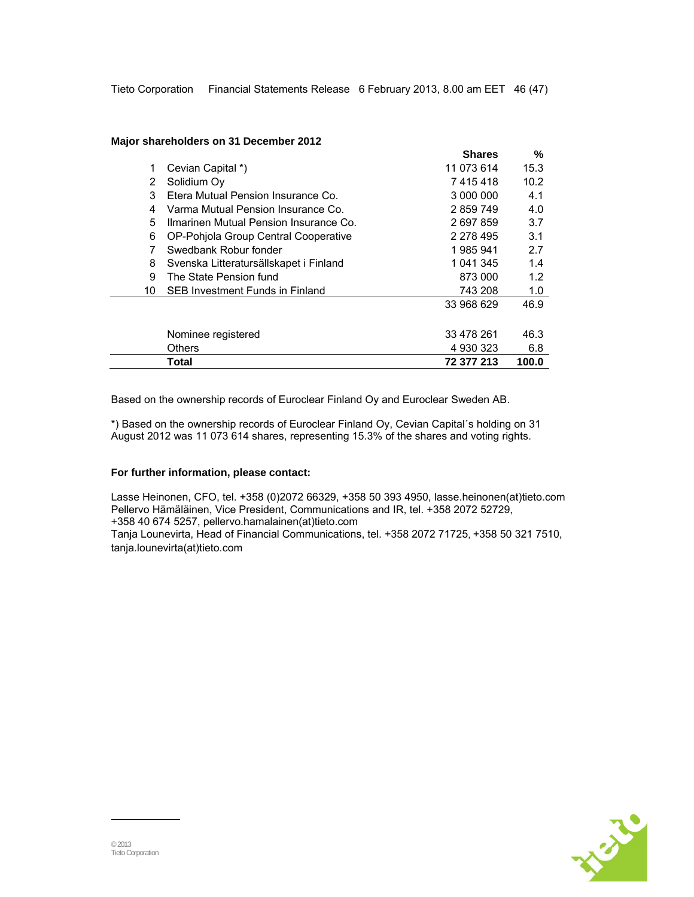**Major shareholders on 31 December 2012**

| | | Shares | % |
|---|---|---|---|
| 1 | Cevian Capital *) | 11 073 614 | 15.3 |
| 2 | Solidium Oy | 7 415 418 | 10.2 |
| 3 | Etera Mutual Pension Insurance Co. | 3 000 000 | 4.1 |
| 4 | Varma Mutual Pension Insurance Co. | 2 859 749 | 4.0 |
| 5 | Ilmarinen Mutual Pension Insurance Co. | 2 697 859 | 3.7 |
| 6 | OP-Pohjola Group Central Cooperative | 2 278 495 | 3.1 |
| 7 | Swedbank Robur fonder | 1 985 941 | 2.7 |
| 8 | Svenska Litteratursällskapet i Finland | 1 041 345 | 1.4 |
| 9 | The State Pension fund | 873 000 | 1.2 |
| 10 | SEB Investment Funds in Finland | 743 208 | 1.0 |
| | | 33 968 629 | 46.9 |
| | | | |
| | Nominee registered | 33 478 261 | 46.3 |
| | Others | 4 930 323 | 6.8 |
| | **Total** | **72 377 213** | **100.0** |

Based on the ownership records of Euroclear Finland Oy and Euroclear Sweden AB.

*) Based on the ownership records of Euroclear Finland Oy, Cevian Capital´s holding on 31 August 2012 was 11 073 614 shares, representing 15.3% of the shares and voting rights.

**For further information, please contact:**

Lasse Heinonen, CFO, tel. +358 (0)2072 66329, +358 50 393 4950, lasse.heinonen(at)tieto.com
Pellervo Hämäläinen, Vice President, Communications and IR, tel. +358 2072 52729,
+358 40 674 5257, pellervo.hamalainen(at)tieto.com
Tanja Lounevirta, Head of Financial Communications, tel. +358 2072 71725, +358 50 321 7510,
tanja.lounevirta(at)tieto.com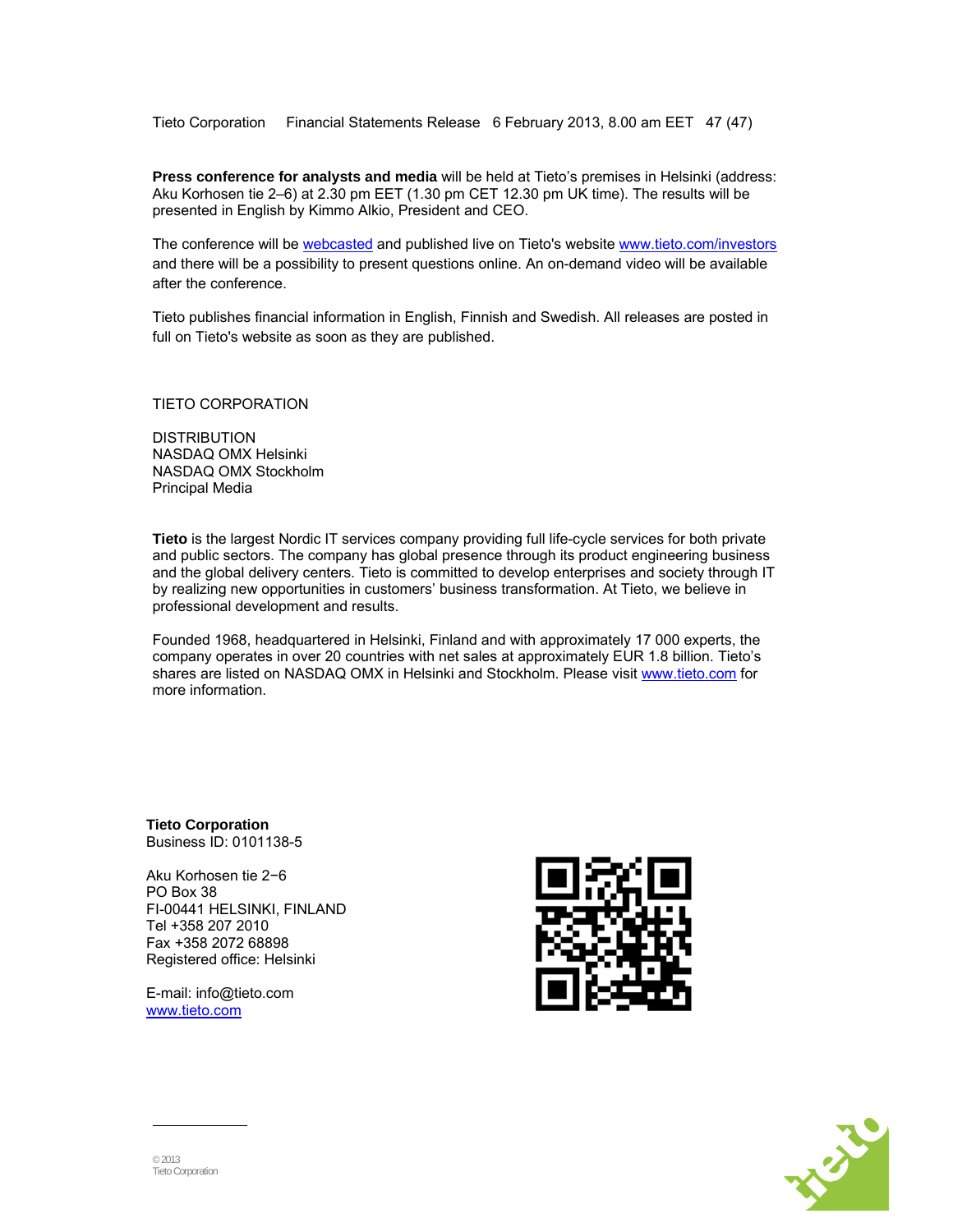**Press conference for analysts and media** will be held at Tieto's premises in Helsinki (address: Aku Korhosen tie 2–6) at 2.30 pm EET (1.30 pm CET 12.30 pm UK time). The results will be presented in English by Kimmo Alkio, President and CEO.

The conference will be webcasted and published live on Tieto's website www.tieto.com/investors and there will be a possibility to present questions online. An on-demand video will be available after the conference.

Tieto publishes financial information in English, Finnish and Swedish. All releases are posted in full on Tieto's website as soon as they are published.

TIETO CORPORATION

DISTRIBUTION
NASDAQ OMX Helsinki
NASDAQ OMX Stockholm
Principal Media

**Tieto** is the largest Nordic IT services company providing full life-cycle services for both private and public sectors. The company has global presence through its product engineering business and the global delivery centers. Tieto is committed to develop enterprises and society through IT by realizing new opportunities in customers' business transformation. At Tieto, we believe in professional development and results.

Founded 1968, headquartered in Helsinki, Finland and with approximately 17 000 experts, the company operates in over 20 countries with net sales at approximately EUR 1.8 billion. Tieto's shares are listed on NASDAQ OMX in Helsinki and Stockholm. Please visit www.tieto.com for more information.

**Tieto Corporation**
Business ID: 0101138-5

Aku Korhosen tie 2−6
PO Box 38
FI-00441 HELSINKI, FINLAND
Tel +358 207 2010
Fax +358 2072 68898
Registered office: Helsinki

E-mail: info@tieto.com
www.tieto.com

© 2013
Tieto Corporation